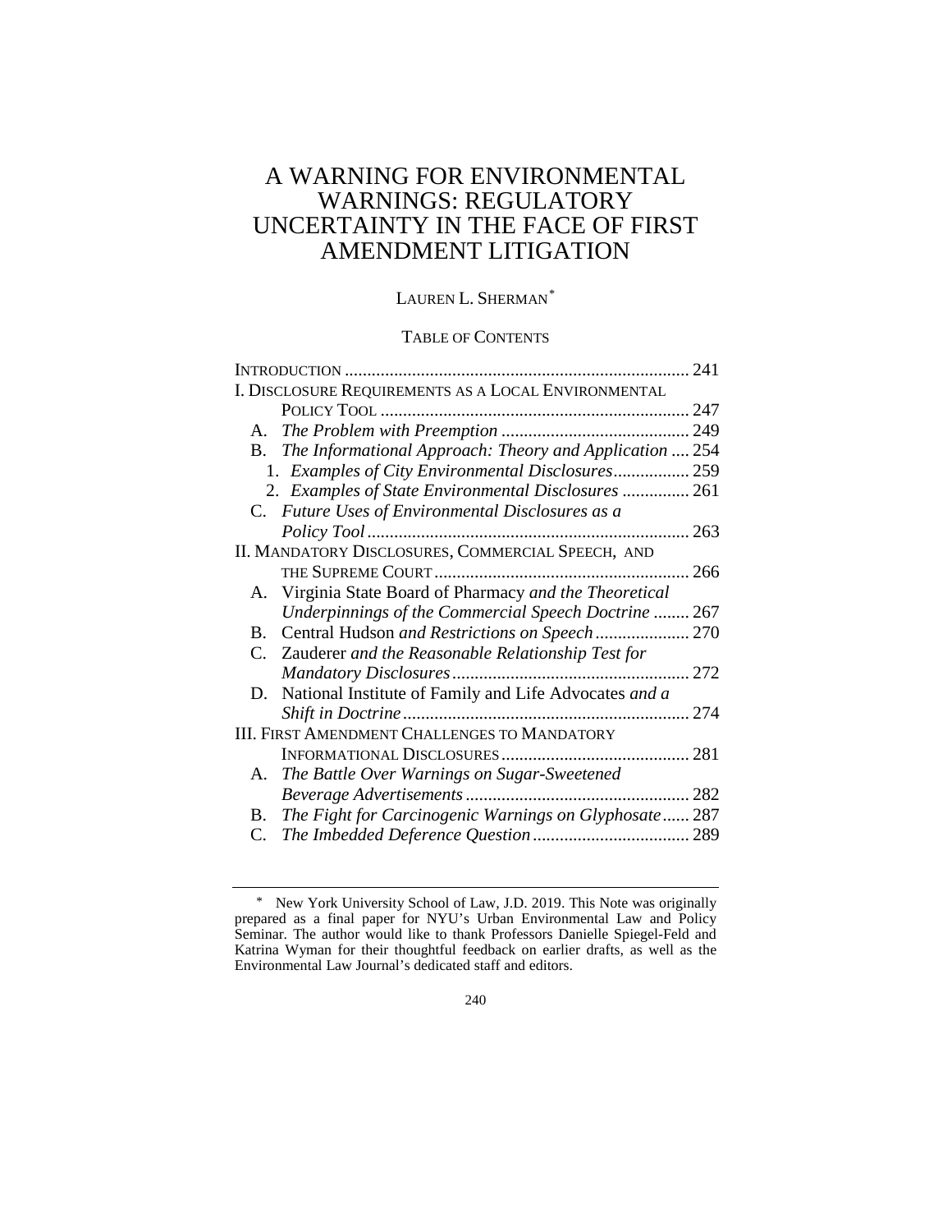# A WARNING FOR ENVIRONMENTAL WARNINGS: REGULATORY UNCERTAINTY IN THE FACE OF FIRST AMENDMENT LITIGATION

LAUREN L. SHERMAN*

TABLE OF CONTENTS

INTRODUCTION ........................................................................ 241

I. DISCLOSURE REQUIREMENTS AS A LOCAL ENVIRONMENTAL POLICY TOOL ........................................................................ 247

- A. *The Problem with Preemption* ........................................ 249
- B. *The Informational Approach: Theory and Application* .... 254
  1. *Examples of City Environmental Disclosures* ................ 259
  2. *Examples of State Environmental Disclosures* ............... 261
- C. *Future Uses of Environmental Disclosures as a Policy Tool* ........................................................................ 263

II. MANDATORY DISCLOSURES, COMMERCIAL SPEECH, AND THE SUPREME COURT ........................................................ 266

- A. Virginia State Board of Pharmacy *and the Theoretical Underpinnings of the Commercial Speech Doctrine* ........ 267
- B. Central Hudson *and Restrictions on Speech* ..................... 270
- C. Zauderer *and the Reasonable Relationship Test for Mandatory Disclosures* ........................................................ 272
- D. National Institute of Family and Life Advocates *and a Shift in Doctrine* ................................................................ 274

III. FIRST AMENDMENT CHALLENGES TO MANDATORY INFORMATIONAL DISCLOSURES ........................................... 281

- A. *The Battle Over Warnings on Sugar-Sweetened Beverage Advertisements* ................................................. 282
- B. *The Fight for Carcinogenic Warnings on Glyphosate* ...... 287
- C. *The Imbedded Deference Question* .................................. 289

---

\* New York University School of Law, J.D. 2019. This Note was originally prepared as a final paper for NYU's Urban Environmental Law and Policy Seminar. The author would like to thank Professors Danielle Spiegel-Feld and Katrina Wyman for their thoughtful feedback on earlier drafts, as well as the Environmental Law Journal's dedicated staff and editors.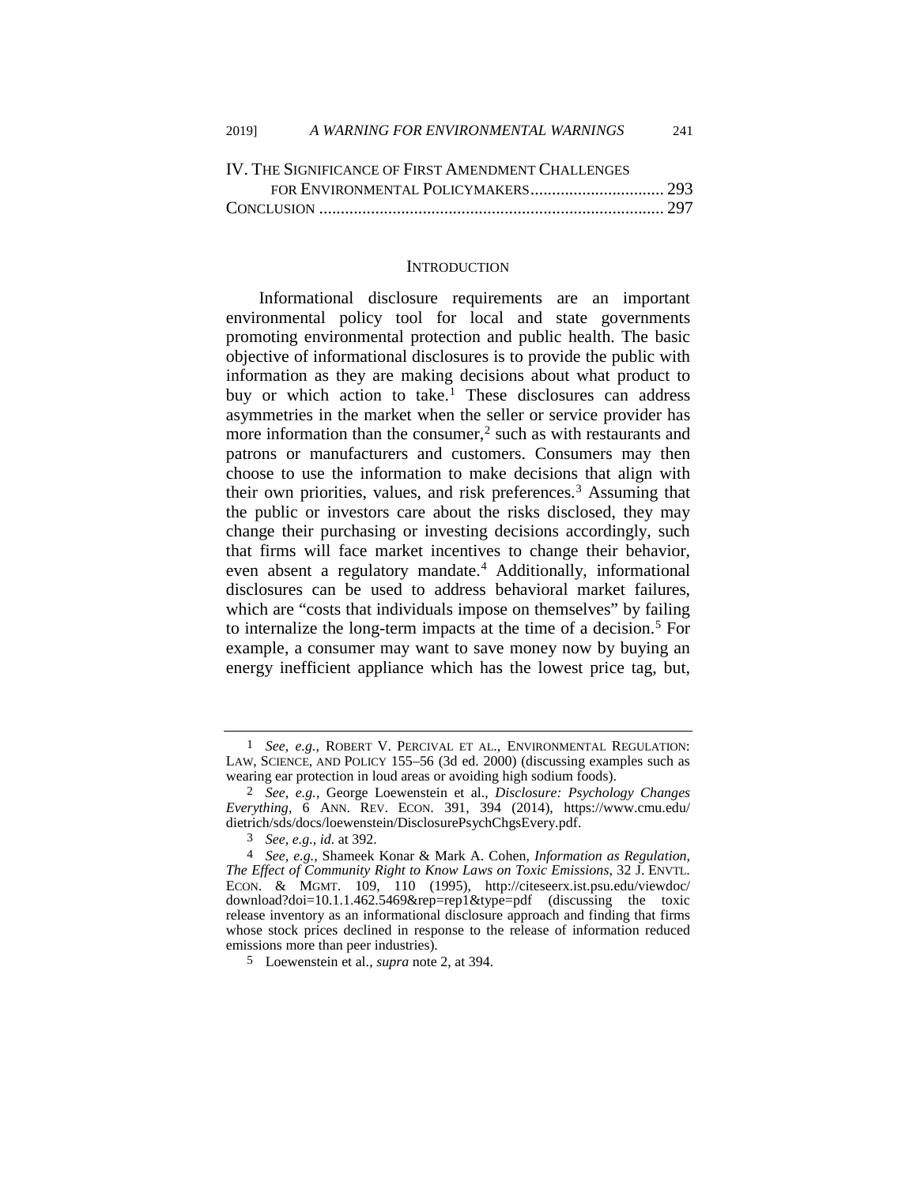IV. THE SIGNIFICANCE OF FIRST AMENDMENT CHALLENGES FOR ENVIRONMENTAL POLICYMAKERS ............................... 293

CONCLUSION ............................................................................... 297

## INTRODUCTION

Informational disclosure requirements are an important environmental policy tool for local and state governments promoting environmental protection and public health. The basic objective of informational disclosures is to provide the public with information as they are making decisions about what product to buy or which action to take.[1] These disclosures can address asymmetries in the market when the seller or service provider has more information than the consumer,[2] such as with restaurants and patrons or manufacturers and customers. Consumers may then choose to use the information to make decisions that align with their own priorities, values, and risk preferences.[3] Assuming that the public or investors care about the risks disclosed, they may change their purchasing or investing decisions accordingly, such that firms will face market incentives to change their behavior, even absent a regulatory mandate.[4] Additionally, informational disclosures can be used to address behavioral market failures, which are "costs that individuals impose on themselves" by failing to internalize the long-term impacts at the time of a decision.[5] For example, a consumer may want to save money now by buying an energy inefficient appliance which has the lowest price tag, but,

---

1 *See, e.g.*, ROBERT V. PERCIVAL ET AL., ENVIRONMENTAL REGULATION: LAW, SCIENCE, AND POLICY 155–56 (3d ed. 2000) (discussing examples such as wearing ear protection in loud areas or avoiding high sodium foods).

2 *See, e.g.*, George Loewenstein et al., *Disclosure: Psychology Changes Everything*, 6 ANN. REV. ECON. 391, 394 (2014), https://www.cmu.edu/dietrich/sds/docs/loewenstein/DisclosurePsychChgsEvery.pdf.

3 *See, e.g.*, *id*. at 392.

4 *See, e.g.*, Shameek Konar & Mark A. Cohen, *Information as Regulation, The Effect of Community Right to Know Laws on Toxic Emissions*, 32 J. ENVTL. ECON. & MGMT. 109, 110 (1995), http://citeseerx.ist.psu.edu/viewdoc/download?doi=10.1.1.462.5469&rep=rep1&type=pdf (discussing the toxic release inventory as an informational disclosure approach and finding that firms whose stock prices declined in response to the release of information reduced emissions more than peer industries).

5 Loewenstein et al., *supra* note 2, at 394.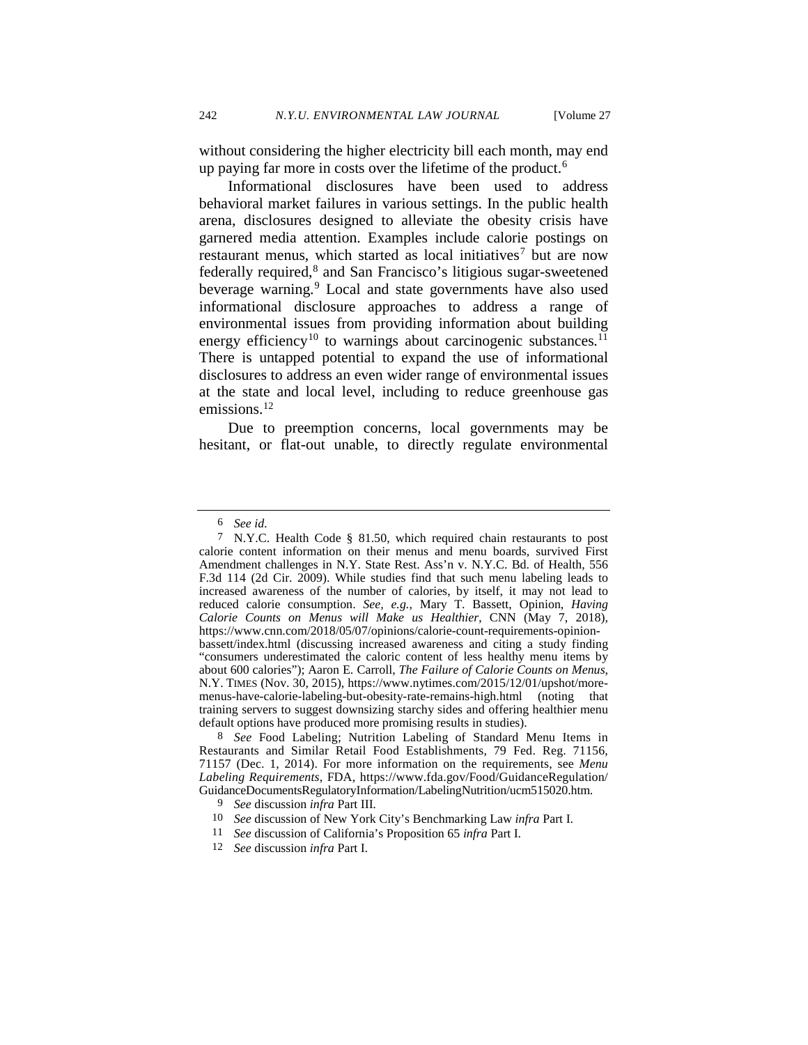without considering the higher electricity bill each month, may end up paying far more in costs over the lifetime of the product.[6]

Informational disclosures have been used to address behavioral market failures in various settings. In the public health arena, disclosures designed to alleviate the obesity crisis have garnered media attention. Examples include calorie postings on restaurant menus, which started as local initiatives[7] but are now federally required,[8] and San Francisco's litigious sugar-sweetened beverage warning.[9] Local and state governments have also used informational disclosure approaches to address a range of environmental issues from providing information about building energy efficiency[10] to warnings about carcinogenic substances.[11] There is untapped potential to expand the use of informational disclosures to address an even wider range of environmental issues at the state and local level, including to reduce greenhouse gas emissions.[12]

Due to preemption concerns, local governments may be hesitant, or flat-out unable, to directly regulate environmental

---

6 *See id.*

7 N.Y.C. Health Code § 81.50, which required chain restaurants to post calorie content information on their menus and menu boards, survived First Amendment challenges in N.Y. State Rest. Ass'n v. N.Y.C. Bd. of Health, 556 F.3d 114 (2d Cir. 2009). While studies find that such menu labeling leads to increased awareness of the number of calories, by itself, it may not lead to reduced calorie consumption. *See, e.g.*, Mary T. Bassett, Opinion, *Having Calorie Counts on Menus will Make us Healthier*, CNN (May 7, 2018), https://www.cnn.com/2018/05/07/opinions/calorie-count-requirements-opinion-bassett/index.html (discussing increased awareness and citing a study finding "consumers underestimated the caloric content of less healthy menu items by about 600 calories"); Aaron E. Carroll, *The Failure of Calorie Counts on Menus*, N.Y. TIMES (Nov. 30, 2015), https://www.nytimes.com/2015/12/01/upshot/more-menus-have-calorie-labeling-but-obesity-rate-remains-high.html (noting that training servers to suggest downsizing starchy sides and offering healthier menu default options have produced more promising results in studies).

8 *See* Food Labeling; Nutrition Labeling of Standard Menu Items in Restaurants and Similar Retail Food Establishments, 79 Fed. Reg. 71156, 71157 (Dec. 1, 2014). For more information on the requirements, see *Menu Labeling Requirements*, FDA, https://www.fda.gov/Food/GuidanceRegulation/GuidanceDocumentsRegulatoryInformation/LabelingNutrition/ucm515020.htm.

9 *See* discussion *infra* Part III.

10 *See* discussion of New York City's Benchmarking Law *infra* Part I.

11 *See* discussion of California's Proposition 65 *infra* Part I.

12 *See* discussion *infra* Part I.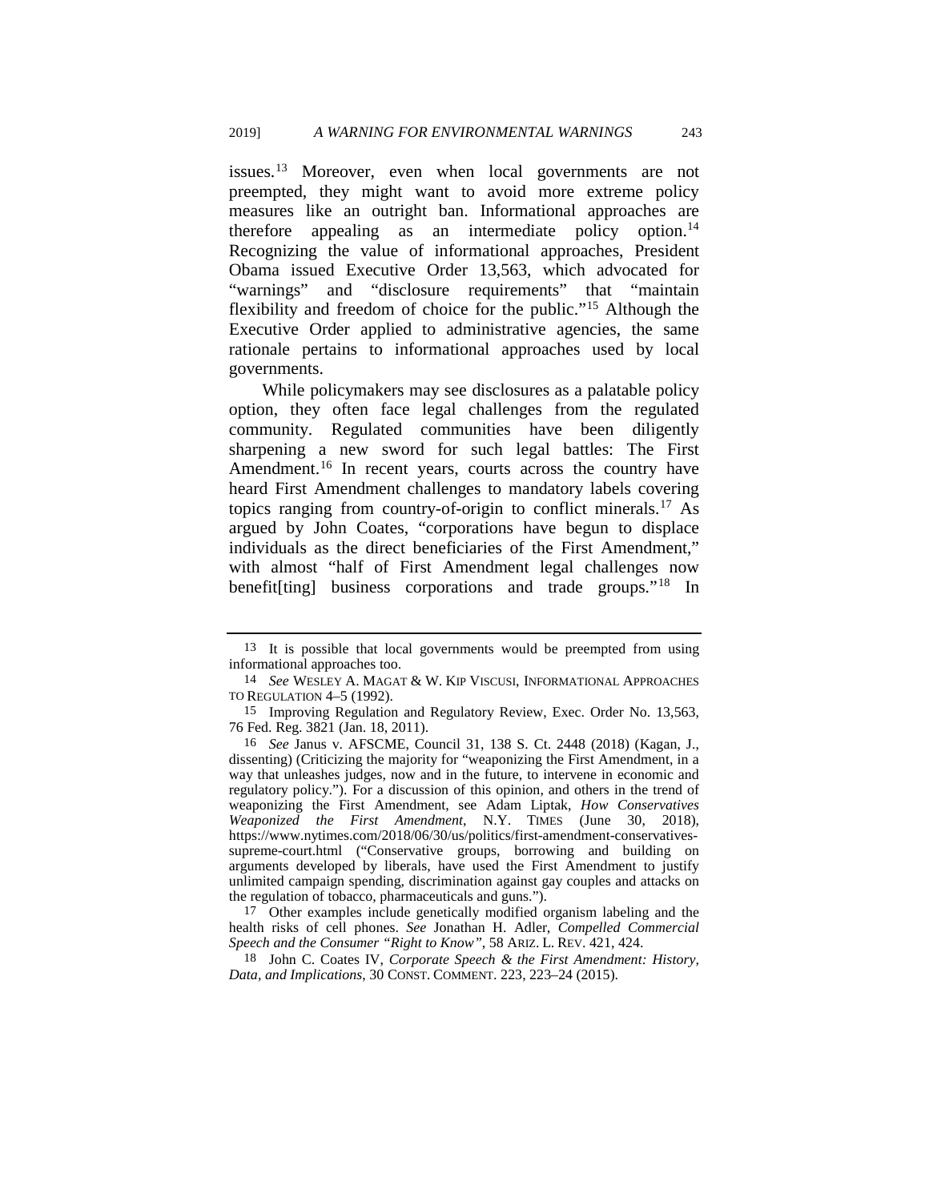issues.[13] Moreover, even when local governments are not preempted, they might want to avoid more extreme policy measures like an outright ban. Informational approaches are therefore appealing as an intermediate policy option.[14] Recognizing the value of informational approaches, President Obama issued Executive Order 13,563, which advocated for "warnings" and "disclosure requirements" that "maintain flexibility and freedom of choice for the public."[15] Although the Executive Order applied to administrative agencies, the same rationale pertains to informational approaches used by local governments.

While policymakers may see disclosures as a palatable policy option, they often face legal challenges from the regulated community. Regulated communities have been diligently sharpening a new sword for such legal battles: The First Amendment.[16] In recent years, courts across the country have heard First Amendment challenges to mandatory labels covering topics ranging from country-of-origin to conflict minerals.[17] As argued by John Coates, "corporations have begun to displace individuals as the direct beneficiaries of the First Amendment," with almost "half of First Amendment legal challenges now benefit[ting] business corporations and trade groups."[18] In

---

13 It is possible that local governments would be preempted from using informational approaches too.

14 *See* WESLEY A. MAGAT & W. KIP VISCUSI, INFORMATIONAL APPROACHES TO REGULATION 4–5 (1992).

15 Improving Regulation and Regulatory Review, Exec. Order No. 13,563, 76 Fed. Reg. 3821 (Jan. 18, 2011).

16 *See* Janus v. AFSCME, Council 31, 138 S. Ct. 2448 (2018) (Kagan, J., dissenting) (Criticizing the majority for "weaponizing the First Amendment, in a way that unleashes judges, now and in the future, to intervene in economic and regulatory policy."). For a discussion of this opinion, and others in the trend of weaponizing the First Amendment, see Adam Liptak, *How Conservatives Weaponized the First Amendment*, N.Y. TIMES (June 30, 2018), https://www.nytimes.com/2018/06/30/us/politics/first-amendment-conservatives-supreme-court.html ("Conservative groups, borrowing and building on arguments developed by liberals, have used the First Amendment to justify unlimited campaign spending, discrimination against gay couples and attacks on the regulation of tobacco, pharmaceuticals and guns.").

17 Other examples include genetically modified organism labeling and the health risks of cell phones. *See* Jonathan H. Adler, *Compelled Commercial Speech and the Consumer "Right to Know"*, 58 ARIZ. L. REV. 421, 424.

18 John C. Coates IV, *Corporate Speech & the First Amendment: History, Data, and Implications*, 30 CONST. COMMENT. 223, 223–24 (2015).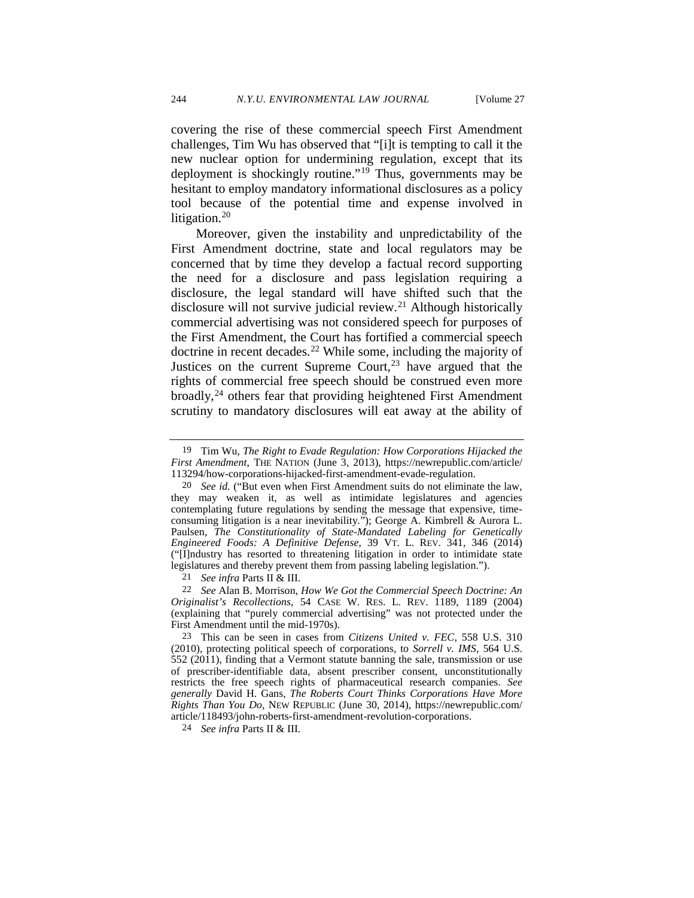covering the rise of these commercial speech First Amendment challenges, Tim Wu has observed that "[i]t is tempting to call it the new nuclear option for undermining regulation, except that its deployment is shockingly routine."[19] Thus, governments may be hesitant to employ mandatory informational disclosures as a policy tool because of the potential time and expense involved in litigation.[20]

Moreover, given the instability and unpredictability of the First Amendment doctrine, state and local regulators may be concerned that by time they develop a factual record supporting the need for a disclosure and pass legislation requiring a disclosure, the legal standard will have shifted such that the disclosure will not survive judicial review.[21] Although historically commercial advertising was not considered speech for purposes of the First Amendment, the Court has fortified a commercial speech doctrine in recent decades.[22] While some, including the majority of Justices on the current Supreme Court,[23] have argued that the rights of commercial free speech should be construed even more broadly,[24] others fear that providing heightened First Amendment scrutiny to mandatory disclosures will eat away at the ability of

---

19 Tim Wu, *The Right to Evade Regulation: How Corporations Hijacked the First Amendment*, THE NATION (June 3, 2013), https://newrepublic.com/article/113294/how-corporations-hijacked-first-amendment-evade-regulation.

20 *See id.* ("But even when First Amendment suits do not eliminate the law, they may weaken it, as well as intimidate legislatures and agencies contemplating future regulations by sending the message that expensive, time-consuming litigation is a near inevitability."); George A. Kimbrell & Aurora L. Paulsen, *The Constitutionality of State-Mandated Labeling for Genetically Engineered Foods: A Definitive Defense*, 39 VT. L. REV. 341, 346 (2014) ("[I]ndustry has resorted to threatening litigation in order to intimidate state legislatures and thereby prevent them from passing labeling legislation.").

21 *See infra* Parts II & III.

22 *See* Alan B. Morrison, *How We Got the Commercial Speech Doctrine: An Originalist's Recollections*, 54 CASE W. RES. L. REV. 1189, 1189 (2004) (explaining that "purely commercial advertising" was not protected under the First Amendment until the mid-1970s).

23 This can be seen in cases from *Citizens United v. FEC*, 558 U.S. 310 (2010), protecting political speech of corporations, to *Sorrell v. IMS*, 564 U.S. 552 (2011), finding that a Vermont statute banning the sale, transmission or use of prescriber-identifiable data, absent prescriber consent, unconstitutionally restricts the free speech rights of pharmaceutical research companies. *See generally* David H. Gans, *The Roberts Court Thinks Corporations Have More Rights Than You Do*, NEW REPUBLIC (June 30, 2014), https://newrepublic.com/article/118493/john-roberts-first-amendment-revolution-corporations.

24 *See infra* Parts II & III.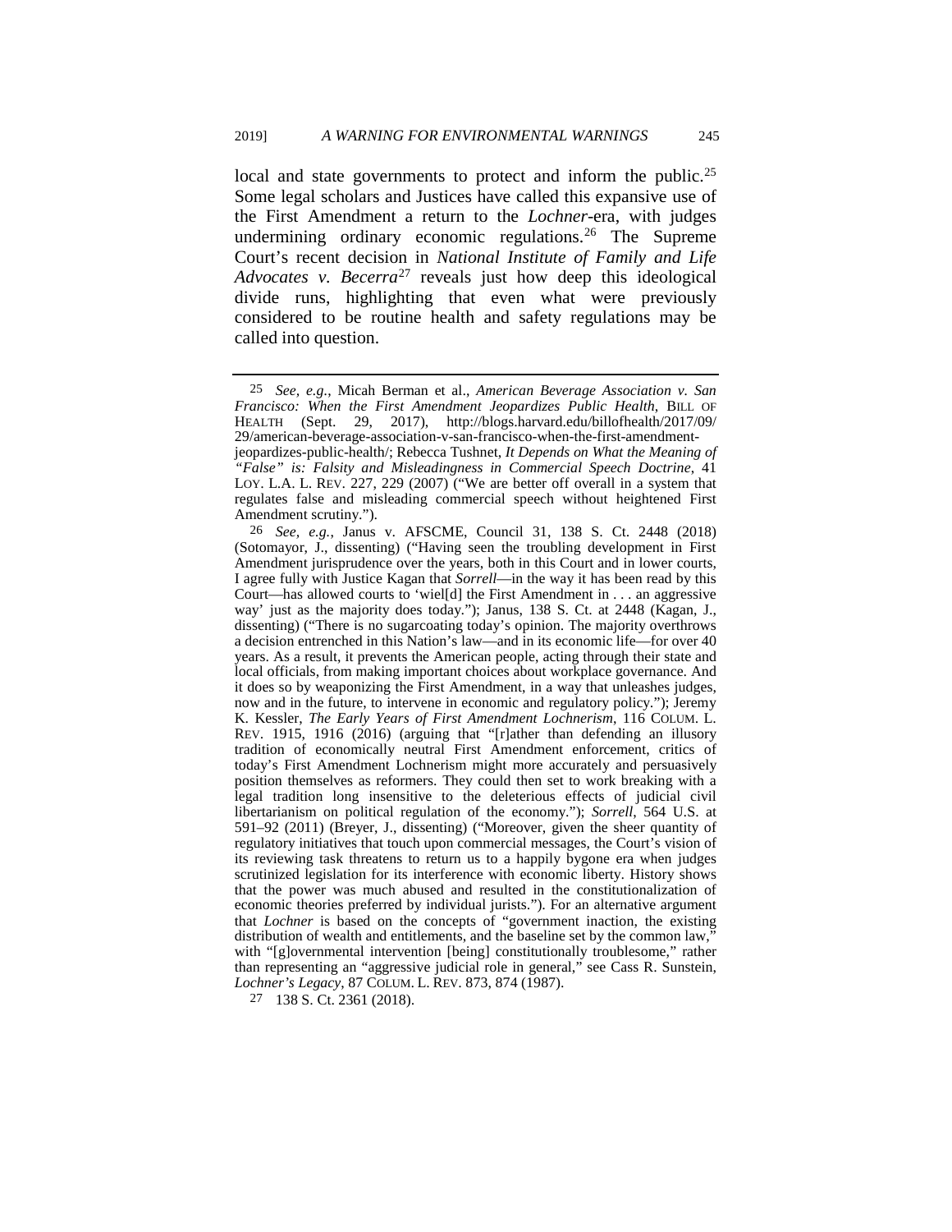local and state governments to protect and inform the public.[25] Some legal scholars and Justices have called this expansive use of the First Amendment a return to the *Lochner*-era, with judges undermining ordinary economic regulations.[26] The Supreme Court's recent decision in *National Institute of Family and Life Advocates v. Becerra*[27] reveals just how deep this ideological divide runs, highlighting that even what were previously considered to be routine health and safety regulations may be called into question.

---

25 *See, e.g.*, Micah Berman et al., *American Beverage Association v. San Francisco: When the First Amendment Jeopardizes Public Health*, BILL OF HEALTH (Sept. 29, 2017), http://blogs.harvard.edu/billofhealth/2017/09/29/american-beverage-association-v-san-francisco-when-the-first-amendment-jeopardizes-public-health/; Rebecca Tushnet, *It Depends on What the Meaning of "False" is: Falsity and Misleadingness in Commercial Speech Doctrine*, 41 LOY. L.A. L. REV. 227, 229 (2007) ("We are better off overall in a system that regulates false and misleading commercial speech without heightened First Amendment scrutiny.").

26 *See, e.g.*, Janus v. AFSCME, Council 31, 138 S. Ct. 2448 (2018) (Sotomayor, J., dissenting) ("Having seen the troubling development in First Amendment jurisprudence over the years, both in this Court and in lower courts, I agree fully with Justice Kagan that *Sorrell*—in the way it has been read by this Court—has allowed courts to 'wiel[d] the First Amendment in . . . an aggressive way' just as the majority does today."); Janus, 138 S. Ct. at 2448 (Kagan, J., dissenting) ("There is no sugarcoating today's opinion. The majority overthrows a decision entrenched in this Nation's law—and in its economic life—for over 40 years. As a result, it prevents the American people, acting through their state and local officials, from making important choices about workplace governance. And it does so by weaponizing the First Amendment, in a way that unleashes judges, now and in the future, to intervene in economic and regulatory policy."); Jeremy K. Kessler, *The Early Years of First Amendment Lochnerism*, 116 COLUM. L. REV. 1915, 1916 (2016) (arguing that "[r]ather than defending an illusory tradition of economically neutral First Amendment enforcement, critics of today's First Amendment Lochnerism might more accurately and persuasively position themselves as reformers. They could then set to work breaking with a legal tradition long insensitive to the deleterious effects of judicial civil libertarianism on political regulation of the economy."); *Sorrell*, 564 U.S. at 591–92 (2011) (Breyer, J., dissenting) ("Moreover, given the sheer quantity of regulatory initiatives that touch upon commercial messages, the Court's vision of its reviewing task threatens to return us to a happily bygone era when judges scrutinized legislation for its interference with economic liberty. History shows that the power was much abused and resulted in the constitutionalization of economic theories preferred by individual jurists."). For an alternative argument that *Lochner* is based on the concepts of "government inaction, the existing distribution of wealth and entitlements, and the baseline set by the common law," with "[g]overnmental intervention [being] constitutionally troublesome," rather than representing an "aggressive judicial role in general," see Cass R. Sunstein, *Lochner's Legacy*, 87 COLUM. L. REV. 873, 874 (1987).

27 138 S. Ct. 2361 (2018).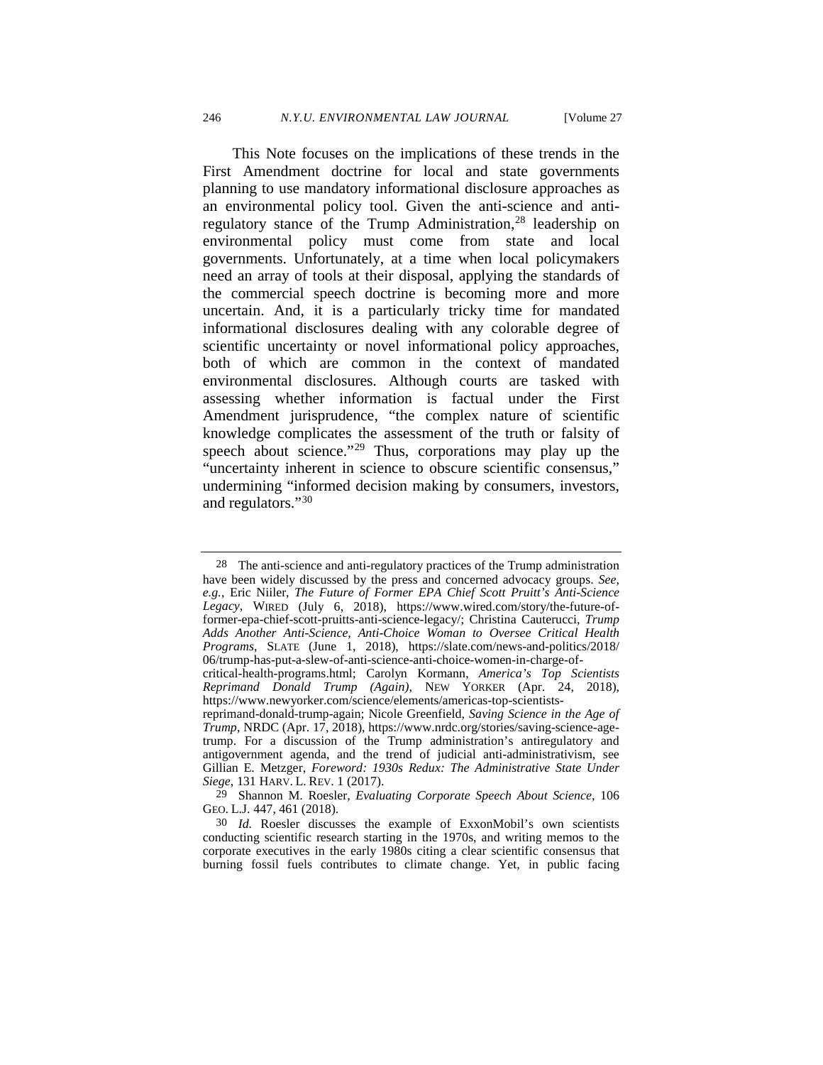This Note focuses on the implications of these trends in the First Amendment doctrine for local and state governments planning to use mandatory informational disclosure approaches as an environmental policy tool. Given the anti-science and anti-regulatory stance of the Trump Administration,[28] leadership on environmental policy must come from state and local governments. Unfortunately, at a time when local policymakers need an array of tools at their disposal, applying the standards of the commercial speech doctrine is becoming more and more uncertain. And, it is a particularly tricky time for mandated informational disclosures dealing with any colorable degree of scientific uncertainty or novel informational policy approaches, both of which are common in the context of mandated environmental disclosures. Although courts are tasked with assessing whether information is factual under the First Amendment jurisprudence, "the complex nature of scientific knowledge complicates the assessment of the truth or falsity of speech about science."[29] Thus, corporations may play up the "uncertainty inherent in science to obscure scientific consensus," undermining "informed decision making by consumers, investors, and regulators."[30]

---

[28] The anti-science and anti-regulatory practices of the Trump administration have been widely discussed by the press and concerned advocacy groups. *See, e.g.*, Eric Niiler, *The Future of Former EPA Chief Scott Pruitt's Anti-Science Legacy*, WIRED (July 6, 2018), https://www.wired.com/story/the-future-of-former-epa-chief-scott-pruitts-anti-science-legacy/; Christina Cauterucci, *Trump Adds Another Anti-Science, Anti-Choice Woman to Oversee Critical Health Programs*, SLATE (June 1, 2018), https://slate.com/news-and-politics/2018/06/trump-has-put-a-slew-of-anti-science-anti-choice-women-in-charge-of-critical-health-programs.html; Carolyn Kormann, *America's Top Scientists Reprimand Donald Trump (Again)*, NEW YORKER (Apr. 24, 2018), https://www.newyorker.com/science/elements/americas-top-scientists-reprimand-donald-trump-again; Nicole Greenfield, *Saving Science in the Age of Trump*, NRDC (Apr. 17, 2018), https://www.nrdc.org/stories/saving-science-age-trump. For a discussion of the Trump administration's antiregulatory and antigovernment agenda, and the trend of judicial anti-administrativism, see Gillian E. Metzger, *Foreword: 1930s Redux: The Administrative State Under Siege*, 131 HARV. L. REV. 1 (2017).

[29] Shannon M. Roesler, *Evaluating Corporate Speech About Science*, 106 GEO. L.J. 447, 461 (2018).

[30] *Id.* Roesler discusses the example of ExxonMobil's own scientists conducting scientific research starting in the 1970s, and writing memos to the corporate executives in the early 1980s citing a clear scientific consensus that burning fossil fuels contributes to climate change. Yet, in public facing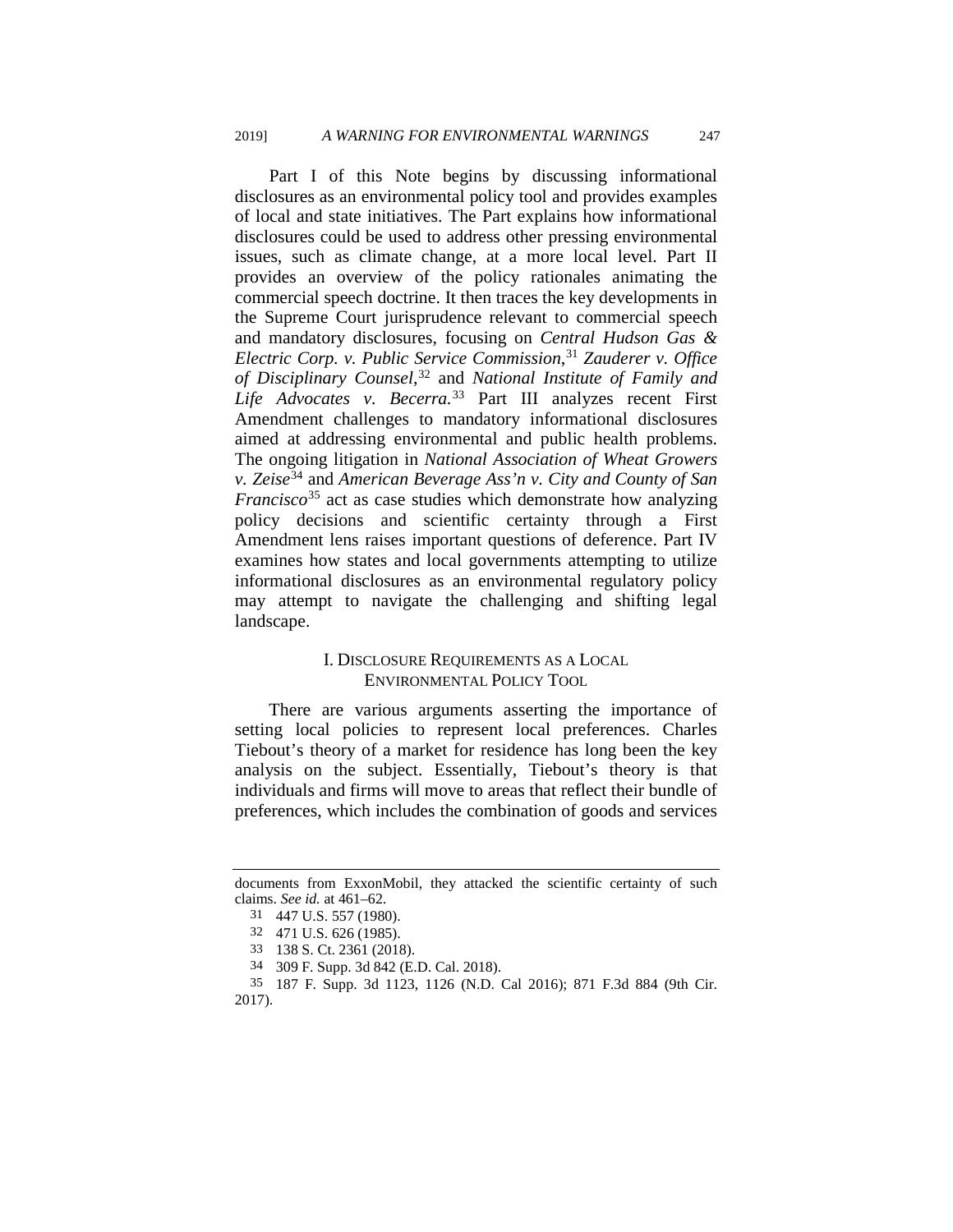Part I of this Note begins by discussing informational disclosures as an environmental policy tool and provides examples of local and state initiatives. The Part explains how informational disclosures could be used to address other pressing environmental issues, such as climate change, at a more local level. Part II provides an overview of the policy rationales animating the commercial speech doctrine. It then traces the key developments in the Supreme Court jurisprudence relevant to commercial speech and mandatory disclosures, focusing on *Central Hudson Gas & Electric Corp. v. Public Service Commission*,[31] *Zauderer v. Office of Disciplinary Counsel*,[32] and *National Institute of Family and Life Advocates v. Becerra.*[33] Part III analyzes recent First Amendment challenges to mandatory informational disclosures aimed at addressing environmental and public health problems. The ongoing litigation in *National Association of Wheat Growers v. Zeise*[34] and *American Beverage Ass'n v. City and County of San Francisco*[35] act as case studies which demonstrate how analyzing policy decisions and scientific certainty through a First Amendment lens raises important questions of deference. Part IV examines how states and local governments attempting to utilize informational disclosures as an environmental regulatory policy may attempt to navigate the challenging and shifting legal landscape.

## I. DISCLOSURE REQUIREMENTS AS A LOCAL ENVIRONMENTAL POLICY TOOL

There are various arguments asserting the importance of setting local policies to represent local preferences. Charles Tiebout's theory of a market for residence has long been the key analysis on the subject. Essentially, Tiebout's theory is that individuals and firms will move to areas that reflect their bundle of preferences, which includes the combination of goods and services

---

documents from ExxonMobil, they attacked the scientific certainty of such claims. *See id.* at 461–62.

31 447 U.S. 557 (1980).

32 471 U.S. 626 (1985).

33 138 S. Ct. 2361 (2018).

34 309 F. Supp. 3d 842 (E.D. Cal. 2018).

35 187 F. Supp. 3d 1123, 1126 (N.D. Cal 2016); 871 F.3d 884 (9th Cir. 2017).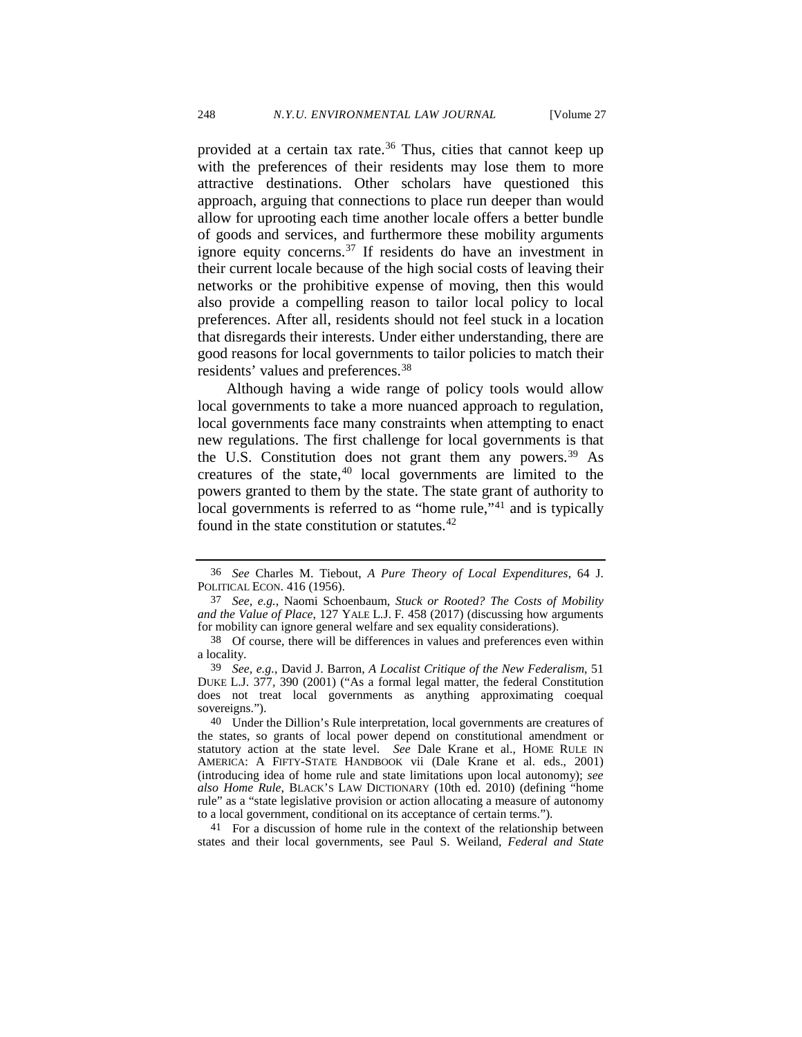provided at a certain tax rate.[36] Thus, cities that cannot keep up with the preferences of their residents may lose them to more attractive destinations. Other scholars have questioned this approach, arguing that connections to place run deeper than would allow for uprooting each time another locale offers a better bundle of goods and services, and furthermore these mobility arguments ignore equity concerns.[37] If residents do have an investment in their current locale because of the high social costs of leaving their networks or the prohibitive expense of moving, then this would also provide a compelling reason to tailor local policy to local preferences. After all, residents should not feel stuck in a location that disregards their interests. Under either understanding, there are good reasons for local governments to tailor policies to match their residents' values and preferences.[38]

Although having a wide range of policy tools would allow local governments to take a more nuanced approach to regulation, local governments face many constraints when attempting to enact new regulations. The first challenge for local governments is that the U.S. Constitution does not grant them any powers.[39] As creatures of the state,[40] local governments are limited to the powers granted to them by the state. The state grant of authority to local governments is referred to as "home rule,"[41] and is typically found in the state constitution or statutes.[42]

---

36 *See* Charles M. Tiebout, *A Pure Theory of Local Expenditures*, 64 J. POLITICAL ECON. 416 (1956).

37 *See, e.g.*, Naomi Schoenbaum, *Stuck or Rooted? The Costs of Mobility and the Value of Place*, 127 YALE L.J. F. 458 (2017) (discussing how arguments for mobility can ignore general welfare and sex equality considerations).

38 Of course, there will be differences in values and preferences even within a locality.

39 *See, e.g.*, David J. Barron, *A Localist Critique of the New Federalism*, 51 DUKE L.J. 377, 390 (2001) ("As a formal legal matter, the federal Constitution does not treat local governments as anything approximating coequal sovereigns.").

40 Under the Dillion's Rule interpretation, local governments are creatures of the states, so grants of local power depend on constitutional amendment or statutory action at the state level. *See* Dale Krane et al., HOME RULE IN AMERICA: A FIFTY-STATE HANDBOOK vii (Dale Krane et al. eds., 2001) (introducing idea of home rule and state limitations upon local autonomy); *see also Home Rule*, BLACK'S LAW DICTIONARY (10th ed. 2010) (defining "home rule" as a "state legislative provision or action allocating a measure of autonomy to a local government, conditional on its acceptance of certain terms.").

41 For a discussion of home rule in the context of the relationship between states and their local governments, see Paul S. Weiland, *Federal and State*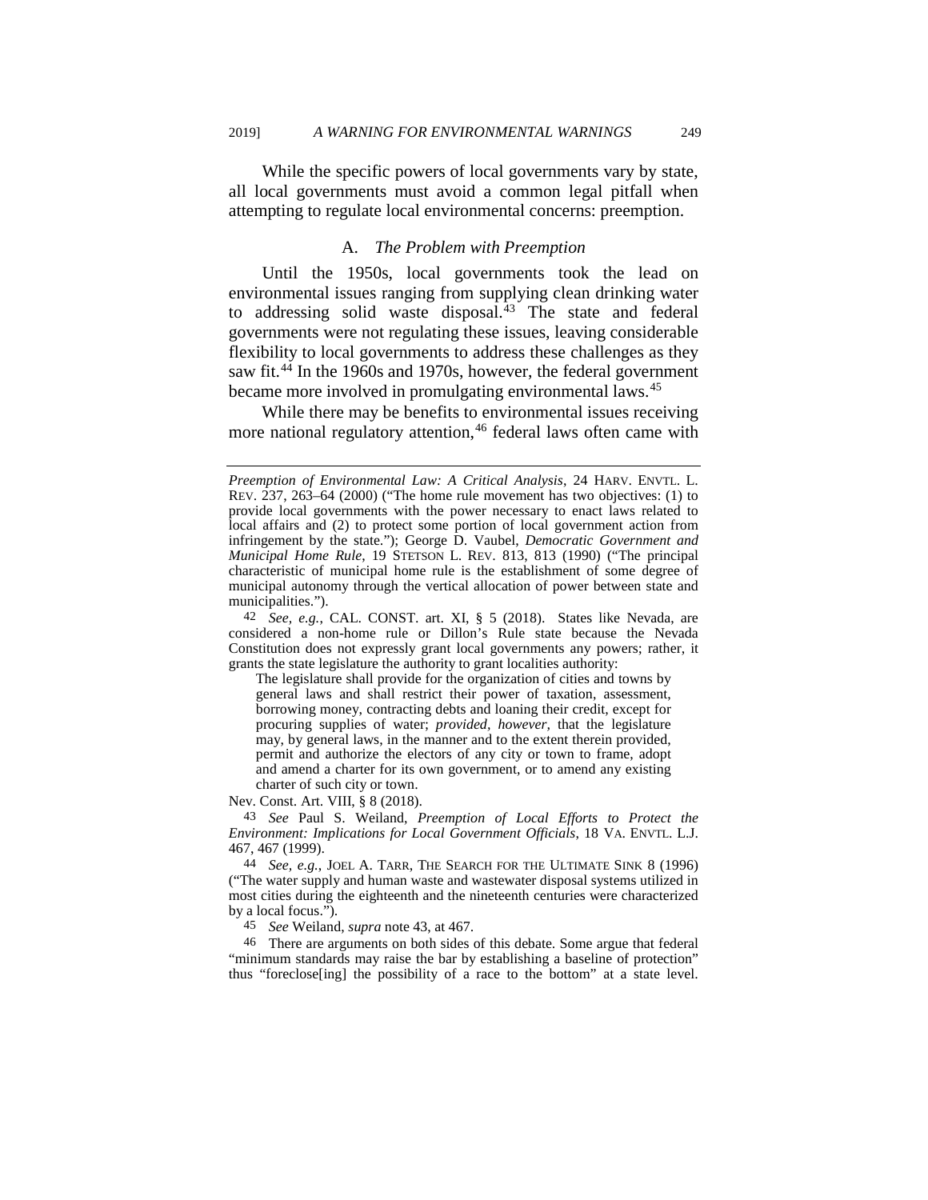While the specific powers of local governments vary by state, all local governments must avoid a common legal pitfall when attempting to regulate local environmental concerns: preemption.

### A. *The Problem with Preemption*

Until the 1950s, local governments took the lead on environmental issues ranging from supplying clean drinking water to addressing solid waste disposal.[43] The state and federal governments were not regulating these issues, leaving considerable flexibility to local governments to address these challenges as they saw fit.[44] In the 1960s and 1970s, however, the federal government became more involved in promulgating environmental laws.[45]

While there may be benefits to environmental issues receiving more national regulatory attention,[46] federal laws often came with

---

*Preemption of Environmental Law: A Critical Analysis*, 24 HARV. ENVTL. L. REV. 237, 263–64 (2000) ("The home rule movement has two objectives: (1) to provide local governments with the power necessary to enact laws related to local affairs and (2) to protect some portion of local government action from infringement by the state."); George D. Vaubel, *Democratic Government and Municipal Home Rule*, 19 STETSON L. REV. 813, 813 (1990) ("The principal characteristic of municipal home rule is the establishment of some degree of municipal autonomy through the vertical allocation of power between state and municipalities.").

42 *See, e.g.*, CAL. CONST. art. XI, § 5 (2018). States like Nevada, are considered a non-home rule or Dillon's Rule state because the Nevada Constitution does not expressly grant local governments any powers; rather, it grants the state legislature the authority to grant localities authority:

> The legislature shall provide for the organization of cities and towns by general laws and shall restrict their power of taxation, assessment, borrowing money, contracting debts and loaning their credit, except for procuring supplies of water; *provided, however*, that the legislature may, by general laws, in the manner and to the extent therein provided, permit and authorize the electors of any city or town to frame, adopt and amend a charter for its own government, or to amend any existing charter of such city or town.

Nev. Const. Art. VIII, § 8 (2018).

43 *See* Paul S. Weiland, *Preemption of Local Efforts to Protect the Environment: Implications for Local Government Officials*, 18 VA. ENVTL. L.J. 467, 467 (1999).

44 *See, e.g.*, JOEL A. TARR, THE SEARCH FOR THE ULTIMATE SINK 8 (1996) ("The water supply and human waste and wastewater disposal systems utilized in most cities during the eighteenth and the nineteenth centuries were characterized by a local focus.").

45 *See* Weiland, *supra* note 43, at 467.

46 There are arguments on both sides of this debate. Some argue that federal "minimum standards may raise the bar by establishing a baseline of protection" thus "foreclose[ing] the possibility of a race to the bottom" at a state level.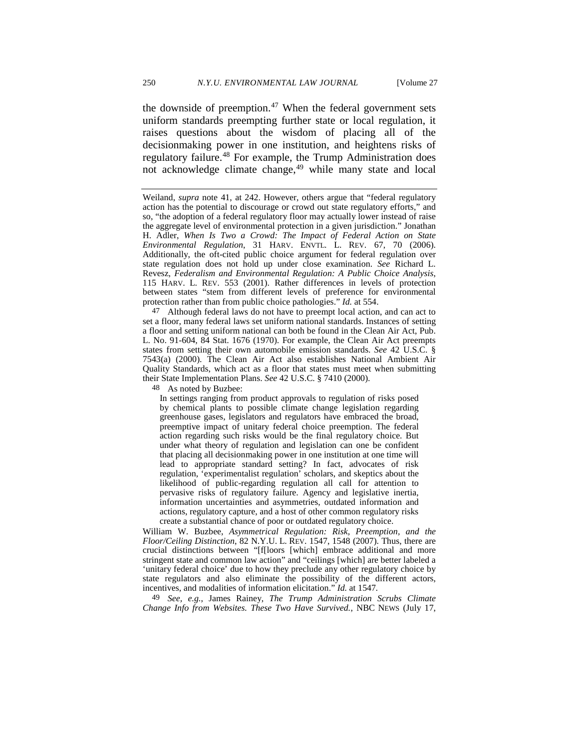the downside of preemption.[47] When the federal government sets uniform standards preempting further state or local regulation, it raises questions about the wisdom of placing all of the decisionmaking power in one institution, and heightens risks of regulatory failure.[48] For example, the Trump Administration does not acknowledge climate change,[49] while many state and local

---

Weiland, *supra* note 41, at 242. However, others argue that "federal regulatory action has the potential to discourage or crowd out state regulatory efforts," and so, "the adoption of a federal regulatory floor may actually lower instead of raise the aggregate level of environmental protection in a given jurisdiction." Jonathan H. Adler, *When Is Two a Crowd: The Impact of Federal Action on State Environmental Regulation*, 31 HARV. ENVTL. L. REV. 67, 70 (2006). Additionally, the oft-cited public choice argument for federal regulation over state regulation does not hold up under close examination. *See* Richard L. Revesz, *Federalism and Environmental Regulation: A Public Choice Analysis*, 115 HARV. L. REV. 553 (2001). Rather differences in levels of protection between states "stem from different levels of preference for environmental protection rather than from public choice pathologies." *Id.* at 554.

47 Although federal laws do not have to preempt local action, and can act to set a floor, many federal laws set uniform national standards. Instances of setting a floor and setting uniform national can both be found in the Clean Air Act, Pub. L. No. 91-604, 84 Stat. 1676 (1970). For example, the Clean Air Act preempts states from setting their own automobile emission standards. *See* 42 U.S.C. § 7543(a) (2000). The Clean Air Act also establishes National Ambient Air Quality Standards, which act as a floor that states must meet when submitting their State Implementation Plans. *See* 42 U.S.C. § 7410 (2000).

48 As noted by Buzbee:

> In settings ranging from product approvals to regulation of risks posed by chemical plants to possible climate change legislation regarding greenhouse gases, legislators and regulators have embraced the broad, preemptive impact of unitary federal choice preemption. The federal action regarding such risks would be the final regulatory choice. But under what theory of regulation and legislation can one be confident that placing all decisionmaking power in one institution at one time will lead to appropriate standard setting? In fact, advocates of risk regulation, 'experimentalist regulation' scholars, and skeptics about the likelihood of public-regarding regulation all call for attention to pervasive risks of regulatory failure. Agency and legislative inertia, information uncertainties and asymmetries, outdated information and actions, regulatory capture, and a host of other common regulatory risks create a substantial chance of poor or outdated regulatory choice.

William W. Buzbee, *Asymmetrical Regulation: Risk, Preemption, and the Floor/Ceiling Distinction*, 82 N.Y.U. L. REV. 1547, 1548 (2007). Thus, there are crucial distinctions between "f[loors [which] embrace additional and more stringent state and common law action" and "ceilings [which] are better labeled a 'unitary federal choice' due to how they preclude any other regulatory choice by state regulators and also eliminate the possibility of the different actors, incentives, and modalities of information elicitation." *Id.* at 1547.

49 *See, e.g.*, James Rainey, *The Trump Administration Scrubs Climate Change Info from Websites. These Two Have Survived.*, NBC NEWS (July 17,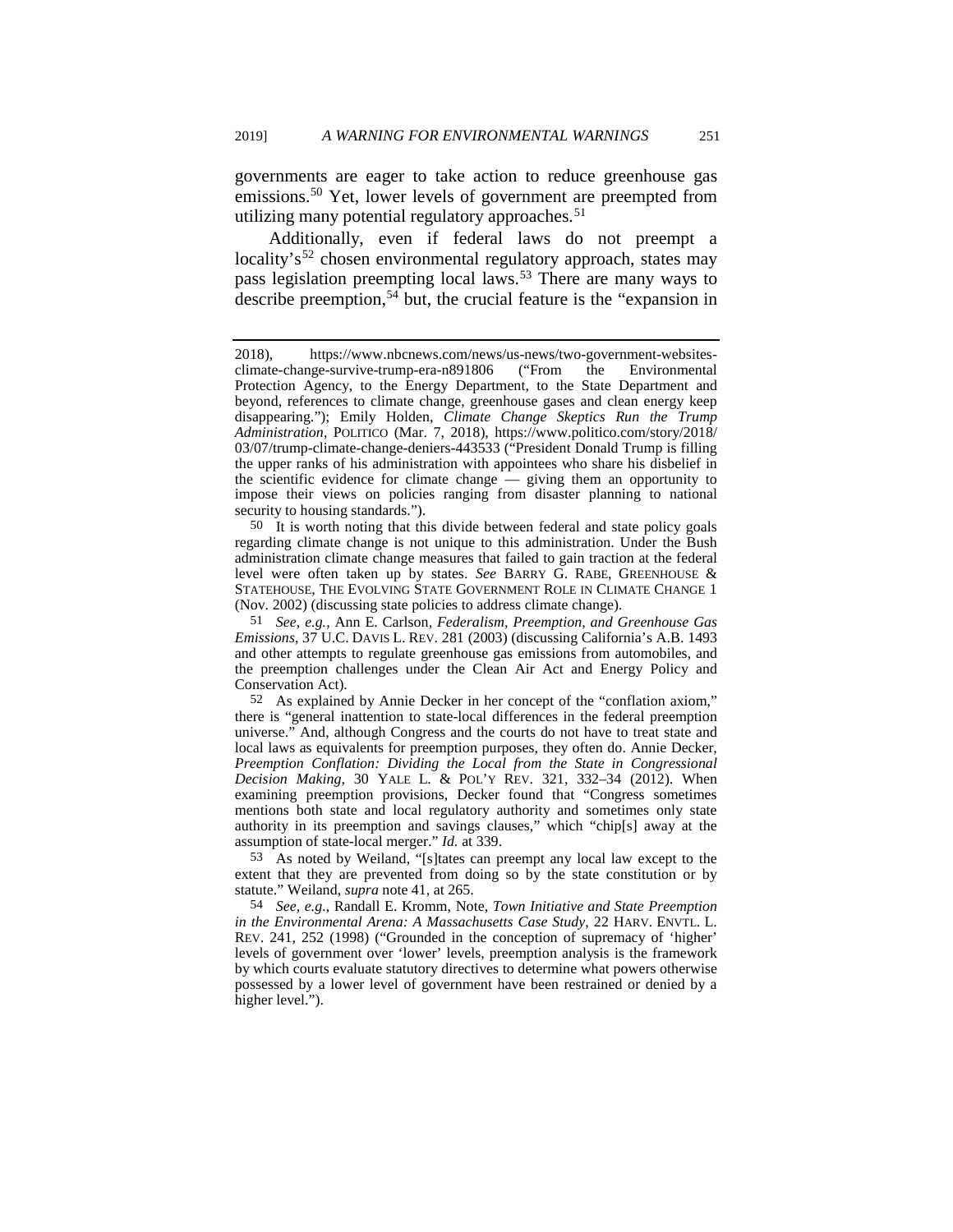governments are eager to take action to reduce greenhouse gas emissions.[50] Yet, lower levels of government are preempted from utilizing many potential regulatory approaches.[51]

Additionally, even if federal laws do not preempt a locality's[52] chosen environmental regulatory approach, states may pass legislation preempting local laws.[53] There are many ways to describe preemption,[54] but, the crucial feature is the "expansion in

---

2018), https://www.nbcnews.com/news/us-news/two-government-websites-climate-change-survive-trump-era-n891806 ("From the Environmental Protection Agency, to the Energy Department, to the State Department and beyond, references to climate change, greenhouse gases and clean energy keep disappearing."); Emily Holden, *Climate Change Skeptics Run the Trump Administration*, POLITICO (Mar. 7, 2018), https://www.politico.com/story/2018/03/07/trump-climate-change-deniers-443533 ("President Donald Trump is filling the upper ranks of his administration with appointees who share his disbelief in the scientific evidence for climate change — giving them an opportunity to impose their views on policies ranging from disaster planning to national security to housing standards.").

50 It is worth noting that this divide between federal and state policy goals regarding climate change is not unique to this administration. Under the Bush administration climate change measures that failed to gain traction at the federal level were often taken up by states. *See* BARRY G. RABE, GREENHOUSE & STATEHOUSE, THE EVOLVING STATE GOVERNMENT ROLE IN CLIMATE CHANGE 1 (Nov. 2002) (discussing state policies to address climate change).

51 *See, e.g.*, Ann E. Carlson, *Federalism, Preemption, and Greenhouse Gas Emissions*, 37 U.C. DAVIS L. REV. 281 (2003) (discussing California's A.B. 1493 and other attempts to regulate greenhouse gas emissions from automobiles, and the preemption challenges under the Clean Air Act and Energy Policy and Conservation Act).

52 As explained by Annie Decker in her concept of the "conflation axiom," there is "general inattention to state-local differences in the federal preemption universe." And, although Congress and the courts do not have to treat state and local laws as equivalents for preemption purposes, they often do. Annie Decker, *Preemption Conflation: Dividing the Local from the State in Congressional Decision Making*, 30 YALE L. & POL'Y REV. 321, 332–34 (2012). When examining preemption provisions, Decker found that "Congress sometimes mentions both state and local regulatory authority and sometimes only state authority in its preemption and savings clauses," which "chip[s] away at the assumption of state-local merger." *Id.* at 339.

53 As noted by Weiland, "[s]tates can preempt any local law except to the extent that they are prevented from doing so by the state constitution or by statute." Weiland, *supra* note 41, at 265.

54 *See, e.g.*, Randall E. Kromm, Note, *Town Initiative and State Preemption in the Environmental Arena: A Massachusetts Case Study*, 22 HARV. ENVTL. L. REV. 241, 252 (1998) ("Grounded in the conception of supremacy of 'higher' levels of government over 'lower' levels, preemption analysis is the framework by which courts evaluate statutory directives to determine what powers otherwise possessed by a lower level of government have been restrained or denied by a higher level.").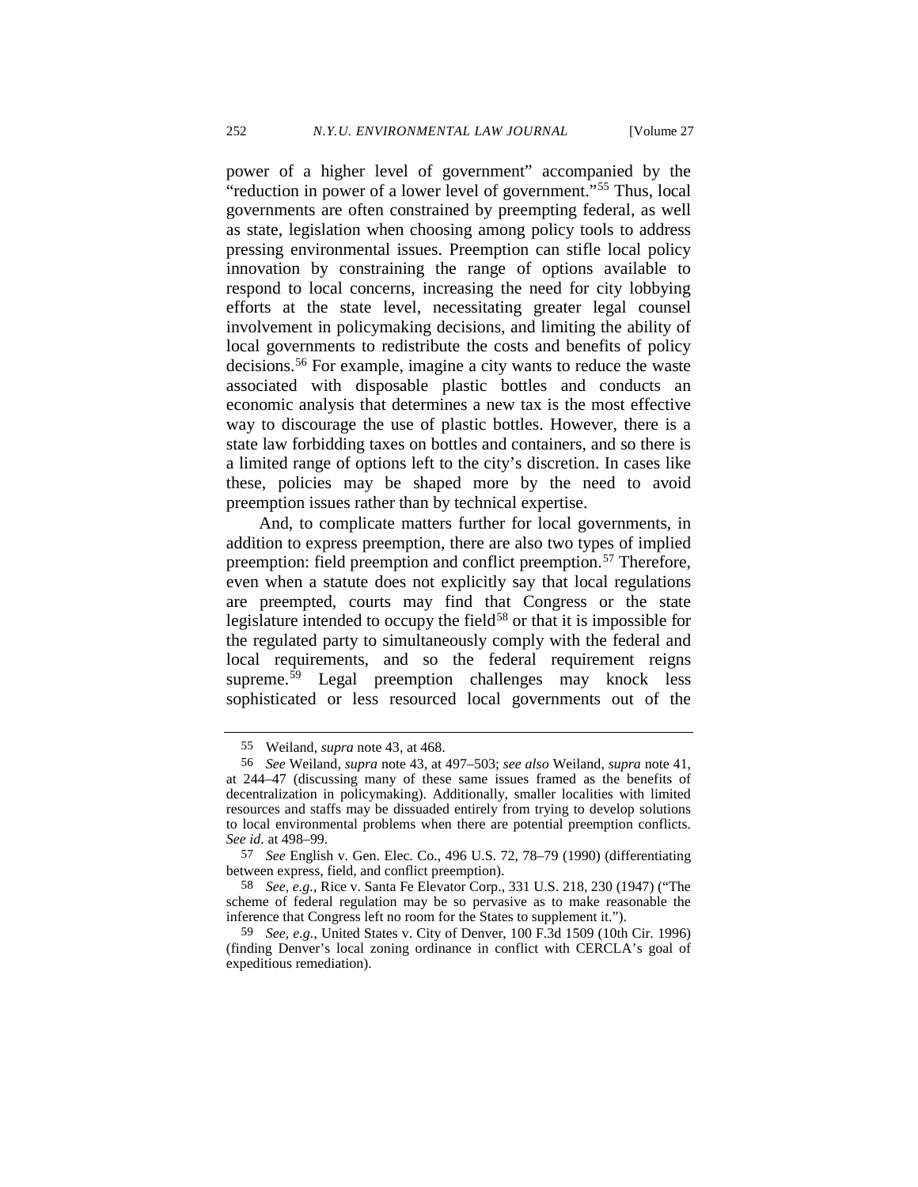power of a higher level of government" accompanied by the "reduction in power of a lower level of government."[55] Thus, local governments are often constrained by preempting federal, as well as state, legislation when choosing among policy tools to address pressing environmental issues. Preemption can stifle local policy innovation by constraining the range of options available to respond to local concerns, increasing the need for city lobbying efforts at the state level, necessitating greater legal counsel involvement in policymaking decisions, and limiting the ability of local governments to redistribute the costs and benefits of policy decisions.[56] For example, imagine a city wants to reduce the waste associated with disposable plastic bottles and conducts an economic analysis that determines a new tax is the most effective way to discourage the use of plastic bottles. However, there is a state law forbidding taxes on bottles and containers, and so there is a limited range of options left to the city's discretion. In cases like these, policies may be shaped more by the need to avoid preemption issues rather than by technical expertise.

And, to complicate matters further for local governments, in addition to express preemption, there are also two types of implied preemption: field preemption and conflict preemption.[57] Therefore, even when a statute does not explicitly say that local regulations are preempted, courts may find that Congress or the state legislature intended to occupy the field[58] or that it is impossible for the regulated party to simultaneously comply with the federal and local requirements, and so the federal requirement reigns supreme.[59] Legal preemption challenges may knock less sophisticated or less resourced local governments out of the

---

55 Weiland, *supra* note 43, at 468.

56 *See* Weiland, *supra* note 43, at 497–503; *see also* Weiland, *supra* note 41, at 244–47 (discussing many of these same issues framed as the benefits of decentralization in policymaking). Additionally, smaller localities with limited resources and staffs may be dissuaded entirely from trying to develop solutions to local environmental problems when there are potential preemption conflicts. *See id.* at 498–99.

57 *See* English v. Gen. Elec. Co., 496 U.S. 72, 78–79 (1990) (differentiating between express, field, and conflict preemption).

58 *See, e.g.*, Rice v. Santa Fe Elevator Corp., 331 U.S. 218, 230 (1947) ("The scheme of federal regulation may be so pervasive as to make reasonable the inference that Congress left no room for the States to supplement it.").

59 *See, e.g.*, United States v. City of Denver, 100 F.3d 1509 (10th Cir. 1996) (finding Denver's local zoning ordinance in conflict with CERCLA's goal of expeditious remediation).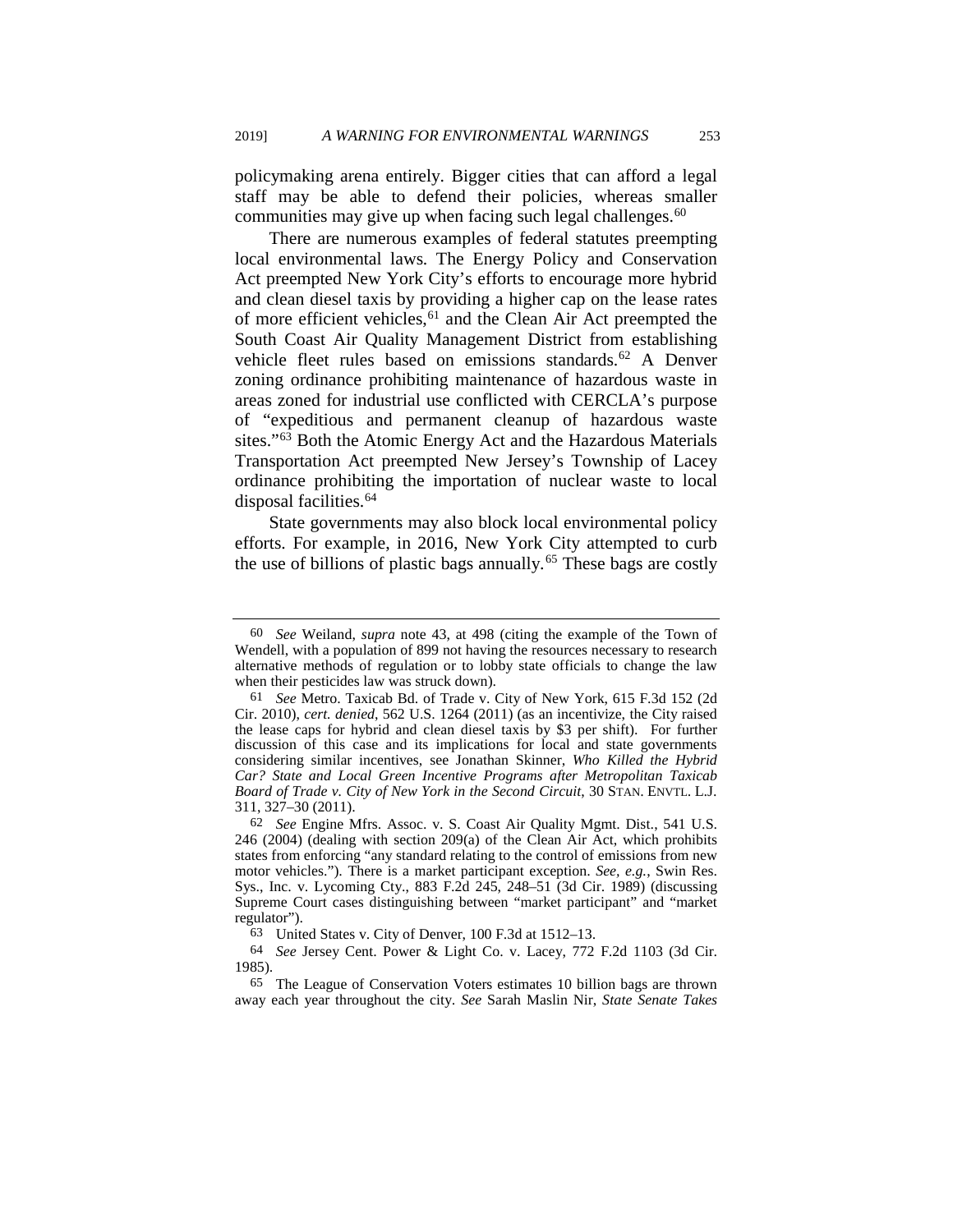policymaking arena entirely. Bigger cities that can afford a legal staff may be able to defend their policies, whereas smaller communities may give up when facing such legal challenges.[60]

There are numerous examples of federal statutes preempting local environmental laws. The Energy Policy and Conservation Act preempted New York City's efforts to encourage more hybrid and clean diesel taxis by providing a higher cap on the lease rates of more efficient vehicles,[61] and the Clean Air Act preempted the South Coast Air Quality Management District from establishing vehicle fleet rules based on emissions standards.[62] A Denver zoning ordinance prohibiting maintenance of hazardous waste in areas zoned for industrial use conflicted with CERCLA's purpose of "expeditious and permanent cleanup of hazardous waste sites."[63] Both the Atomic Energy Act and the Hazardous Materials Transportation Act preempted New Jersey's Township of Lacey ordinance prohibiting the importation of nuclear waste to local disposal facilities.[64]

State governments may also block local environmental policy efforts. For example, in 2016, New York City attempted to curb the use of billions of plastic bags annually.[65] These bags are costly

---

60 *See* Weiland, *supra* note 43, at 498 (citing the example of the Town of Wendell, with a population of 899 not having the resources necessary to research alternative methods of regulation or to lobby state officials to change the law when their pesticides law was struck down).

61 *See* Metro. Taxicab Bd. of Trade v. City of New York, 615 F.3d 152 (2d Cir. 2010), *cert. denied*, 562 U.S. 1264 (2011) (as an incentivize, the City raised the lease caps for hybrid and clean diesel taxis by $3 per shift). For further discussion of this case and its implications for local and state governments considering similar incentives, see Jonathan Skinner, *Who Killed the Hybrid Car? State and Local Green Incentive Programs after Metropolitan Taxicab Board of Trade v. City of New York in the Second Circuit*, 30 STAN. ENVTL. L.J. 311, 327–30 (2011).

62 *See* Engine Mfrs. Assoc. v. S. Coast Air Quality Mgmt. Dist., 541 U.S. 246 (2004) (dealing with section 209(a) of the Clean Air Act, which prohibits states from enforcing "any standard relating to the control of emissions from new motor vehicles."). There is a market participant exception. *See, e.g.*, Swin Res. Sys., Inc. v. Lycoming Cty., 883 F.2d 245, 248–51 (3d Cir. 1989) (discussing Supreme Court cases distinguishing between "market participant" and "market regulator").

63 United States v. City of Denver, 100 F.3d at 1512–13.

64 *See* Jersey Cent. Power & Light Co. v. Lacey, 772 F.2d 1103 (3d Cir. 1985).

65 The League of Conservation Voters estimates 10 billion bags are thrown away each year throughout the city. *See* Sarah Maslin Nir, *State Senate Takes*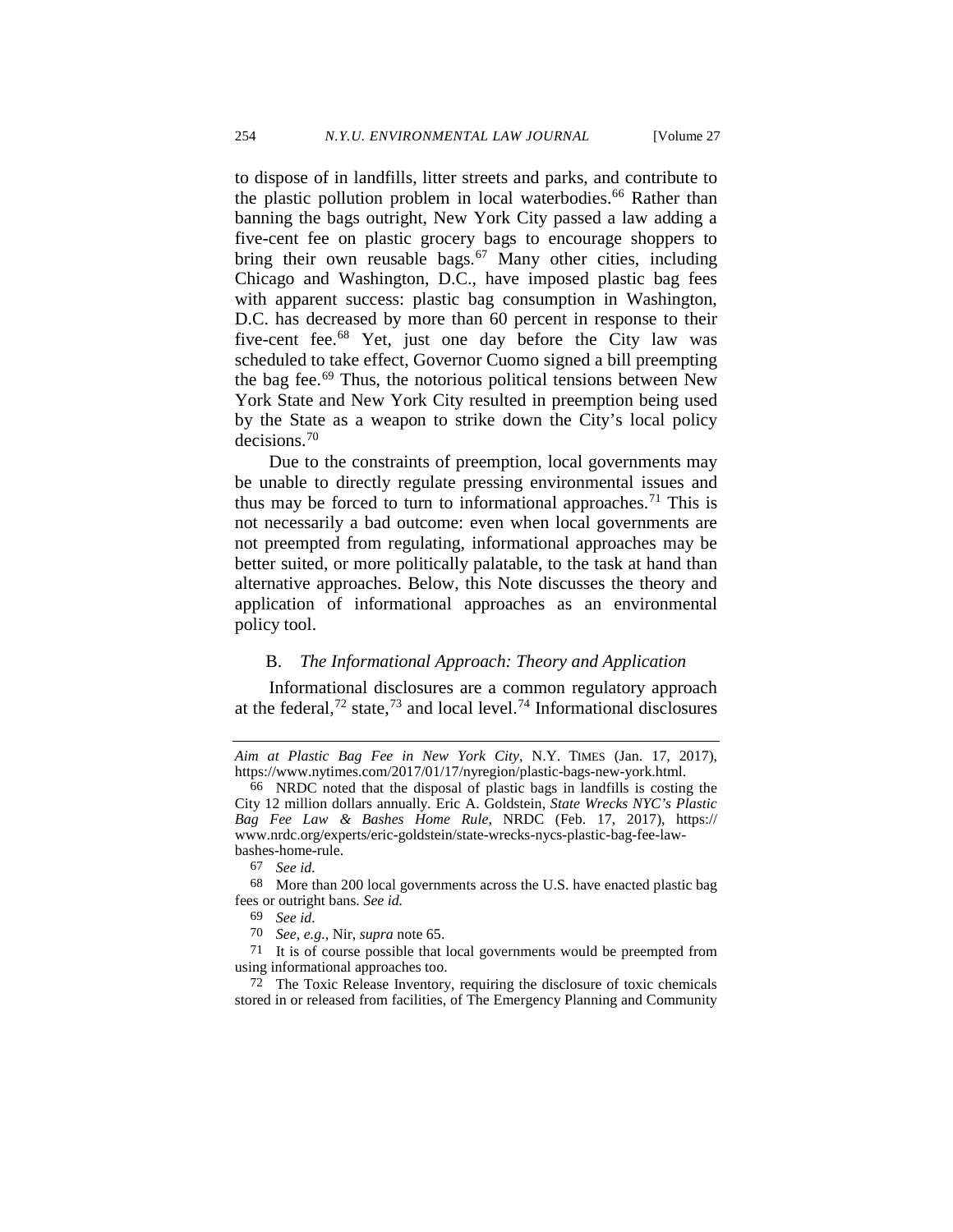to dispose of in landfills, litter streets and parks, and contribute to the plastic pollution problem in local waterbodies.[66] Rather than banning the bags outright, New York City passed a law adding a five-cent fee on plastic grocery bags to encourage shoppers to bring their own reusable bags.[67] Many other cities, including Chicago and Washington, D.C., have imposed plastic bag fees with apparent success: plastic bag consumption in Washington, D.C. has decreased by more than 60 percent in response to their five-cent fee.[68] Yet, just one day before the City law was scheduled to take effect, Governor Cuomo signed a bill preempting the bag fee.[69] Thus, the notorious political tensions between New York State and New York City resulted in preemption being used by the State as a weapon to strike down the City's local policy decisions.[70]

Due to the constraints of preemption, local governments may be unable to directly regulate pressing environmental issues and thus may be forced to turn to informational approaches.[71] This is not necessarily a bad outcome: even when local governments are not preempted from regulating, informational approaches may be better suited, or more politically palatable, to the task at hand than alternative approaches. Below, this Note discusses the theory and application of informational approaches as an environmental policy tool.

### B. *The Informational Approach: Theory and Application*

Informational disclosures are a common regulatory approach at the federal,[72] state,[73] and local level.[74] Informational disclosures

---

*Aim at Plastic Bag Fee in New York City*, N.Y. TIMES (Jan. 17, 2017), https://www.nytimes.com/2017/01/17/nyregion/plastic-bags-new-york.html.

66 NRDC noted that the disposal of plastic bags in landfills is costing the City 12 million dollars annually. Eric A. Goldstein, *State Wrecks NYC's Plastic Bag Fee Law & Bashes Home Rule*, NRDC (Feb. 17, 2017), https://www.nrdc.org/experts/eric-goldstein/state-wrecks-nycs-plastic-bag-fee-law-bashes-home-rule.

67 *See id.*

68 More than 200 local governments across the U.S. have enacted plastic bag fees or outright bans. *See id.*

69 *See id.*

70 *See, e.g.*, Nir, *supra* note 65.

71 It is of course possible that local governments would be preempted from using informational approaches too.

72 The Toxic Release Inventory, requiring the disclosure of toxic chemicals stored in or released from facilities, of The Emergency Planning and Community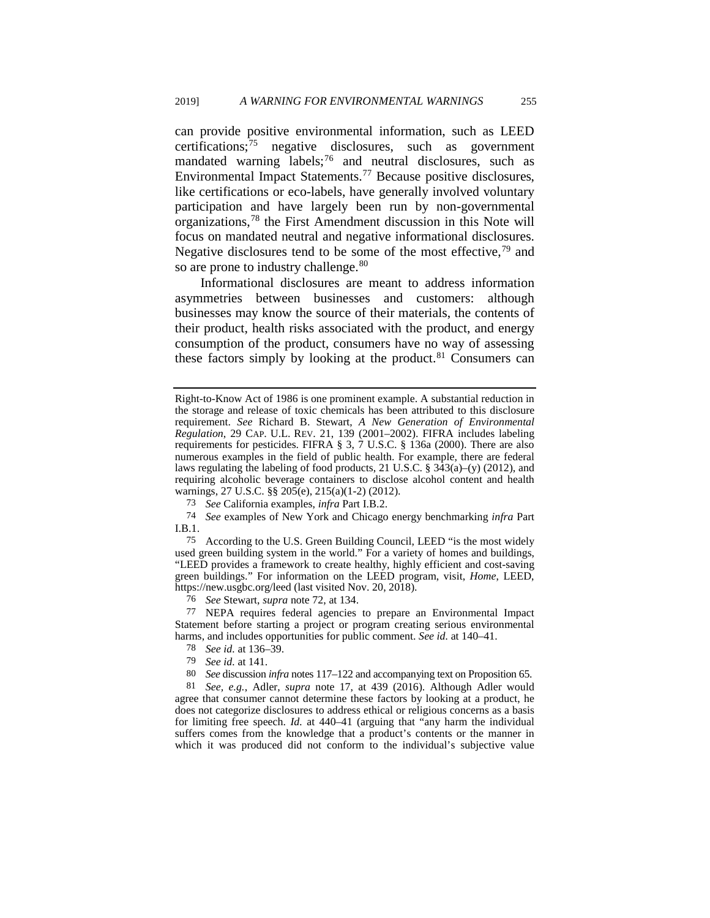can provide positive environmental information, such as LEED certifications;[75] negative disclosures, such as government mandated warning labels;[76] and neutral disclosures, such as Environmental Impact Statements.[77] Because positive disclosures, like certifications or eco-labels, have generally involved voluntary participation and have largely been run by non-governmental organizations,[78] the First Amendment discussion in this Note will focus on mandated neutral and negative informational disclosures. Negative disclosures tend to be some of the most effective,[79] and so are prone to industry challenge.[80]

Informational disclosures are meant to address information asymmetries between businesses and customers: although businesses may know the source of their materials, the contents of their product, health risks associated with the product, and energy consumption of the product, consumers have no way of assessing these factors simply by looking at the product.[81] Consumers can

---

Right-to-Know Act of 1986 is one prominent example. A substantial reduction in the storage and release of toxic chemicals has been attributed to this disclosure requirement. *See* Richard B. Stewart, *A New Generation of Environmental Regulation*, 29 CAP. U.L. REV. 21, 139 (2001–2002). FIFRA includes labeling requirements for pesticides. FIFRA § 3, 7 U.S.C. § 136a (2000). There are also numerous examples in the field of public health. For example, there are federal laws regulating the labeling of food products, 21 U.S.C. § 343(a)–(y) (2012), and requiring alcoholic beverage containers to disclose alcohol content and health warnings, 27 U.S.C. §§ 205(e), 215(a)(1-2) (2012).

73 *See* California examples, *infra* Part I.B.2.

74 *See* examples of New York and Chicago energy benchmarking *infra* Part I.B.1.

75 According to the U.S. Green Building Council, LEED "is the most widely used green building system in the world." For a variety of homes and buildings, "LEED provides a framework to create healthy, highly efficient and cost-saving green buildings." For information on the LEED program, visit, *Home*, LEED, https://new.usgbc.org/leed (last visited Nov. 20, 2018).

76 *See* Stewart, *supra* note 72, at 134.

77 NEPA requires federal agencies to prepare an Environmental Impact Statement before starting a project or program creating serious environmental harms, and includes opportunities for public comment. *See id.* at 140–41.

78 *See id.* at 136–39.

79 *See id.* at 141.

80 *See* discussion *infra* notes 117–122 and accompanying text on Proposition 65.

81 *See, e.g.*, Adler, *supra* note 17, at 439 (2016). Although Adler would agree that consumer cannot determine these factors by looking at a product, he does not categorize disclosures to address ethical or religious concerns as a basis for limiting free speech. *Id.* at 440–41 (arguing that "any harm the individual suffers comes from the knowledge that a product's contents or the manner in which it was produced did not conform to the individual's subjective value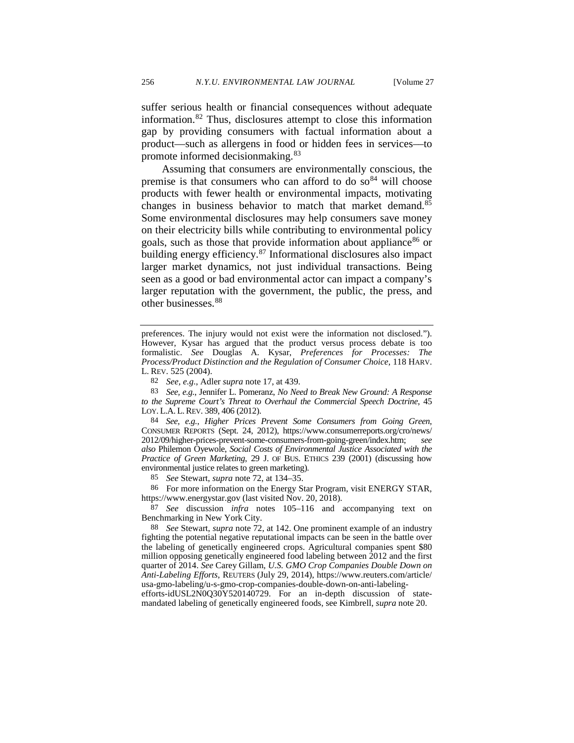suffer serious health or financial consequences without adequate information.[82] Thus, disclosures attempt to close this information gap by providing consumers with factual information about a product—such as allergens in food or hidden fees in services—to promote informed decisionmaking.[83]

Assuming that consumers are environmentally conscious, the premise is that consumers who can afford to do so[84] will choose products with fewer health or environmental impacts, motivating changes in business behavior to match that market demand.[85] Some environmental disclosures may help consumers save money on their electricity bills while contributing to environmental policy goals, such as those that provide information about appliance[86] or building energy efficiency.[87] Informational disclosures also impact larger market dynamics, not just individual transactions. Being seen as a good or bad environmental actor can impact a company's larger reputation with the government, the public, the press, and other businesses.[88]

---

preferences. The injury would not exist were the information not disclosed."). However, Kysar has argued that the product versus process debate is too formalistic. *See* Douglas A. Kysar, *Preferences for Processes: The Process/Product Distinction and the Regulation of Consumer Choice*, 118 HARV. L. REV. 525 (2004).

82 *See, e.g.*, Adler *supra* note 17, at 439.

83 *See, e.g.*, Jennifer L. Pomeranz, *No Need to Break New Ground: A Response to the Supreme Court's Threat to Overhaul the Commercial Speech Doctrine*, 45 LOY. L.A. L. REV. 389, 406 (2012).

84 *See, e.g., Higher Prices Prevent Some Consumers from Going Green*, CONSUMER REPORTS (Sept. 24, 2012), https://www.consumerreports.org/cro/news/2012/09/higher-prices-prevent-some-consumers-from-going-green/index.htm; *see also* Philemon Oyewole, *Social Costs of Environmental Justice Associated with the Practice of Green Marketing*, 29 J. OF BUS. ETHICS 239 (2001) (discussing how environmental justice relates to green marketing).

85 *See* Stewart, *supra* note 72, at 134–35.

86 For more information on the Energy Star Program, visit ENERGY STAR, https://www.energystar.gov (last visited Nov. 20, 2018).

87 *See* discussion *infra* notes 105–116 and accompanying text on Benchmarking in New York City.

88 *See* Stewart, *supra* note 72, at 142. One prominent example of an industry fighting the potential negative reputational impacts can be seen in the battle over the labeling of genetically engineered crops. Agricultural companies spent $80 million opposing genetically engineered food labeling between 2012 and the first quarter of 2014. *See* Carey Gillam, *U.S. GMO Crop Companies Double Down on Anti-Labeling Efforts*, REUTERS (July 29, 2014), https://www.reuters.com/article/usa-gmo-labeling/u-s-gmo-crop-companies-double-down-on-anti-labeling-efforts-idUSL2N0Q30Y520140729. For an in-depth discussion of state-mandated labeling of genetically engineered foods, see Kimbrell, *supra* note 20.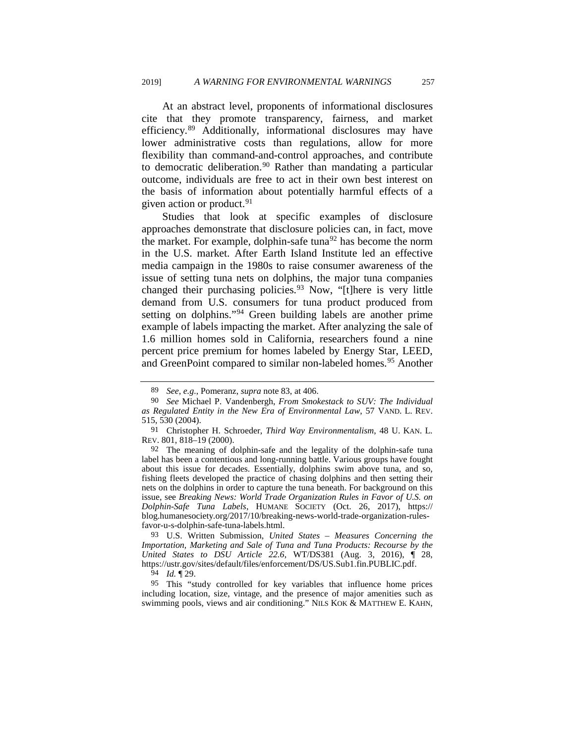At an abstract level, proponents of informational disclosures cite that they promote transparency, fairness, and market efficiency.[89] Additionally, informational disclosures may have lower administrative costs than regulations, allow for more flexibility than command-and-control approaches, and contribute to democratic deliberation.[90] Rather than mandating a particular outcome, individuals are free to act in their own best interest on the basis of information about potentially harmful effects of a given action or product.[91]

Studies that look at specific examples of disclosure approaches demonstrate that disclosure policies can, in fact, move the market. For example, dolphin-safe tuna[92] has become the norm in the U.S. market. After Earth Island Institute led an effective media campaign in the 1980s to raise consumer awareness of the issue of setting tuna nets on dolphins, the major tuna companies changed their purchasing policies.[93] Now, "[t]here is very little demand from U.S. consumers for tuna product produced from setting on dolphins."[94] Green building labels are another prime example of labels impacting the market. After analyzing the sale of 1.6 million homes sold in California, researchers found a nine percent price premium for homes labeled by Energy Star, LEED, and GreenPoint compared to similar non-labeled homes.[95] Another

---

89 *See, e.g.*, Pomeranz, *supra* note 83, at 406.

90 *See* Michael P. Vandenbergh, *From Smokestack to SUV: The Individual as Regulated Entity in the New Era of Environmental Law*, 57 VAND. L. REV. 515, 530 (2004).

91 Christopher H. Schroeder, *Third Way Environmentalism*, 48 U. KAN. L. REV. 801, 818–19 (2000).

92 The meaning of dolphin-safe and the legality of the dolphin-safe tuna label has been a contentious and long-running battle. Various groups have fought about this issue for decades. Essentially, dolphins swim above tuna, and so, fishing fleets developed the practice of chasing dolphins and then setting their nets on the dolphins in order to capture the tuna beneath. For background on this issue, see *Breaking News: World Trade Organization Rules in Favor of U.S. on Dolphin-Safe Tuna Labels*, HUMANE SOCIETY (Oct. 26, 2017), https://blog.humanesociety.org/2017/10/breaking-news-world-trade-organization-rules-favor-u-s-dolphin-safe-tuna-labels.html.

93 U.S. Written Submission, *United States – Measures Concerning the Importation, Marketing and Sale of Tuna and Tuna Products: Recourse by the United States to DSU Article 22.6*, WT/DS381 (Aug. 3, 2016), ¶ 28, https://ustr.gov/sites/default/files/enforcement/DS/US.Sub1.fin.PUBLIC.pdf.

94 *Id.* ¶ 29.

95 This "study controlled for key variables that influence home prices including location, size, vintage, and the presence of major amenities such as swimming pools, views and air conditioning." NILS KOK & MATTHEW E. KAHN,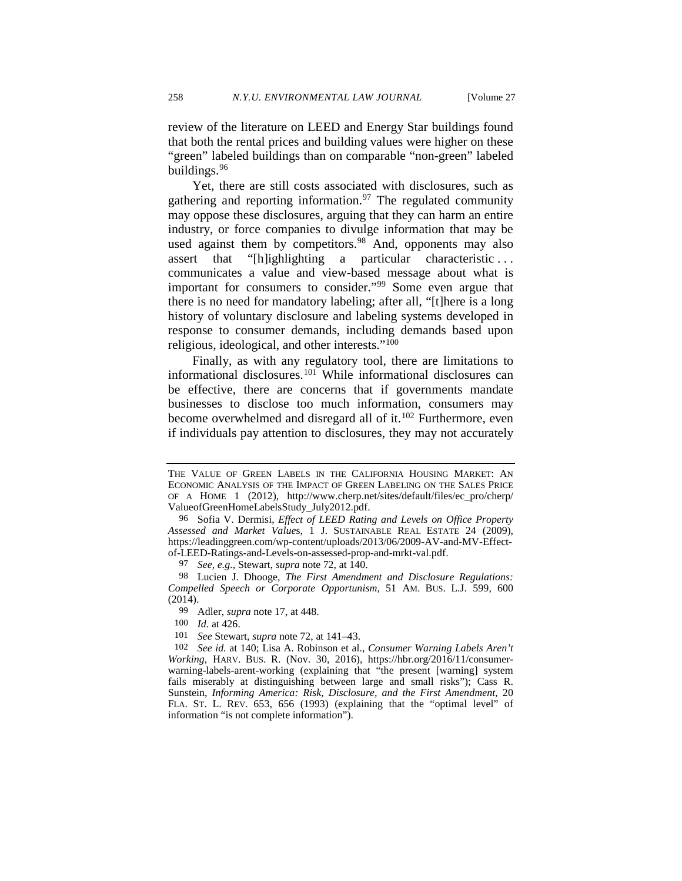review of the literature on LEED and Energy Star buildings found that both the rental prices and building values were higher on these "green" labeled buildings than on comparable "non-green" labeled buildings.[96]

Yet, there are still costs associated with disclosures, such as gathering and reporting information.[97] The regulated community may oppose these disclosures, arguing that they can harm an entire industry, or force companies to divulge information that may be used against them by competitors.[98] And, opponents may also assert that "[h]ighlighting a particular characteristic . . . communicates a value and view-based message about what is important for consumers to consider."[99] Some even argue that there is no need for mandatory labeling; after all, "[t]here is a long history of voluntary disclosure and labeling systems developed in response to consumer demands, including demands based upon religious, ideological, and other interests."[100]

Finally, as with any regulatory tool, there are limitations to informational disclosures.[101] While informational disclosures can be effective, there are concerns that if governments mandate businesses to disclose too much information, consumers may become overwhelmed and disregard all of it.[102] Furthermore, even if individuals pay attention to disclosures, they may not accurately

---

THE VALUE OF GREEN LABELS IN THE CALIFORNIA HOUSING MARKET: AN ECONOMIC ANALYSIS OF THE IMPACT OF GREEN LABELING ON THE SALES PRICE OF A HOME 1 (2012), http://www.cherp.net/sites/default/files/ec_pro/cherp/ValueofGreenHomeLabelsStudy_July2012.pdf.

96 Sofia V. Dermisi, *Effect of LEED Rating and Levels on Office Property Assessed and Market Values*, 1 J. SUSTAINABLE REAL ESTATE 24 (2009), https://leadinggreen.com/wp-content/uploads/2013/06/2009-AV-and-MV-Effect-of-LEED-Ratings-and-Levels-on-assessed-prop-and-mrkt-val.pdf.

97 *See, e.g.*, Stewart, *supra* note 72, at 140.

98 Lucien J. Dhooge, *The First Amendment and Disclosure Regulations: Compelled Speech or Corporate Opportunism*, 51 AM. BUS. L.J. 599, 600 (2014).

99 Adler, *supra* note 17, at 448.

100 *Id.* at 426.

101 *See* Stewart, *supra* note 72, at 141–43.

102 *See id.* at 140; Lisa A. Robinson et al., *Consumer Warning Labels Aren't Working*, HARV. BUS. R. (Nov. 30, 2016), https://hbr.org/2016/11/consumer-warning-labels-arent-working (explaining that "the present [warning] system fails miserably at distinguishing between large and small risks"); Cass R. Sunstein, *Informing America: Risk, Disclosure, and the First Amendment*, 20 FLA. ST. L. REV. 653, 656 (1993) (explaining that the "optimal level" of information "is not complete information").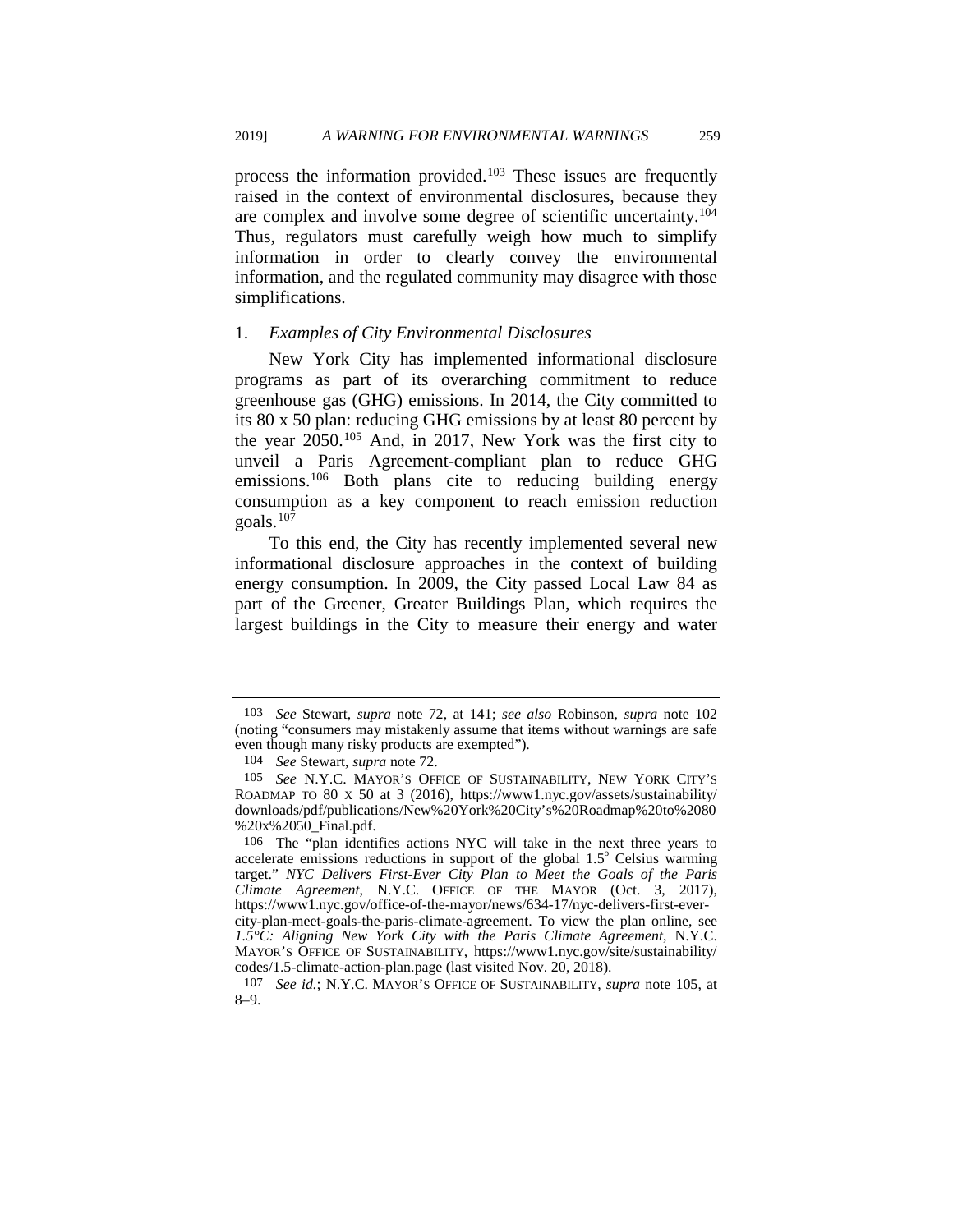process the information provided.[103] These issues are frequently raised in the context of environmental disclosures, because they are complex and involve some degree of scientific uncertainty.[104] Thus, regulators must carefully weigh how much to simplify information in order to clearly convey the environmental information, and the regulated community may disagree with those simplifications.

### 1. *Examples of City Environmental Disclosures*

New York City has implemented informational disclosure programs as part of its overarching commitment to reduce greenhouse gas (GHG) emissions. In 2014, the City committed to its 80 x 50 plan: reducing GHG emissions by at least 80 percent by the year 2050.[105] And, in 2017, New York was the first city to unveil a Paris Agreement-compliant plan to reduce GHG emissions.[106] Both plans cite to reducing building energy consumption as a key component to reach emission reduction goals.[107]

To this end, the City has recently implemented several new informational disclosure approaches in the context of building energy consumption. In 2009, the City passed Local Law 84 as part of the Greener, Greater Buildings Plan, which requires the largest buildings in the City to measure their energy and water

---

103 *See* Stewart, *supra* note 72, at 141; *see also* Robinson, *supra* note 102 (noting "consumers may mistakenly assume that items without warnings are safe even though many risky products are exempted").

104 *See* Stewart, *supra* note 72.

105 *See* N.Y.C. MAYOR'S OFFICE OF SUSTAINABILITY, NEW YORK CITY'S ROADMAP TO 80 X 50 at 3 (2016), https://www1.nyc.gov/assets/sustainability/downloads/pdf/publications/New%20York%20City's%20Roadmap%20to%2080%20x%2050_Final.pdf.

106 The "plan identifies actions NYC will take in the next three years to accelerate emissions reductions in support of the global 1.5° Celsius warming target." *NYC Delivers First-Ever City Plan to Meet the Goals of the Paris Climate Agreement*, N.Y.C. OFFICE OF THE MAYOR (Oct. 3, 2017), https://www1.nyc.gov/office-of-the-mayor/news/634-17/nyc-delivers-first-ever-city-plan-meet-goals-the-paris-climate-agreement. To view the plan online, see *1.5°C: Aligning New York City with the Paris Climate Agreement*, N.Y.C. MAYOR'S OFFICE OF SUSTAINABILITY, https://www1.nyc.gov/site/sustainability/codes/1.5-climate-action-plan.page (last visited Nov. 20, 2018).

107 *See id.*; N.Y.C. MAYOR'S OFFICE OF SUSTAINABILITY, *supra* note 105, at 8–9.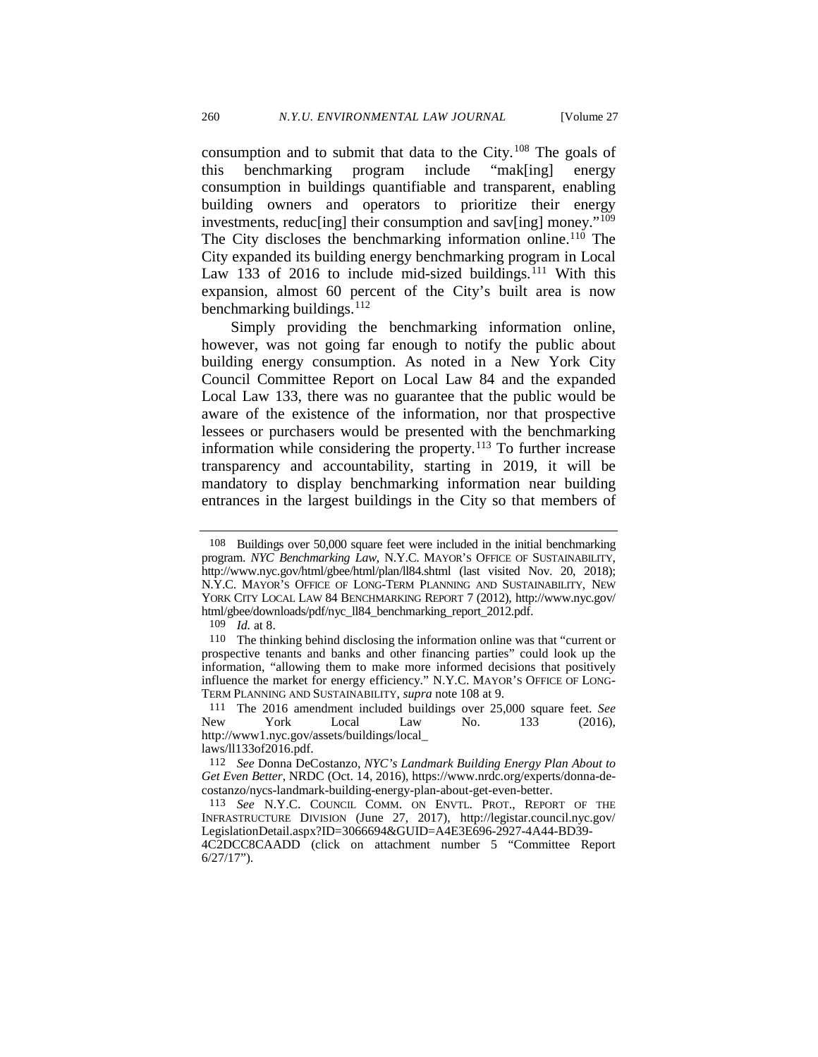consumption and to submit that data to the City.[108] The goals of this benchmarking program include "mak[ing] energy consumption in buildings quantifiable and transparent, enabling building owners and operators to prioritize their energy investments, reduc[ing] their consumption and sav[ing] money."[109] The City discloses the benchmarking information online.[110] The City expanded its building energy benchmarking program in Local Law 133 of 2016 to include mid-sized buildings.[111] With this expansion, almost 60 percent of the City's built area is now benchmarking buildings.[112]

Simply providing the benchmarking information online, however, was not going far enough to notify the public about building energy consumption. As noted in a New York City Council Committee Report on Local Law 84 and the expanded Local Law 133, there was no guarantee that the public would be aware of the existence of the information, nor that prospective lessees or purchasers would be presented with the benchmarking information while considering the property.[113] To further increase transparency and accountability, starting in 2019, it will be mandatory to display benchmarking information near building entrances in the largest buildings in the City so that members of

---

108 Buildings over 50,000 square feet were included in the initial benchmarking program. *NYC Benchmarking Law*, N.Y.C. MAYOR'S OFFICE OF SUSTAINABILITY, http://www.nyc.gov/html/gbee/html/plan/ll84.shtml (last visited Nov. 20, 2018); N.Y.C. MAYOR'S OFFICE OF LONG-TERM PLANNING AND SUSTAINABILITY, NEW YORK CITY LOCAL LAW 84 BENCHMARKING REPORT 7 (2012), http://www.nyc.gov/html/gbee/downloads/pdf/nyc_ll84_benchmarking_report_2012.pdf.

109 *Id.* at 8.

110 The thinking behind disclosing the information online was that "current or prospective tenants and banks and other financing parties" could look up the information, "allowing them to make more informed decisions that positively influence the market for energy efficiency." N.Y.C. MAYOR'S OFFICE OF LONG-TERM PLANNING AND SUSTAINABILITY, *supra* note 108 at 9.

111 The 2016 amendment included buildings over 25,000 square feet. *See* New York Local Law No. 133 (2016), http://www1.nyc.gov/assets/buildings/local_laws/ll133of2016.pdf.

112 *See* Donna DeCostanzo, *NYC's Landmark Building Energy Plan About to Get Even Better*, NRDC (Oct. 14, 2016), https://www.nrdc.org/experts/donna-de-costanzo/nycs-landmark-building-energy-plan-about-get-even-better.

113 *See* N.Y.C. COUNCIL COMM. ON ENVTL. PROT., REPORT OF THE INFRASTRUCTURE DIVISION (June 27, 2017), http://legistar.council.nyc.gov/LegislationDetail.aspx?ID=3066694&GUID=A4E3E696-2927-4A44-BD39-4C2DCC8CAADD (click on attachment number 5 "Committee Report 6/27/17").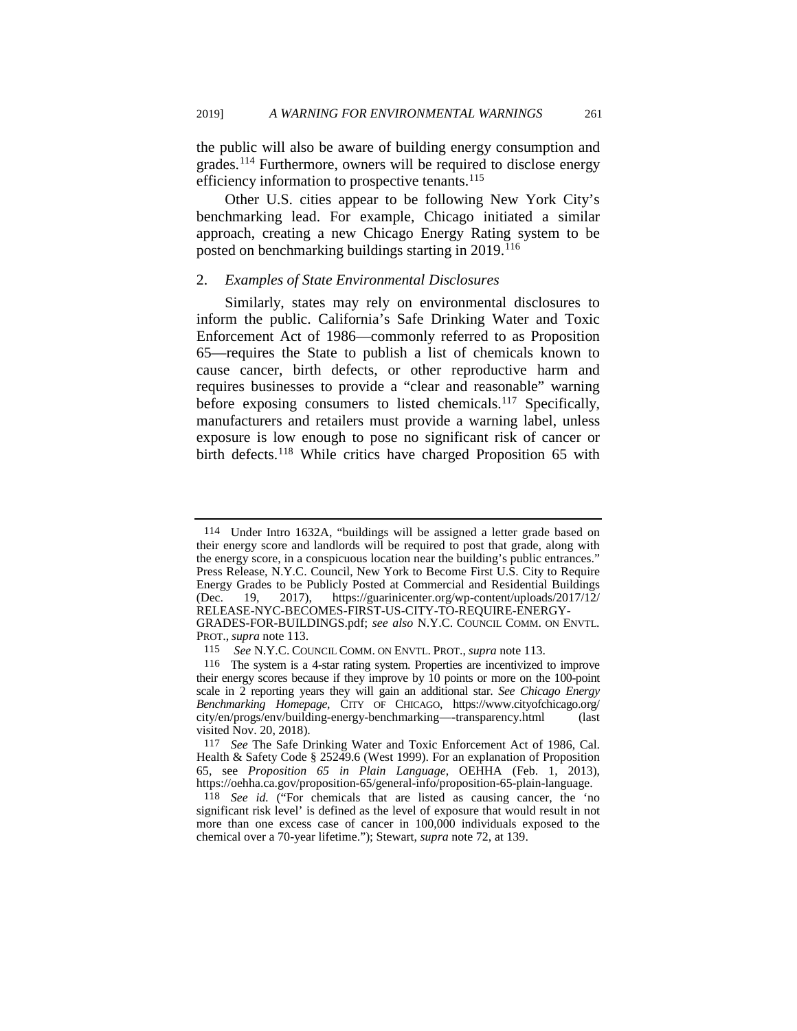the public will also be aware of building energy consumption and grades.[114] Furthermore, owners will be required to disclose energy efficiency information to prospective tenants.[115]

Other U.S. cities appear to be following New York City's benchmarking lead. For example, Chicago initiated a similar approach, creating a new Chicago Energy Rating system to be posted on benchmarking buildings starting in 2019.[116]

## 2. *Examples of State Environmental Disclosures*

Similarly, states may rely on environmental disclosures to inform the public. California's Safe Drinking Water and Toxic Enforcement Act of 1986—commonly referred to as Proposition 65—requires the State to publish a list of chemicals known to cause cancer, birth defects, or other reproductive harm and requires businesses to provide a "clear and reasonable" warning before exposing consumers to listed chemicals.[117] Specifically, manufacturers and retailers must provide a warning label, unless exposure is low enough to pose no significant risk of cancer or birth defects.[118] While critics have charged Proposition 65 with

---

114 Under Intro 1632A, "buildings will be assigned a letter grade based on their energy score and landlords will be required to post that grade, along with the energy score, in a conspicuous location near the building's public entrances." Press Release, N.Y.C. Council, New York to Become First U.S. City to Require Energy Grades to be Publicly Posted at Commercial and Residential Buildings (Dec. 19, 2017), https://guarinicenter.org/wp-content/uploads/2017/12/RELEASE-NYC-BECOMES-FIRST-US-CITY-TO-REQUIRE-ENERGY-GRADES-FOR-BUILDINGS.pdf; *see also* N.Y.C. COUNCIL COMM. ON ENVTL. PROT., *supra* note 113.

115 *See* N.Y.C. COUNCIL COMM. ON ENVTL. PROT., *supra* note 113.

116 The system is a 4-star rating system. Properties are incentivized to improve their energy scores because if they improve by 10 points or more on the 100-point scale in 2 reporting years they will gain an additional star. *See Chicago Energy Benchmarking Homepage*, CITY OF CHICAGO, https://www.cityofchicago.org/city/en/progs/env/building-energy-benchmarking—-transparency.html (last visited Nov. 20, 2018).

117 *See* The Safe Drinking Water and Toxic Enforcement Act of 1986, Cal. Health & Safety Code § 25249.6 (West 1999). For an explanation of Proposition 65, see *Proposition 65 in Plain Language*, OEHHA (Feb. 1, 2013), https://oehha.ca.gov/proposition-65/general-info/proposition-65-plain-language.

118 *See id.* ("For chemicals that are listed as causing cancer, the 'no significant risk level' is defined as the level of exposure that would result in not more than one excess case of cancer in 100,000 individuals exposed to the chemical over a 70-year lifetime."); Stewart, *supra* note 72, at 139.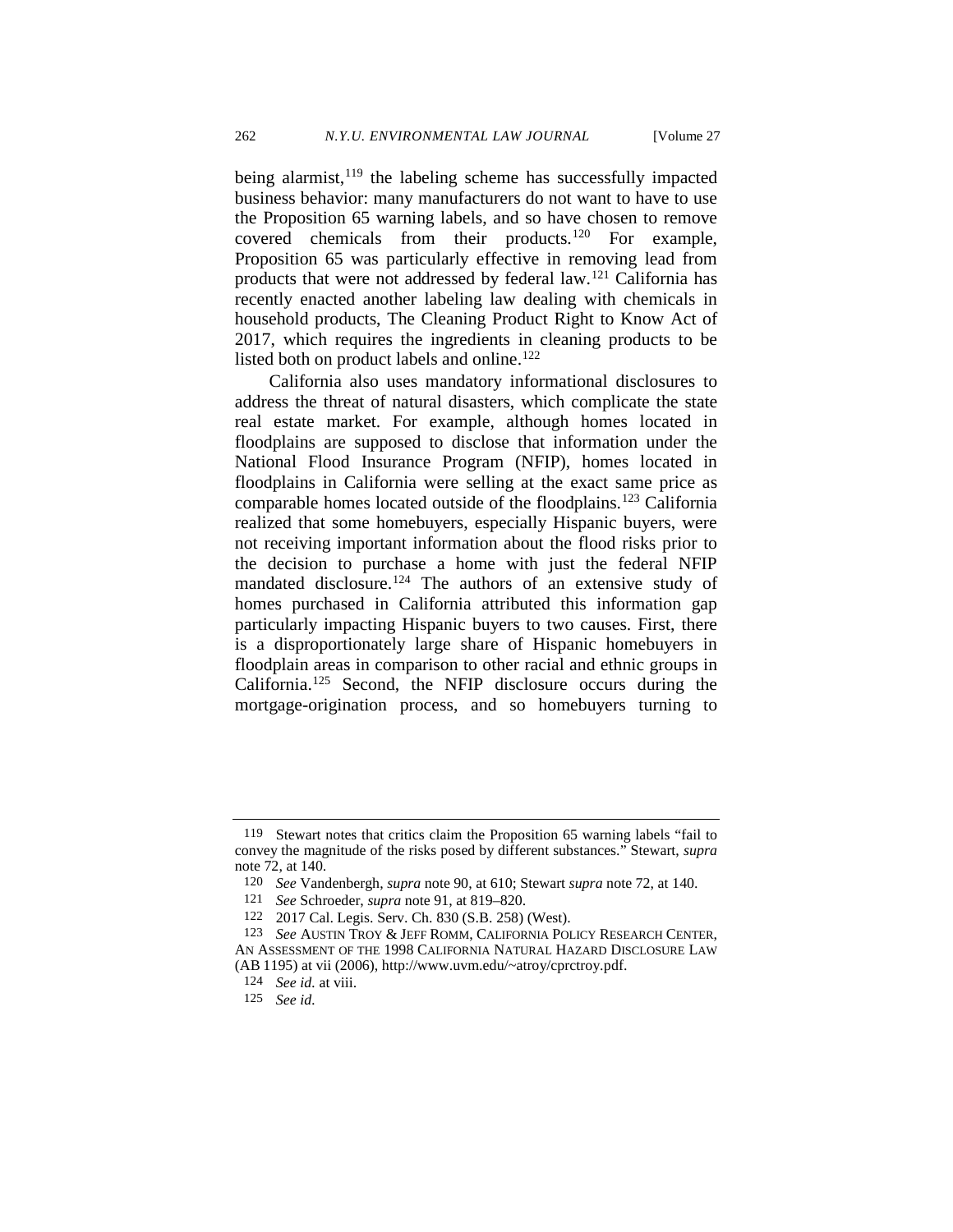being alarmist,[119] the labeling scheme has successfully impacted business behavior: many manufacturers do not want to have to use the Proposition 65 warning labels, and so have chosen to remove covered chemicals from their products.[120] For example, Proposition 65 was particularly effective in removing lead from products that were not addressed by federal law.[121] California has recently enacted another labeling law dealing with chemicals in household products, The Cleaning Product Right to Know Act of 2017, which requires the ingredients in cleaning products to be listed both on product labels and online.[122]

California also uses mandatory informational disclosures to address the threat of natural disasters, which complicate the state real estate market. For example, although homes located in floodplains are supposed to disclose that information under the National Flood Insurance Program (NFIP), homes located in floodplains in California were selling at the exact same price as comparable homes located outside of the floodplains.[123] California realized that some homebuyers, especially Hispanic buyers, were not receiving important information about the flood risks prior to the decision to purchase a home with just the federal NFIP mandated disclosure.[124] The authors of an extensive study of homes purchased in California attributed this information gap particularly impacting Hispanic buyers to two causes. First, there is a disproportionately large share of Hispanic homebuyers in floodplain areas in comparison to other racial and ethnic groups in California.[125] Second, the NFIP disclosure occurs during the mortgage-origination process, and so homebuyers turning to

---

119 Stewart notes that critics claim the Proposition 65 warning labels "fail to convey the magnitude of the risks posed by different substances." Stewart, *supra* note 72, at 140.

120 *See* Vandenbergh, *supra* note 90, at 610; Stewart *supra* note 72, at 140.

121 *See* Schroeder, *supra* note 91, at 819–820.

122 2017 Cal. Legis. Serv. Ch. 830 (S.B. 258) (West).

123 *See* AUSTIN TROY & JEFF ROMM, CALIFORNIA POLICY RESEARCH CENTER, AN ASSESSMENT OF THE 1998 CALIFORNIA NATURAL HAZARD DISCLOSURE LAW (AB 1195) at vii (2006), http://www.uvm.edu/~atroy/cprctroy.pdf.

124 *See id.* at viii.

125 *See id.*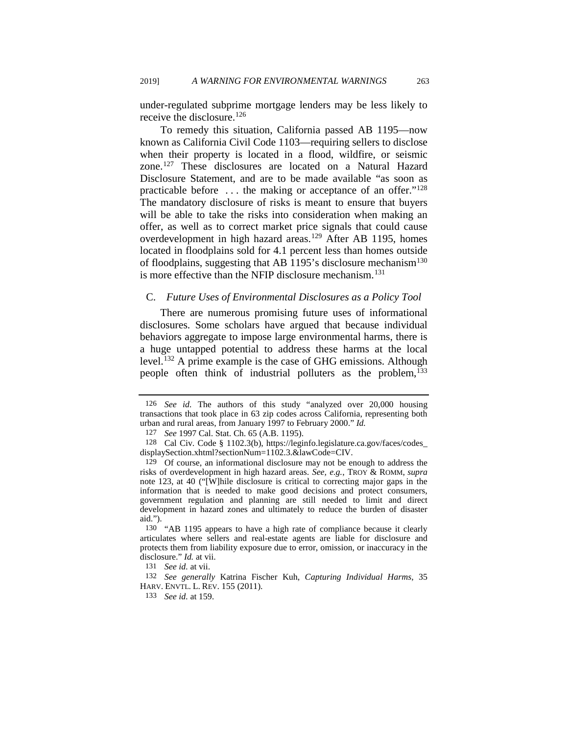under-regulated subprime mortgage lenders may be less likely to receive the disclosure.[126]

To remedy this situation, California passed AB 1195—now known as California Civil Code 1103—requiring sellers to disclose when their property is located in a flood, wildfire, or seismic zone.[127] These disclosures are located on a Natural Hazard Disclosure Statement, and are to be made available "as soon as practicable before . . . the making or acceptance of an offer."[128] The mandatory disclosure of risks is meant to ensure that buyers will be able to take the risks into consideration when making an offer, as well as to correct market price signals that could cause overdevelopment in high hazard areas.[129] After AB 1195, homes located in floodplains sold for 4.1 percent less than homes outside of floodplains, suggesting that AB 1195's disclosure mechanism[130] is more effective than the NFIP disclosure mechanism.[131]

### C. *Future Uses of Environmental Disclosures as a Policy Tool*

There are numerous promising future uses of informational disclosures. Some scholars have argued that because individual behaviors aggregate to impose large environmental harms, there is a huge untapped potential to address these harms at the local level.[132] A prime example is the case of GHG emissions. Although people often think of industrial polluters as the problem,[133]

---

126 *See id.* The authors of this study "analyzed over 20,000 housing transactions that took place in 63 zip codes across California, representing both urban and rural areas, from January 1997 to February 2000." *Id.*

127 *See* 1997 Cal. Stat. Ch. 65 (A.B. 1195).

128 Cal Civ. Code § 1102.3(b), https://leginfo.legislature.ca.gov/faces/codes_displaySection.xhtml?sectionNum=1102.3.&lawCode=CIV.

129 Of course, an informational disclosure may not be enough to address the risks of overdevelopment in high hazard areas. *See, e.g.*, TROY & ROMM, *supra* note 123, at 40 ("[W]hile disclosure is critical to correcting major gaps in the information that is needed to make good decisions and protect consumers, government regulation and planning are still needed to limit and direct development in hazard zones and ultimately to reduce the burden of disaster aid.").

130 "AB 1195 appears to have a high rate of compliance because it clearly articulates where sellers and real-estate agents are liable for disclosure and protects them from liability exposure due to error, omission, or inaccuracy in the disclosure." *Id.* at vii.

131 *See id.* at vii.

132 *See generally* Katrina Fischer Kuh, *Capturing Individual Harms*, 35 HARV. ENVTL. L. REV. 155 (2011).

133 *See id.* at 159.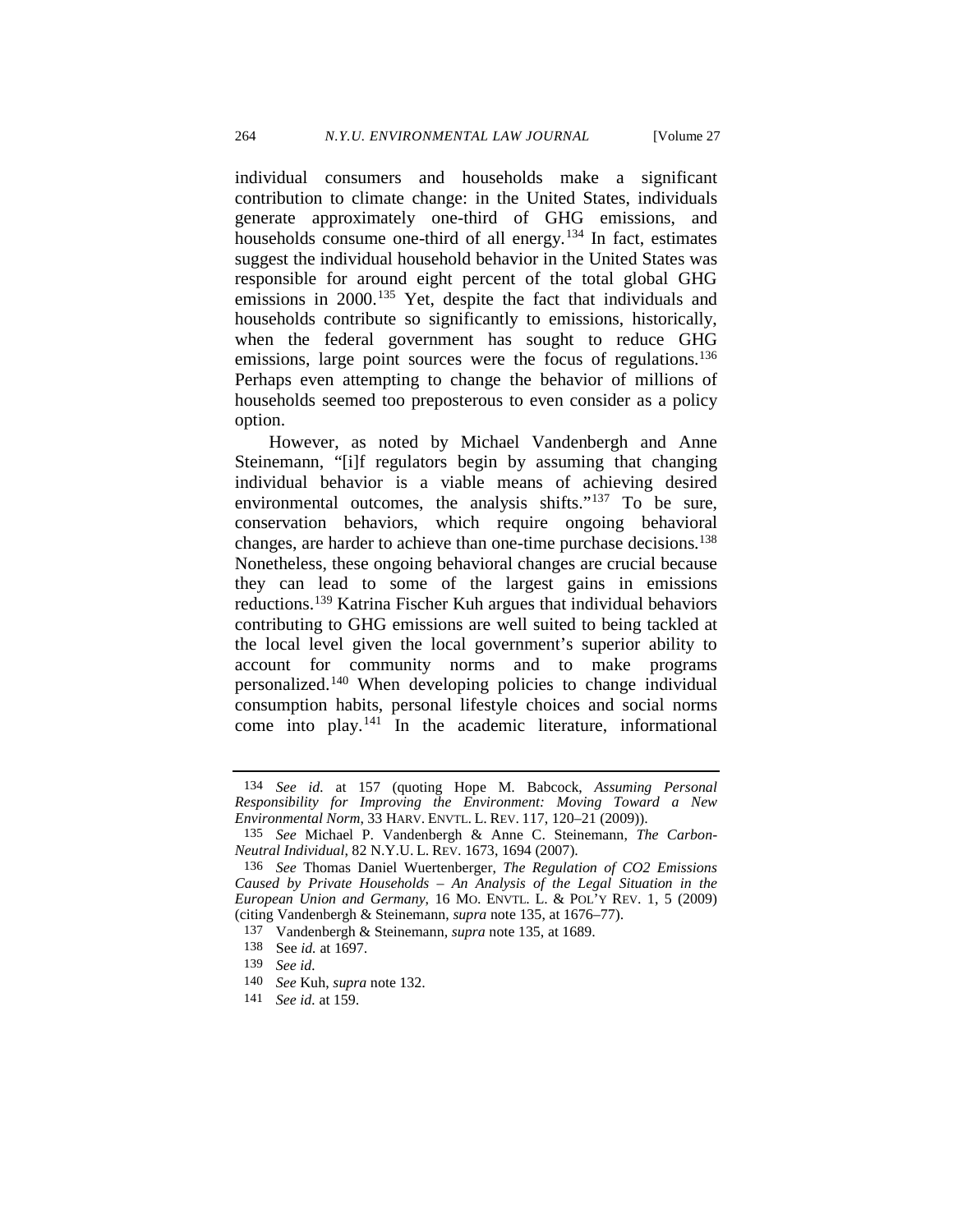individual consumers and households make a significant contribution to climate change: in the United States, individuals generate approximately one-third of GHG emissions, and households consume one-third of all energy.[134] In fact, estimates suggest the individual household behavior in the United States was responsible for around eight percent of the total global GHG emissions in 2000.[135] Yet, despite the fact that individuals and households contribute so significantly to emissions, historically, when the federal government has sought to reduce GHG emissions, large point sources were the focus of regulations.[136] Perhaps even attempting to change the behavior of millions of households seemed too preposterous to even consider as a policy option.

However, as noted by Michael Vandenbergh and Anne Steinemann, "[i]f regulators begin by assuming that changing individual behavior is a viable means of achieving desired environmental outcomes, the analysis shifts."[137] To be sure, conservation behaviors, which require ongoing behavioral changes, are harder to achieve than one-time purchase decisions.[138] Nonetheless, these ongoing behavioral changes are crucial because they can lead to some of the largest gains in emissions reductions.[139] Katrina Fischer Kuh argues that individual behaviors contributing to GHG emissions are well suited to being tackled at the local level given the local government's superior ability to account for community norms and to make programs personalized.[140] When developing policies to change individual consumption habits, personal lifestyle choices and social norms come into play.[141] In the academic literature, informational

---

134 *See id.* at 157 (quoting Hope M. Babcock, *Assuming Personal Responsibility for Improving the Environment: Moving Toward a New Environmental Norm*, 33 HARV. ENVTL. L. REV. 117, 120–21 (2009)).

135 *See* Michael P. Vandenbergh & Anne C. Steinemann, *The Carbon-Neutral Individual*, 82 N.Y.U. L. REV. 1673, 1694 (2007).

136 *See* Thomas Daniel Wuertenberger, *The Regulation of CO2 Emissions Caused by Private Households – An Analysis of the Legal Situation in the European Union and Germany*, 16 MO. ENVTL. L. & POL'Y REV. 1, 5 (2009) (citing Vandenbergh & Steinemann, *supra* note 135, at 1676–77).

137 Vandenbergh & Steinemann, *supra* note 135, at 1689.

138 See *id.* at 1697.

139 *See id.*

140 *See* Kuh, *supra* note 132.

141 *See id.* at 159.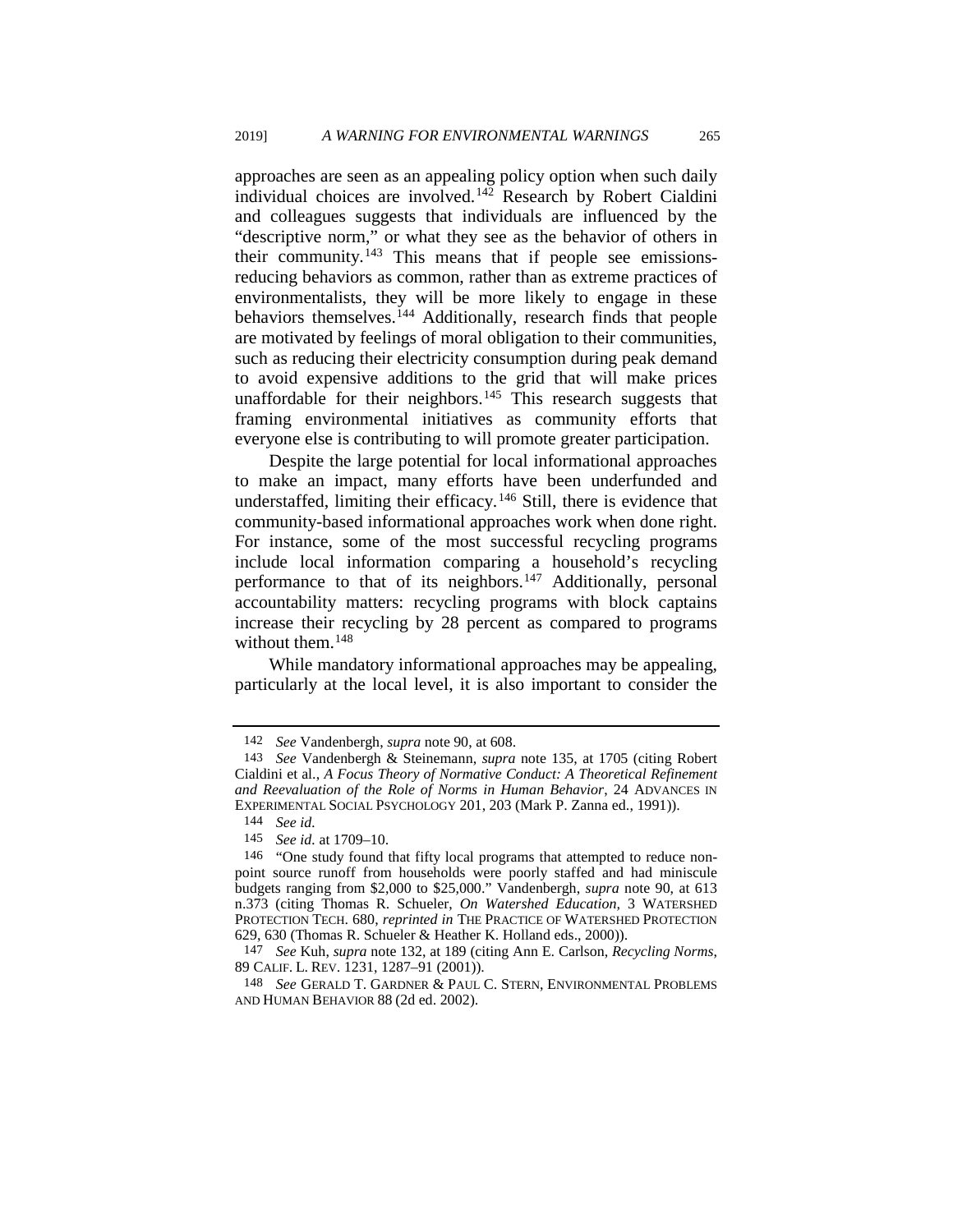approaches are seen as an appealing policy option when such daily individual choices are involved.[142] Research by Robert Cialdini and colleagues suggests that individuals are influenced by the "descriptive norm," or what they see as the behavior of others in their community.[143] This means that if people see emissions-reducing behaviors as common, rather than as extreme practices of environmentalists, they will be more likely to engage in these behaviors themselves.[144] Additionally, research finds that people are motivated by feelings of moral obligation to their communities, such as reducing their electricity consumption during peak demand to avoid expensive additions to the grid that will make prices unaffordable for their neighbors.[145] This research suggests that framing environmental initiatives as community efforts that everyone else is contributing to will promote greater participation.

Despite the large potential for local informational approaches to make an impact, many efforts have been underfunded and understaffed, limiting their efficacy.[146] Still, there is evidence that community-based informational approaches work when done right. For instance, some of the most successful recycling programs include local information comparing a household's recycling performance to that of its neighbors.[147] Additionally, personal accountability matters: recycling programs with block captains increase their recycling by 28 percent as compared to programs without them.[148]

While mandatory informational approaches may be appealing, particularly at the local level, it is also important to consider the

---

142 *See* Vandenbergh, *supra* note 90, at 608.

143 *See* Vandenbergh & Steinemann, *supra* note 135, at 1705 (citing Robert Cialdini et al., *A Focus Theory of Normative Conduct: A Theoretical Refinement and Reevaluation of the Role of Norms in Human Behavior*, 24 ADVANCES IN EXPERIMENTAL SOCIAL PSYCHOLOGY 201, 203 (Mark P. Zanna ed., 1991)).

144 *See id.*

145 *See id.* at 1709–10.

146 "One study found that fifty local programs that attempted to reduce non-point source runoff from households were poorly staffed and had miniscule budgets ranging from $2,000 to $25,000." Vandenbergh, *supra* note 90, at 613 n.373 (citing Thomas R. Schueler, *On Watershed Education*, 3 WATERSHED PROTECTION TECH. 680, *reprinted in* THE PRACTICE OF WATERSHED PROTECTION 629, 630 (Thomas R. Schueler & Heather K. Holland eds., 2000)).

147 *See* Kuh, *supra* note 132, at 189 (citing Ann E. Carlson, *Recycling Norms*, 89 CALIF. L. REV. 1231, 1287–91 (2001)).

148 *See* GERALD T. GARDNER & PAUL C. STERN, ENVIRONMENTAL PROBLEMS AND HUMAN BEHAVIOR 88 (2d ed. 2002).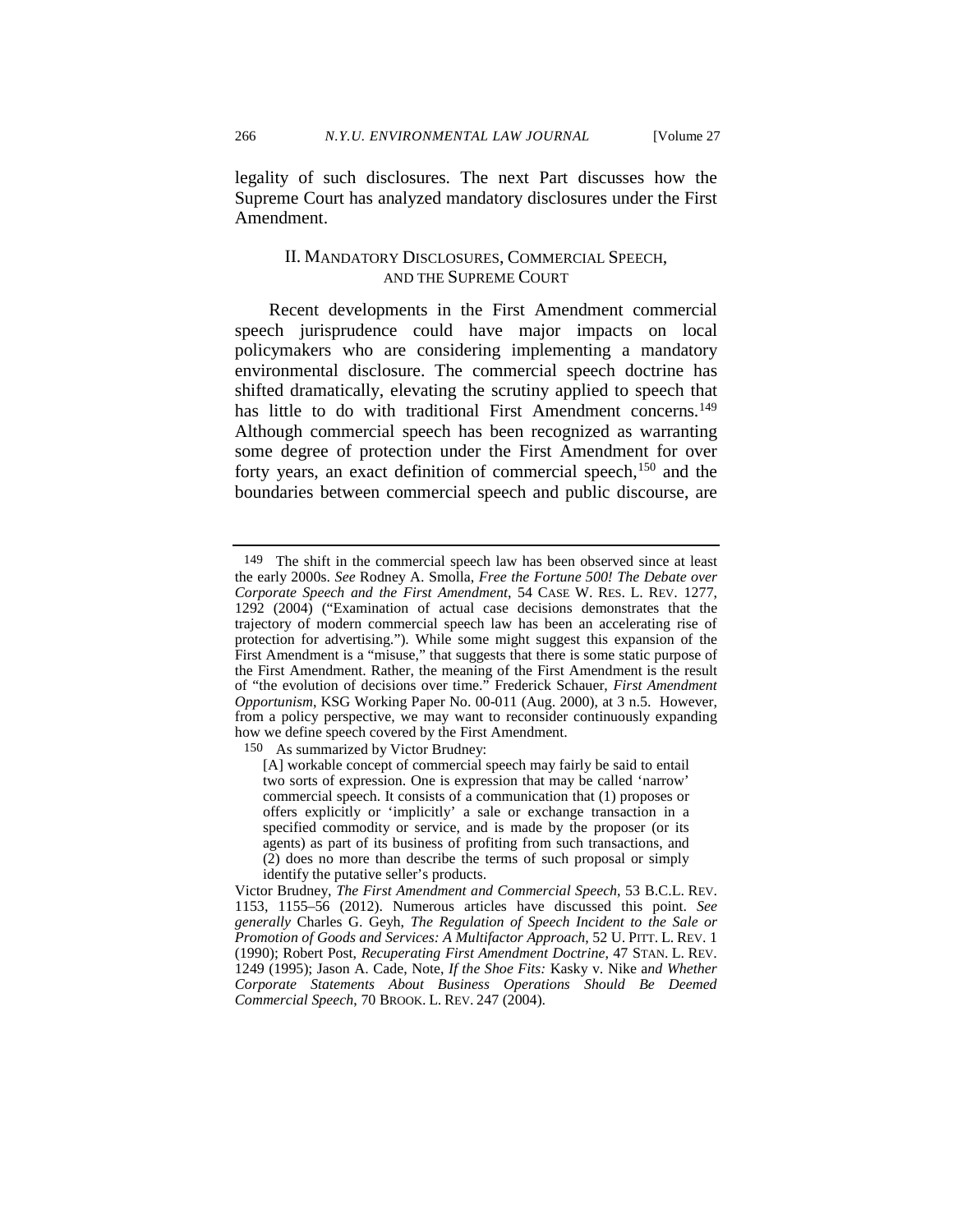legality of such disclosures. The next Part discusses how the Supreme Court has analyzed mandatory disclosures under the First Amendment.

## II. Mandatory Disclosures, Commercial Speech, and the Supreme Court

Recent developments in the First Amendment commercial speech jurisprudence could have major impacts on local policymakers who are considering implementing a mandatory environmental disclosure. The commercial speech doctrine has shifted dramatically, elevating the scrutiny applied to speech that has little to do with traditional First Amendment concerns.[149] Although commercial speech has been recognized as warranting some degree of protection under the First Amendment for over forty years, an exact definition of commercial speech,[150] and the boundaries between commercial speech and public discourse, are

---

149 The shift in the commercial speech law has been observed since at least the early 2000s. *See* Rodney A. Smolla, *Free the Fortune 500! The Debate over Corporate Speech and the First Amendment*, 54 CASE W. RES. L. REV. 1277, 1292 (2004) ("Examination of actual case decisions demonstrates that the trajectory of modern commercial speech law has been an accelerating rise of protection for advertising."). While some might suggest this expansion of the First Amendment is a "misuse," that suggests that there is some static purpose of the First Amendment. Rather, the meaning of the First Amendment is the result of "the evolution of decisions over time." Frederick Schauer, *First Amendment Opportunism*, KSG Working Paper No. 00-011 (Aug. 2000), at 3 n.5. However, from a policy perspective, we may want to reconsider continuously expanding how we define speech covered by the First Amendment.

150 As summarized by Victor Brudney:

> [A] workable concept of commercial speech may fairly be said to entail two sorts of expression. One is expression that may be called 'narrow' commercial speech. It consists of a communication that (1) proposes or offers explicitly or 'implicitly' a sale or exchange transaction in a specified commodity or service, and is made by the proposer (or its agents) as part of its business of profiting from such transactions, and (2) does no more than describe the terms of such proposal or simply identify the putative seller's products.

Victor Brudney, *The First Amendment and Commercial Speech*, 53 B.C.L. REV. 1153, 1155–56 (2012). Numerous articles have discussed this point. *See generally* Charles G. Geyh, *The Regulation of Speech Incident to the Sale or Promotion of Goods and Services: A Multifactor Approach*, 52 U. PITT. L. REV. 1 (1990); Robert Post, *Recuperating First Amendment Doctrine*, 47 STAN. L. REV. 1249 (1995); Jason A. Cade, Note, *If the Shoe Fits:* Kasky v. Nike *and Whether Corporate Statements About Business Operations Should Be Deemed Commercial Speech*, 70 BROOK. L. REV. 247 (2004).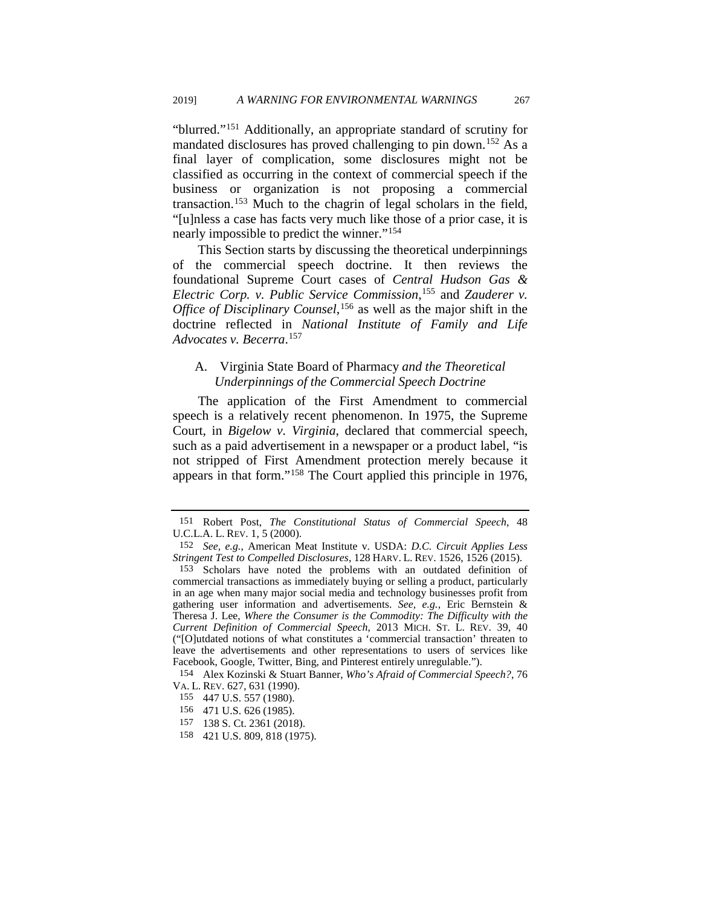"blurred."[151] Additionally, an appropriate standard of scrutiny for mandated disclosures has proved challenging to pin down.[152] As a final layer of complication, some disclosures might not be classified as occurring in the context of commercial speech if the business or organization is not proposing a commercial transaction.[153] Much to the chagrin of legal scholars in the field, "[u]nless a case has facts very much like those of a prior case, it is nearly impossible to predict the winner."[154]

This Section starts by discussing the theoretical underpinnings of the commercial speech doctrine. It then reviews the foundational Supreme Court cases of *Central Hudson Gas & Electric Corp. v. Public Service Commission*,[155] and *Zauderer v. Office of Disciplinary Counsel*,[156] as well as the major shift in the doctrine reflected in *National Institute of Family and Life Advocates v. Becerra*.[157]

### A. Virginia State Board of Pharmacy *and the Theoretical Underpinnings of the Commercial Speech Doctrine*

The application of the First Amendment to commercial speech is a relatively recent phenomenon. In 1975, the Supreme Court, in *Bigelow v. Virginia*, declared that commercial speech, such as a paid advertisement in a newspaper or a product label, "is not stripped of First Amendment protection merely because it appears in that form."[158] The Court applied this principle in 1976,

---

151 Robert Post, *The Constitutional Status of Commercial Speech*, 48 U.C.L.A. L. REV. 1, 5 (2000).

152 *See, e.g.*, American Meat Institute v. USDA: *D.C. Circuit Applies Less Stringent Test to Compelled Disclosures*, 128 HARV. L. REV. 1526, 1526 (2015).

153 Scholars have noted the problems with an outdated definition of commercial transactions as immediately buying or selling a product, particularly in an age when many major social media and technology businesses profit from gathering user information and advertisements. *See, e.g.*, Eric Bernstein & Theresa J. Lee, *Where the Consumer is the Commodity: The Difficulty with the Current Definition of Commercial Speech*, 2013 MICH. ST. L. REV. 39, 40 ("[O]utdated notions of what constitutes a 'commercial transaction' threaten to leave the advertisements and other representations to users of services like Facebook, Google, Twitter, Bing, and Pinterest entirely unregulable.").

154 Alex Kozinski & Stuart Banner, *Who's Afraid of Commercial Speech?*, 76 VA. L. REV. 627, 631 (1990).

155 447 U.S. 557 (1980).

156 471 U.S. 626 (1985).

157 138 S. Ct. 2361 (2018).

158 421 U.S. 809, 818 (1975).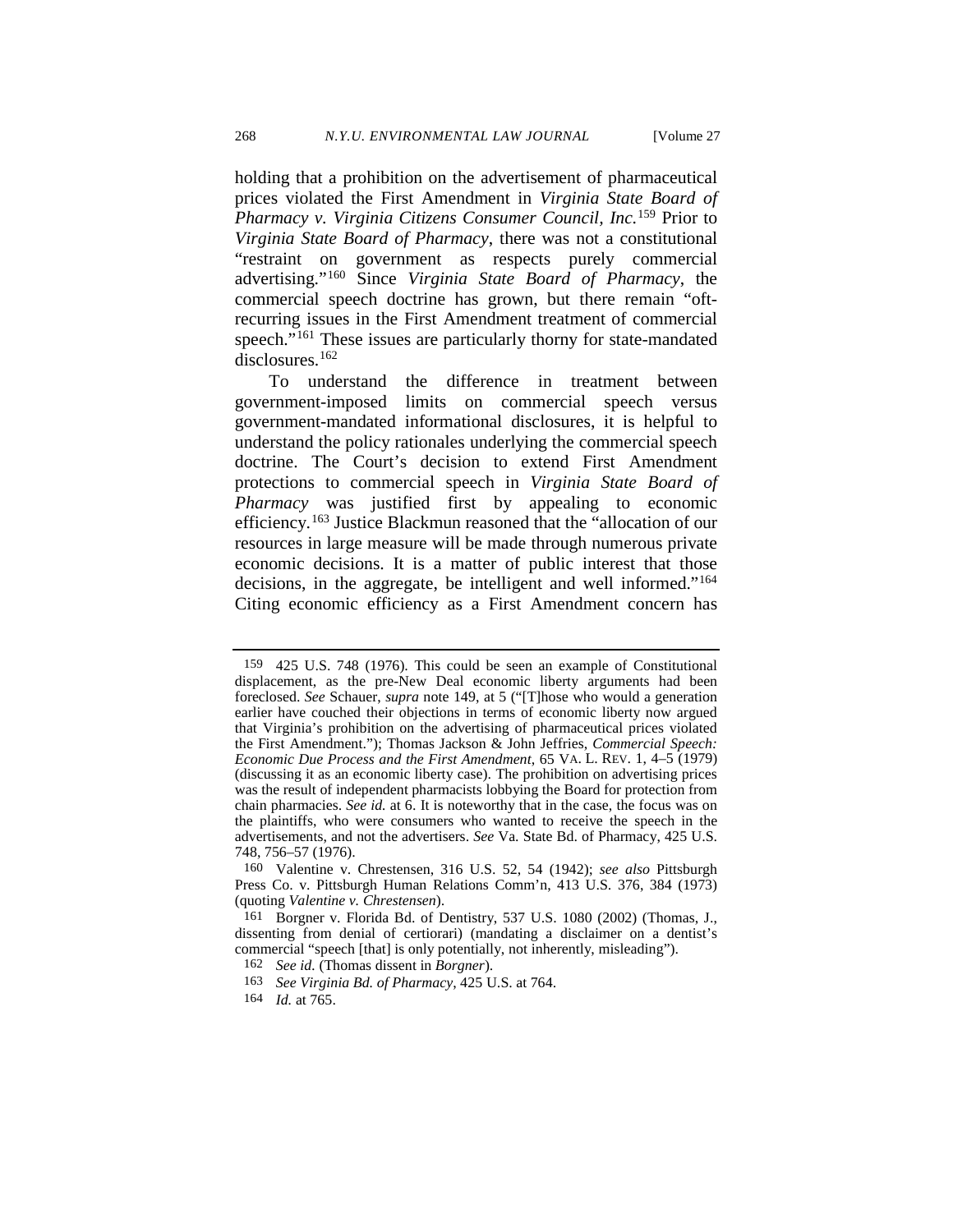holding that a prohibition on the advertisement of pharmaceutical prices violated the First Amendment in *Virginia State Board of Pharmacy v. Virginia Citizens Consumer Council, Inc.*[159] Prior to *Virginia State Board of Pharmacy*, there was not a constitutional "restraint on government as respects purely commercial advertising."[160] Since *Virginia State Board of Pharmacy*, the commercial speech doctrine has grown, but there remain "oft-recurring issues in the First Amendment treatment of commercial speech."[161] These issues are particularly thorny for state-mandated disclosures.[162]

To understand the difference in treatment between government-imposed limits on commercial speech versus government-mandated informational disclosures, it is helpful to understand the policy rationales underlying the commercial speech doctrine. The Court's decision to extend First Amendment protections to commercial speech in *Virginia State Board of Pharmacy* was justified first by appealing to economic efficiency.[163] Justice Blackmun reasoned that the "allocation of our resources in large measure will be made through numerous private economic decisions. It is a matter of public interest that those decisions, in the aggregate, be intelligent and well informed."[164] Citing economic efficiency as a First Amendment concern has

---

159 425 U.S. 748 (1976). This could be seen an example of Constitutional displacement, as the pre-New Deal economic liberty arguments had been foreclosed. *See* Schauer, *supra* note 149, at 5 ("[T]hose who would a generation earlier have couched their objections in terms of economic liberty now argued that Virginia's prohibition on the advertising of pharmaceutical prices violated the First Amendment."); Thomas Jackson & John Jeffries, *Commercial Speech: Economic Due Process and the First Amendment*, 65 VA. L. REV. 1, 4–5 (1979) (discussing it as an economic liberty case). The prohibition on advertising prices was the result of independent pharmacists lobbying the Board for protection from chain pharmacies. *See id.* at 6. It is noteworthy that in the case, the focus was on the plaintiffs, who were consumers who wanted to receive the speech in the advertisements, and not the advertisers. *See* Va. State Bd. of Pharmacy, 425 U.S. 748, 756–57 (1976).

160 Valentine v. Chrestensen, 316 U.S. 52, 54 (1942); *see also* Pittsburgh Press Co. v. Pittsburgh Human Relations Comm'n, 413 U.S. 376, 384 (1973) (quoting *Valentine v. Chrestensen*).

161 Borgner v. Florida Bd. of Dentistry, 537 U.S. 1080 (2002) (Thomas, J., dissenting from denial of certiorari) (mandating a disclaimer on a dentist's commercial "speech [that] is only potentially, not inherently, misleading").

162 *See id.* (Thomas dissent in *Borgner*).

163 *See Virginia Bd. of Pharmacy*, 425 U.S. at 764.

164 *Id.* at 765.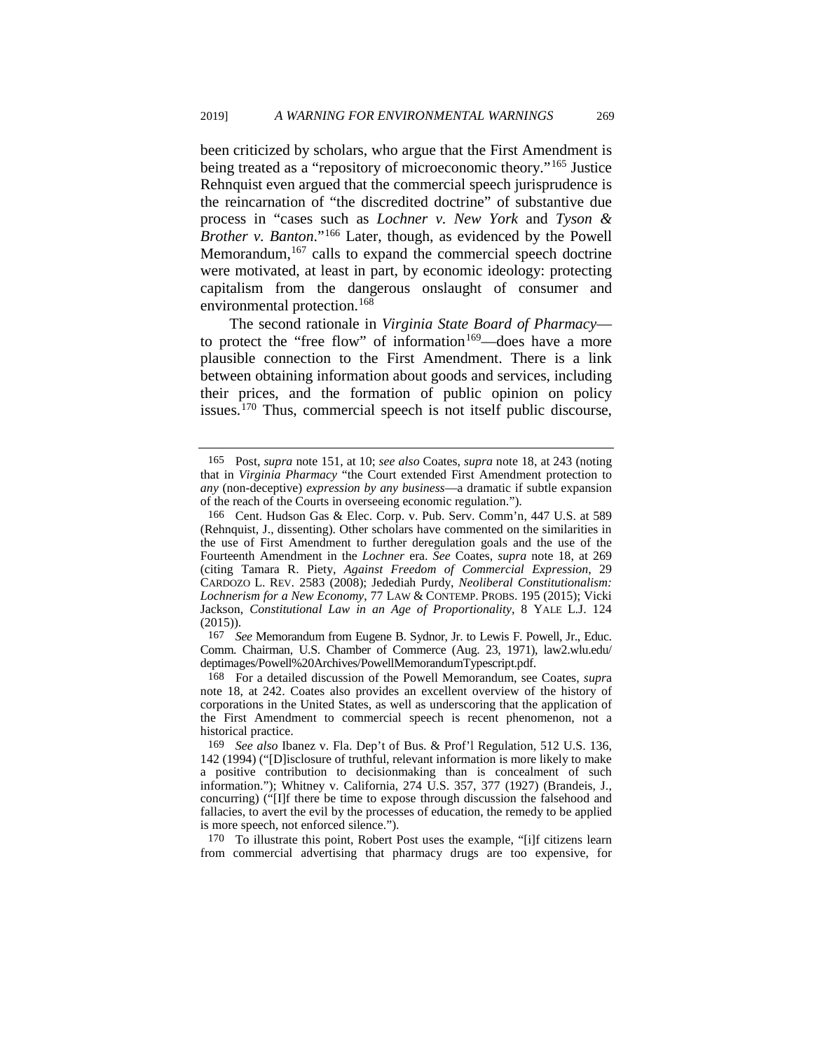been criticized by scholars, who argue that the First Amendment is being treated as a "repository of microeconomic theory."[165] Justice Rehnquist even argued that the commercial speech jurisprudence is the reincarnation of "the discredited doctrine" of substantive due process in "cases such as *Lochner v. New York* and *Tyson & Brother v. Banton*."[166] Later, though, as evidenced by the Powell Memorandum,[167] calls to expand the commercial speech doctrine were motivated, at least in part, by economic ideology: protecting capitalism from the dangerous onslaught of consumer and environmental protection.[168]

The second rationale in *Virginia State Board of Pharmacy*—to protect the "free flow" of information[169]—does have a more plausible connection to the First Amendment. There is a link between obtaining information about goods and services, including their prices, and the formation of public opinion on policy issues.[170] Thus, commercial speech is not itself public discourse,

---

165 Post, *supra* note 151, at 10; *see also* Coates, *supra* note 18, at 243 (noting that in *Virginia Pharmacy* "the Court extended First Amendment protection to *any* (non-deceptive) *expression by any business*—a dramatic if subtle expansion of the reach of the Courts in overseeing economic regulation.").

166 Cent. Hudson Gas & Elec. Corp. v. Pub. Serv. Comm'n, 447 U.S. at 589 (Rehnquist, J., dissenting). Other scholars have commented on the similarities in the use of First Amendment to further deregulation goals and the use of the Fourteenth Amendment in the *Lochner* era. *See* Coates, *supra* note 18, at 269 (citing Tamara R. Piety, *Against Freedom of Commercial Expression*, 29 CARDOZO L. REV. 2583 (2008); Jedediah Purdy, *Neoliberal Constitutionalism: Lochnerism for a New Economy*, 77 LAW & CONTEMP. PROBS. 195 (2015); Vicki Jackson, *Constitutional Law in an Age of Proportionality*, 8 YALE L.J. 124 (2015)).

167 *See* Memorandum from Eugene B. Sydnor, Jr. to Lewis F. Powell, Jr., Educ. Comm. Chairman, U.S. Chamber of Commerce (Aug. 23, 1971), law2.wlu.edu/deptimages/Powell%20Archives/PowellMemorandumTypescript.pdf.

168 For a detailed discussion of the Powell Memorandum, see Coates, *supra* note 18, at 242. Coates also provides an excellent overview of the history of corporations in the United States, as well as underscoring that the application of the First Amendment to commercial speech is recent phenomenon, not a historical practice.

169 *See also* Ibanez v. Fla. Dep't of Bus. & Prof'l Regulation, 512 U.S. 136, 142 (1994) ("[D]isclosure of truthful, relevant information is more likely to make a positive contribution to decisionmaking than is concealment of such information."); Whitney v. California, 274 U.S. 357, 377 (1927) (Brandeis, J., concurring) ("[I]f there be time to expose through discussion the falsehood and fallacies, to avert the evil by the processes of education, the remedy to be applied is more speech, not enforced silence.").

170 To illustrate this point, Robert Post uses the example, "[i]f citizens learn from commercial advertising that pharmacy drugs are too expensive, for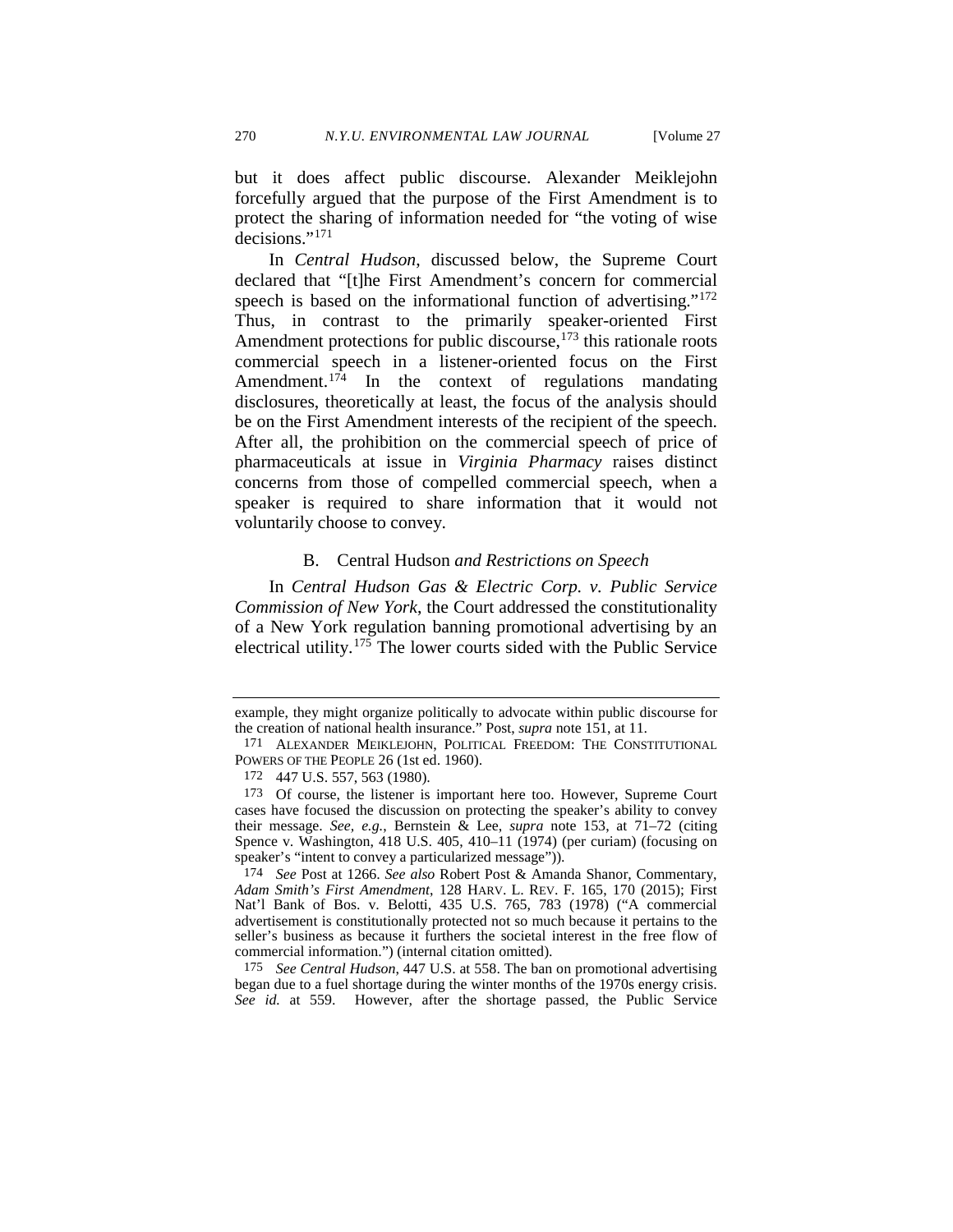but it does affect public discourse. Alexander Meiklejohn forcefully argued that the purpose of the First Amendment is to protect the sharing of information needed for "the voting of wise decisions."[171]

In *Central Hudson*, discussed below, the Supreme Court declared that "[t]he First Amendment's concern for commercial speech is based on the informational function of advertising."[172] Thus, in contrast to the primarily speaker-oriented First Amendment protections for public discourse,[173] this rationale roots commercial speech in a listener-oriented focus on the First Amendment.[174] In the context of regulations mandating disclosures, theoretically at least, the focus of the analysis should be on the First Amendment interests of the recipient of the speech. After all, the prohibition on the commercial speech of price of pharmaceuticals at issue in *Virginia Pharmacy* raises distinct concerns from those of compelled commercial speech, when a speaker is required to share information that it would not voluntarily choose to convey.

### B. Central Hudson *and Restrictions on Speech*

In *Central Hudson Gas & Electric Corp. v. Public Service Commission of New York*, the Court addressed the constitutionality of a New York regulation banning promotional advertising by an electrical utility.[175] The lower courts sided with the Public Service

---

example, they might organize politically to advocate within public discourse for the creation of national health insurance." Post, *supra* note 151, at 11.

171 ALEXANDER MEIKLEJOHN, POLITICAL FREEDOM: THE CONSTITUTIONAL POWERS OF THE PEOPLE 26 (1st ed. 1960).

172 447 U.S. 557, 563 (1980).

173 Of course, the listener is important here too. However, Supreme Court cases have focused the discussion on protecting the speaker's ability to convey their message. *See, e.g.*, Bernstein & Lee, *supra* note 153, at 71–72 (citing Spence v. Washington, 418 U.S. 405, 410–11 (1974) (per curiam) (focusing on speaker's "intent to convey a particularized message")).

174 *See* Post at 1266. *See also* Robert Post & Amanda Shanor, Commentary, *Adam Smith's First Amendment*, 128 HARV. L. REV. F. 165, 170 (2015); First Nat'l Bank of Bos. v. Belotti, 435 U.S. 765, 783 (1978) ("A commercial advertisement is constitutionally protected not so much because it pertains to the seller's business as because it furthers the societal interest in the free flow of commercial information.") (internal citation omitted).

175 *See Central Hudson*, 447 U.S. at 558. The ban on promotional advertising began due to a fuel shortage during the winter months of the 1970s energy crisis. *See id.* at 559. However, after the shortage passed, the Public Service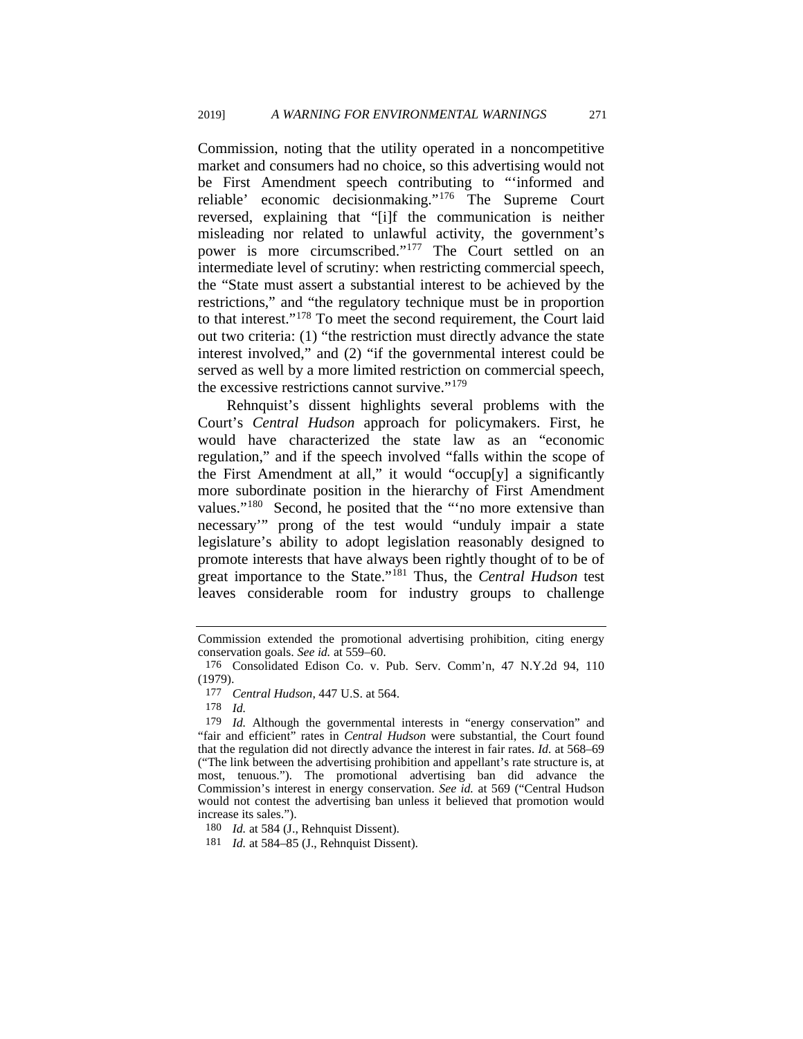Commission, noting that the utility operated in a noncompetitive market and consumers had no choice, so this advertising would not be First Amendment speech contributing to "'informed and reliable' economic decisionmaking."[176] The Supreme Court reversed, explaining that "[i]f the communication is neither misleading nor related to unlawful activity, the government's power is more circumscribed."[177] The Court settled on an intermediate level of scrutiny: when restricting commercial speech, the "State must assert a substantial interest to be achieved by the restrictions," and "the regulatory technique must be in proportion to that interest."[178] To meet the second requirement, the Court laid out two criteria: (1) "the restriction must directly advance the state interest involved," and (2) "if the governmental interest could be served as well by a more limited restriction on commercial speech, the excessive restrictions cannot survive."[179]

Rehnquist's dissent highlights several problems with the Court's *Central Hudson* approach for policymakers. First, he would have characterized the state law as an "economic regulation," and if the speech involved "falls within the scope of the First Amendment at all," it would "occup[y] a significantly more subordinate position in the hierarchy of First Amendment values."[180] Second, he posited that the "'no more extensive than necessary'" prong of the test would "unduly impair a state legislature's ability to adopt legislation reasonably designed to promote interests that have always been rightly thought of to be of great importance to the State."[181] Thus, the *Central Hudson* test leaves considerable room for industry groups to challenge

---

Commission extended the promotional advertising prohibition, citing energy conservation goals. *See id.* at 559–60.

176 Consolidated Edison Co. v. Pub. Serv. Comm'n, 47 N.Y.2d 94, 110 (1979).

177 *Central Hudson*, 447 U.S. at 564.

178 *Id.*

179 *Id.* Although the governmental interests in "energy conservation" and "fair and efficient" rates in *Central Hudson* were substantial, the Court found that the regulation did not directly advance the interest in fair rates. *Id.* at 568–69 ("The link between the advertising prohibition and appellant's rate structure is, at most, tenuous."). The promotional advertising ban did advance the Commission's interest in energy conservation. *See id.* at 569 ("Central Hudson would not contest the advertising ban unless it believed that promotion would increase its sales.").

180 *Id.* at 584 (J., Rehnquist Dissent).

181 *Id.* at 584–85 (J., Rehnquist Dissent).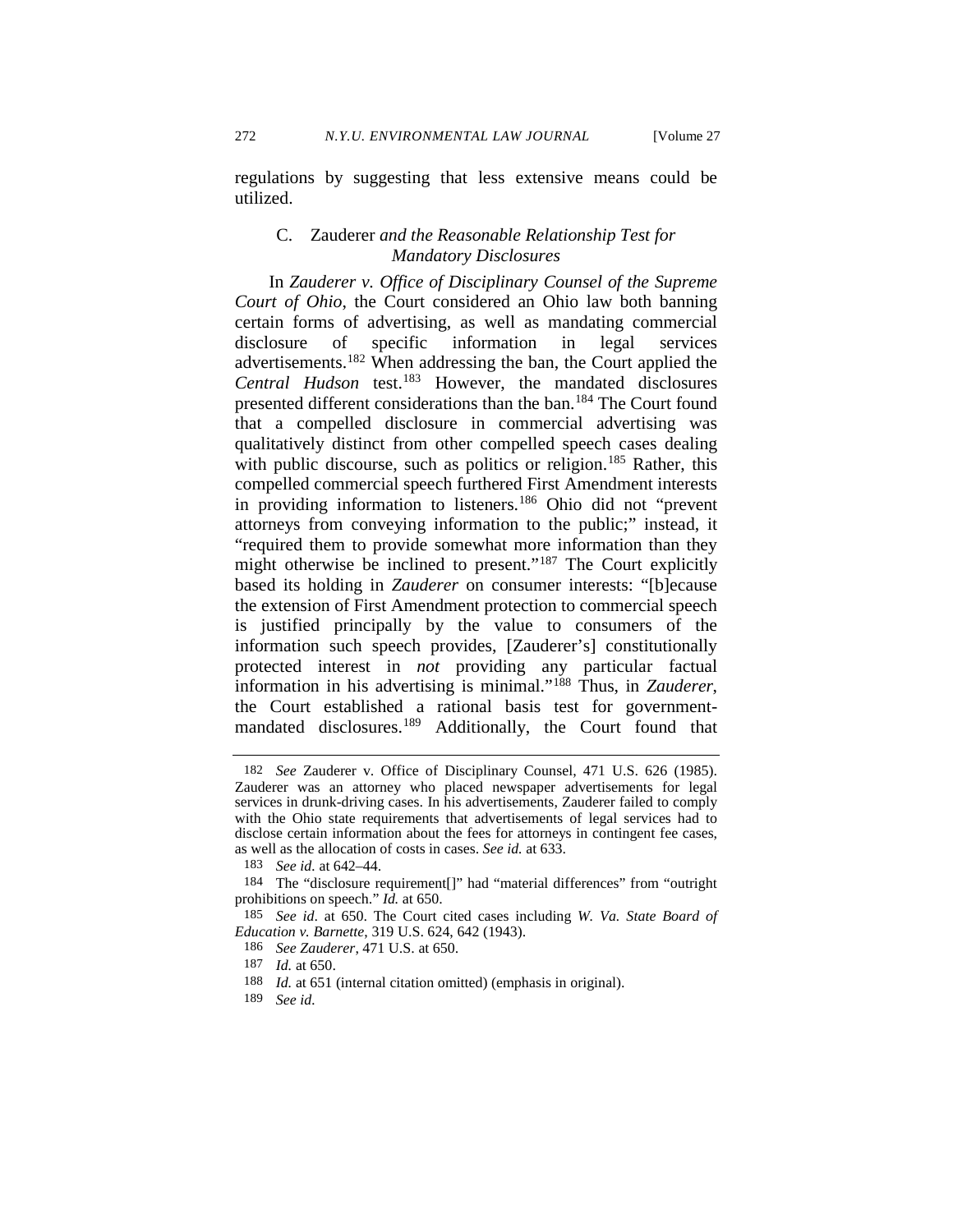regulations by suggesting that less extensive means could be utilized.

### C. *Zauderer and the Reasonable Relationship Test for Mandatory Disclosures*

In *Zauderer v. Office of Disciplinary Counsel of the Supreme Court of Ohio*, the Court considered an Ohio law both banning certain forms of advertising, as well as mandating commercial disclosure of specific information in legal services advertisements.[182] When addressing the ban, the Court applied the *Central Hudson* test.[183] However, the mandated disclosures presented different considerations than the ban.[184] The Court found that a compelled disclosure in commercial advertising was qualitatively distinct from other compelled speech cases dealing with public discourse, such as politics or religion.[185] Rather, this compelled commercial speech furthered First Amendment interests in providing information to listeners.[186] Ohio did not "prevent attorneys from conveying information to the public;" instead, it "required them to provide somewhat more information than they might otherwise be inclined to present."[187] The Court explicitly based its holding in *Zauderer* on consumer interests: "[b]ecause the extension of First Amendment protection to commercial speech is justified principally by the value to consumers of the information such speech provides, [Zauderer's] constitutionally protected interest in *not* providing any particular factual information in his advertising is minimal."[188] Thus, in *Zauderer*, the Court established a rational basis test for government-mandated disclosures.[189] Additionally, the Court found that

---

182 *See* Zauderer v. Office of Disciplinary Counsel, 471 U.S. 626 (1985). Zauderer was an attorney who placed newspaper advertisements for legal services in drunk-driving cases. In his advertisements, Zauderer failed to comply with the Ohio state requirements that advertisements of legal services had to disclose certain information about the fees for attorneys in contingent fee cases, as well as the allocation of costs in cases. *See id.* at 633.

183 *See id.* at 642–44.

184 The "disclosure requirement[]" had "material differences" from "outright prohibitions on speech." *Id.* at 650.

185 *See id.* at 650. The Court cited cases including *W. Va. State Board of Education v. Barnette*, 319 U.S. 624, 642 (1943).

186 *See Zauderer*, 471 U.S. at 650.

187 *Id.* at 650.

188 *Id.* at 651 (internal citation omitted) (emphasis in original).

189 *See id.*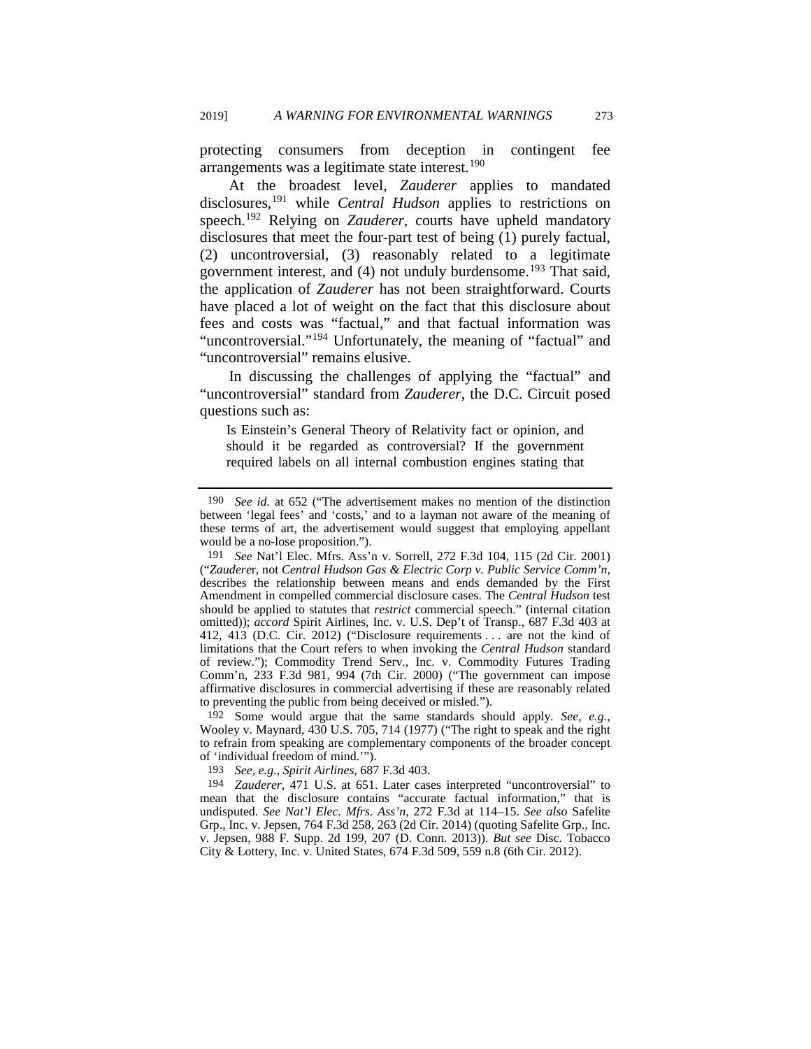protecting consumers from deception in contingent fee arrangements was a legitimate state interest.[190]

At the broadest level, *Zauderer* applies to mandated disclosures,[191] while *Central Hudson* applies to restrictions on speech.[192] Relying on *Zauderer*, courts have upheld mandatory disclosures that meet the four-part test of being (1) purely factual, (2) uncontroversial, (3) reasonably related to a legitimate government interest, and (4) not unduly burdensome.[193] That said, the application of *Zauderer* has not been straightforward. Courts have placed a lot of weight on the fact that this disclosure about fees and costs was "factual," and that factual information was "uncontroversial."[194] Unfortunately, the meaning of "factual" and "uncontroversial" remains elusive.

In discussing the challenges of applying the "factual" and "uncontroversial" standard from *Zauderer*, the D.C. Circuit posed questions such as:

> Is Einstein's General Theory of Relativity fact or opinion, and should it be regarded as controversial? If the government required labels on all internal combustion engines stating that

---

190 *See id.* at 652 ("The advertisement makes no mention of the distinction between 'legal fees' and 'costs,' and to a layman not aware of the meaning of these terms of art, the advertisement would suggest that employing appellant would be a no-lose proposition.").

191 *See* Nat'l Elec. Mfrs. Ass'n v. Sorrell, 272 F.3d 104, 115 (2d Cir. 2001) ("*Zauderer*, not *Central Hudson Gas & Electric Corp v. Public Service Comm'n*, describes the relationship between means and ends demanded by the First Amendment in compelled commercial disclosure cases. The *Central Hudson* test should be applied to statutes that *restrict* commercial speech." (internal citation omitted)); *accord* Spirit Airlines, Inc. v. U.S. Dep't of Transp., 687 F.3d 403 at 412, 413 (D.C. Cir. 2012) ("Disclosure requirements . . . are not the kind of limitations that the Court refers to when invoking the *Central Hudson* standard of review."); Commodity Trend Serv., Inc. v. Commodity Futures Trading Comm'n, 233 F.3d 981, 994 (7th Cir. 2000) ("The government can impose affirmative disclosures in commercial advertising if these are reasonably related to preventing the public from being deceived or misled.").

192 Some would argue that the same standards should apply. *See, e.g.*, Wooley v. Maynard, 430 U.S. 705, 714 (1977) ("The right to speak and the right to refrain from speaking are complementary components of the broader concept of 'individual freedom of mind.'").

193 *See, e.g.*, *Spirit Airlines*, 687 F.3d 403.

194 *Zauderer*, 471 U.S. at 651. Later cases interpreted "uncontroversial" to mean that the disclosure contains "accurate factual information," that is undisputed. *See Nat'l Elec. Mfrs. Ass'n*, 272 F.3d at 114–15. *See also* Safelite Grp., Inc. v. Jepsen, 764 F.3d 258, 263 (2d Cir. 2014) (quoting Safelite Grp., Inc. v. Jepsen, 988 F. Supp. 2d 199, 207 (D. Conn. 2013)). *But see* Disc. Tobacco City & Lottery, Inc. v. United States, 674 F.3d 509, 559 n.8 (6th Cir. 2012).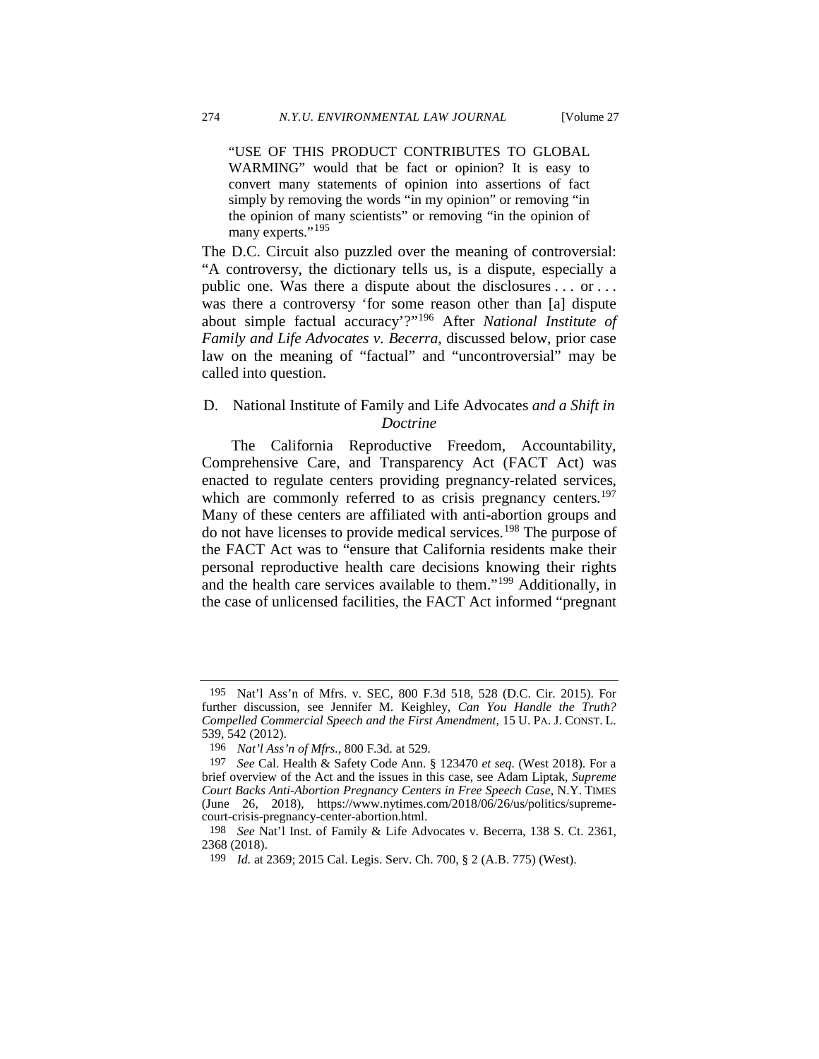> "USE OF THIS PRODUCT CONTRIBUTES TO GLOBAL WARMING" would that be fact or opinion? It is easy to convert many statements of opinion into assertions of fact simply by removing the words "in my opinion" or removing "in the opinion of many scientists" or removing "in the opinion of many experts."[195]

The D.C. Circuit also puzzled over the meaning of controversial: "A controversy, the dictionary tells us, is a dispute, especially a public one. Was there a dispute about the disclosures . . . or . . . was there a controversy 'for some reason other than [a] dispute about simple factual accuracy'?"[196] After *National Institute of Family and Life Advocates v. Becerra*, discussed below, prior case law on the meaning of "factual" and "uncontroversial" may be called into question.

### D. National Institute of Family and Life Advocates *and a Shift in Doctrine*

The California Reproductive Freedom, Accountability, Comprehensive Care, and Transparency Act (FACT Act) was enacted to regulate centers providing pregnancy-related services, which are commonly referred to as crisis pregnancy centers.[197] Many of these centers are affiliated with anti-abortion groups and do not have licenses to provide medical services.[198] The purpose of the FACT Act was to "ensure that California residents make their personal reproductive health care decisions knowing their rights and the health care services available to them."[199] Additionally, in the case of unlicensed facilities, the FACT Act informed "pregnant

---

195 Nat'l Ass'n of Mfrs. v. SEC, 800 F.3d 518, 528 (D.C. Cir. 2015). For further discussion, see Jennifer M. Keighley, *Can You Handle the Truth? Compelled Commercial Speech and the First Amendment*, 15 U. PA. J. CONST. L. 539, 542 (2012).

196 *Nat'l Ass'n of Mfrs.*, 800 F.3d. at 529.

197 *See* Cal. Health & Safety Code Ann. § 123470 *et seq*. (West 2018). For a brief overview of the Act and the issues in this case, see Adam Liptak, *Supreme Court Backs Anti-Abortion Pregnancy Centers in Free Speech Case*, N.Y. TIMES (June 26, 2018), https://www.nytimes.com/2018/06/26/us/politics/supreme-court-crisis-pregnancy-center-abortion.html.

198 *See* Nat'l Inst. of Family & Life Advocates v. Becerra, 138 S. Ct. 2361, 2368 (2018).

199 *Id.* at 2369; 2015 Cal. Legis. Serv. Ch. 700, § 2 (A.B. 775) (West).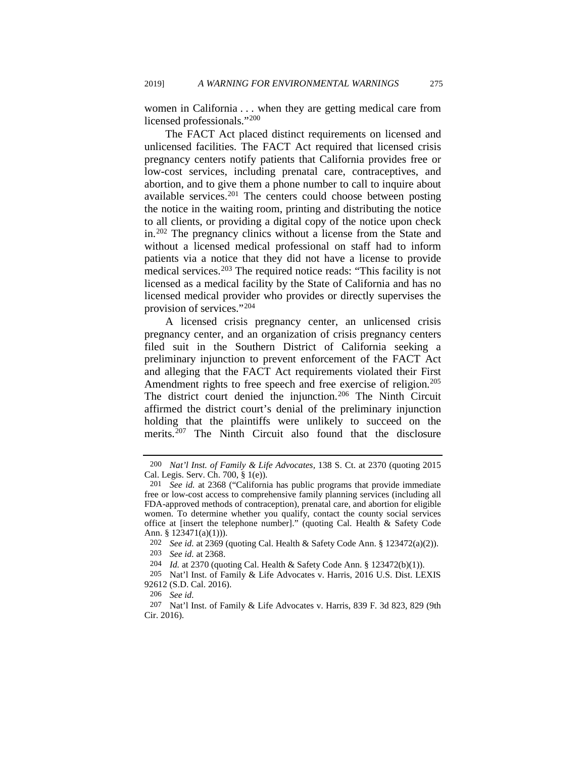women in California . . . when they are getting medical care from licensed professionals."[200]

The FACT Act placed distinct requirements on licensed and unlicensed facilities. The FACT Act required that licensed crisis pregnancy centers notify patients that California provides free or low-cost services, including prenatal care, contraceptives, and abortion, and to give them a phone number to call to inquire about available services.[201] The centers could choose between posting the notice in the waiting room, printing and distributing the notice to all clients, or providing a digital copy of the notice upon check in.[202] The pregnancy clinics without a license from the State and without a licensed medical professional on staff had to inform patients via a notice that they did not have a license to provide medical services.[203] The required notice reads: "This facility is not licensed as a medical facility by the State of California and has no licensed medical provider who provides or directly supervises the provision of services."[204]

A licensed crisis pregnancy center, an unlicensed crisis pregnancy center, and an organization of crisis pregnancy centers filed suit in the Southern District of California seeking a preliminary injunction to prevent enforcement of the FACT Act and alleging that the FACT Act requirements violated their First Amendment rights to free speech and free exercise of religion.[205] The district court denied the injunction.[206] The Ninth Circuit affirmed the district court's denial of the preliminary injunction holding that the plaintiffs were unlikely to succeed on the merits.[207] The Ninth Circuit also found that the disclosure

---

200 *Nat'l Inst. of Family & Life Advocates*, 138 S. Ct. at 2370 (quoting 2015 Cal. Legis. Serv. Ch. 700, § 1(e)).

201 *See id.* at 2368 ("California has public programs that provide immediate free or low-cost access to comprehensive family planning services (including all FDA-approved methods of contraception), prenatal care, and abortion for eligible women. To determine whether you qualify, contact the county social services office at [insert the telephone number]." (quoting Cal. Health & Safety Code Ann. § 123471(a)(1))).

202 *See id.* at 2369 (quoting Cal. Health & Safety Code Ann. § 123472(a)(2)).

203 *See id.* at 2368.

204 *Id.* at 2370 (quoting Cal. Health & Safety Code Ann. § 123472(b)(1)).

205 Nat'l Inst. of Family & Life Advocates v. Harris, 2016 U.S. Dist. LEXIS 92612 (S.D. Cal. 2016).

206 *See id.*

207 Nat'l Inst. of Family & Life Advocates v. Harris, 839 F. 3d 823, 829 (9th Cir. 2016).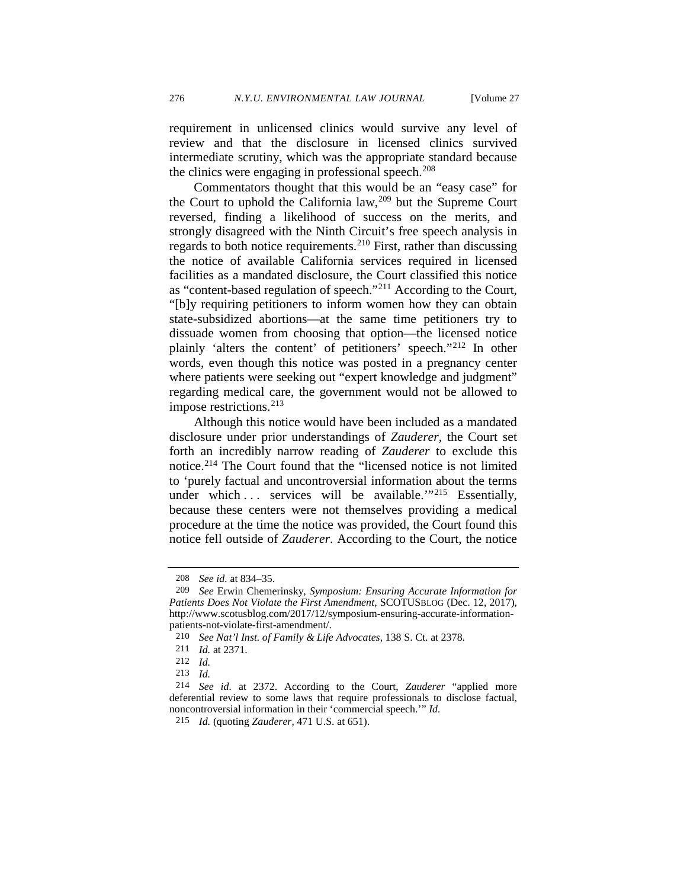requirement in unlicensed clinics would survive any level of review and that the disclosure in licensed clinics survived intermediate scrutiny, which was the appropriate standard because the clinics were engaging in professional speech.[208]

Commentators thought that this would be an "easy case" for the Court to uphold the California law,[209] but the Supreme Court reversed, finding a likelihood of success on the merits, and strongly disagreed with the Ninth Circuit's free speech analysis in regards to both notice requirements.[210] First, rather than discussing the notice of available California services required in licensed facilities as a mandated disclosure, the Court classified this notice as "content-based regulation of speech."[211] According to the Court, "[b]y requiring petitioners to inform women how they can obtain state-subsidized abortions—at the same time petitioners try to dissuade women from choosing that option—the licensed notice plainly 'alters the content' of petitioners' speech."[212] In other words, even though this notice was posted in a pregnancy center where patients were seeking out "expert knowledge and judgment" regarding medical care, the government would not be allowed to impose restrictions.[213]

Although this notice would have been included as a mandated disclosure under prior understandings of *Zauderer*, the Court set forth an incredibly narrow reading of *Zauderer* to exclude this notice.[214] The Court found that the "licensed notice is not limited to 'purely factual and uncontroversial information about the terms under which . . . services will be available.'"[215] Essentially, because these centers were not themselves providing a medical procedure at the time the notice was provided, the Court found this notice fell outside of *Zauderer*. According to the Court, the notice

---

208 *See id.* at 834–35.

209 *See* Erwin Chemerinsky, *Symposium: Ensuring Accurate Information for Patients Does Not Violate the First Amendment*, SCOTUSBLOG (Dec. 12, 2017), http://www.scotusblog.com/2017/12/symposium-ensuring-accurate-information-patients-not-violate-first-amendment/.

210 *See Nat'l Inst. of Family & Life Advocates*, 138 S. Ct. at 2378.

211 *Id.* at 2371.

212 *Id.*

213 *Id.*

214 *See id.* at 2372. According to the Court, *Zauderer* "applied more deferential review to some laws that require professionals to disclose factual, noncontroversial information in their 'commercial speech.'" *Id.*

215 *Id.* (quoting *Zauderer*, 471 U.S. at 651).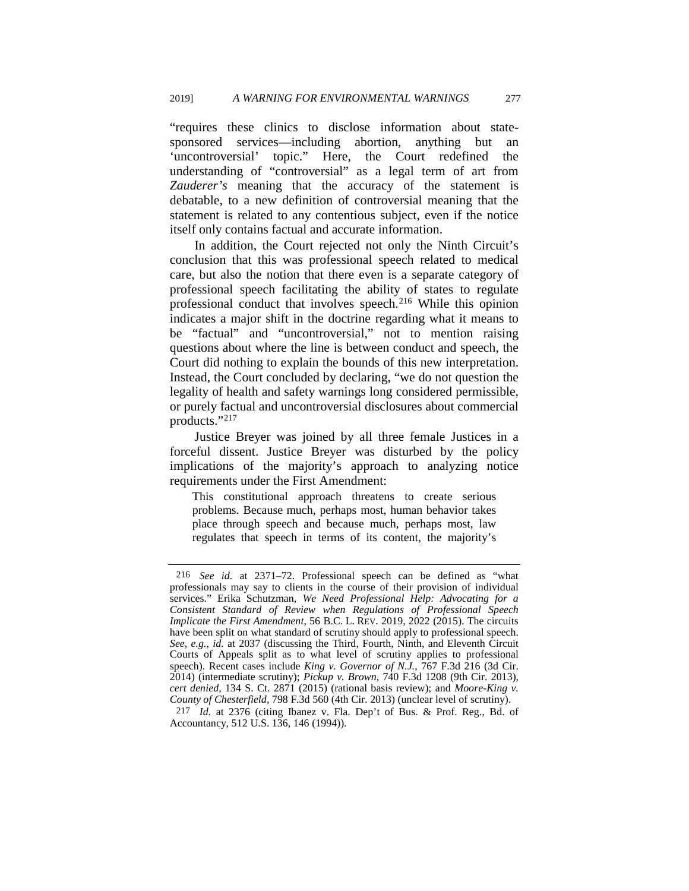"requires these clinics to disclose information about state-sponsored services—including abortion, anything but an 'uncontroversial' topic." Here, the Court redefined the understanding of "controversial" as a legal term of art from *Zauderer's* meaning that the accuracy of the statement is debatable, to a new definition of controversial meaning that the statement is related to any contentious subject, even if the notice itself only contains factual and accurate information.

In addition, the Court rejected not only the Ninth Circuit's conclusion that this was professional speech related to medical care, but also the notion that there even is a separate category of professional speech facilitating the ability of states to regulate professional conduct that involves speech.[216] While this opinion indicates a major shift in the doctrine regarding what it means to be "factual" and "uncontroversial," not to mention raising questions about where the line is between conduct and speech, the Court did nothing to explain the bounds of this new interpretation. Instead, the Court concluded by declaring, "we do not question the legality of health and safety warnings long considered permissible, or purely factual and uncontroversial disclosures about commercial products."[217]

Justice Breyer was joined by all three female Justices in a forceful dissent. Justice Breyer was disturbed by the policy implications of the majority's approach to analyzing notice requirements under the First Amendment:

> This constitutional approach threatens to create serious problems. Because much, perhaps most, human behavior takes place through speech and because much, perhaps most, law regulates that speech in terms of its content, the majority's

---

216 *See id.* at 2371–72. Professional speech can be defined as "what professionals may say to clients in the course of their provision of individual services." Erika Schutzman, *We Need Professional Help: Advocating for a Consistent Standard of Review when Regulations of Professional Speech Implicate the First Amendment*, 56 B.C. L. REV. 2019, 2022 (2015). The circuits have been split on what standard of scrutiny should apply to professional speech. *See, e.g.*, *id.* at 2037 (discussing the Third, Fourth, Ninth, and Eleventh Circuit Courts of Appeals split as to what level of scrutiny applies to professional speech). Recent cases include *King v. Governor of N.J.*, 767 F.3d 216 (3d Cir. 2014) (intermediate scrutiny); *Pickup v. Brown*, 740 F.3d 1208 (9th Cir. 2013), *cert denied*, 134 S. Ct. 2871 (2015) (rational basis review); and *Moore-King v. County of Chesterfield*, 798 F.3d 560 (4th Cir. 2013) (unclear level of scrutiny).

217 *Id.* at 2376 (citing Ibanez v. Fla. Dep't of Bus. & Prof. Reg., Bd. of Accountancy, 512 U.S. 136, 146 (1994)).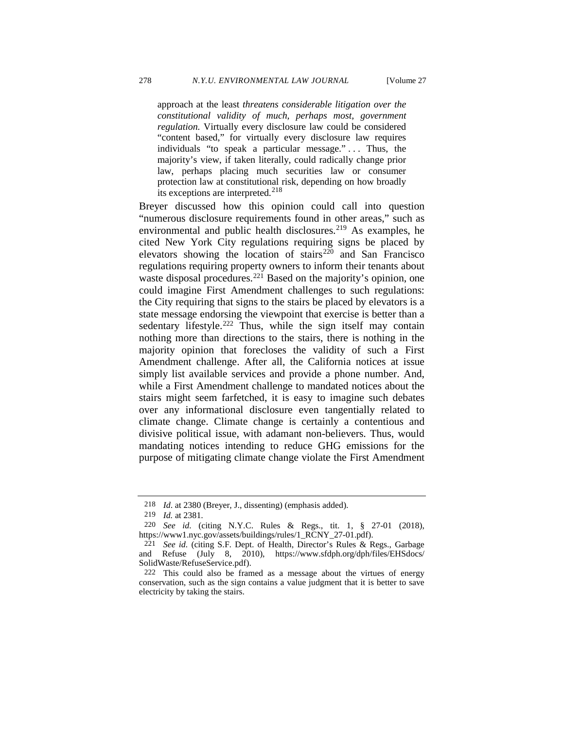> approach at the least *threatens considerable litigation over the constitutional validity of much, perhaps most, government regulation.* Virtually every disclosure law could be considered "content based," for virtually every disclosure law requires individuals "to speak a particular message." . . . Thus, the majority's view, if taken literally, could radically change prior law, perhaps placing much securities law or consumer protection law at constitutional risk, depending on how broadly its exceptions are interpreted.[218]

Breyer discussed how this opinion could call into question "numerous disclosure requirements found in other areas," such as environmental and public health disclosures.[219] As examples, he cited New York City regulations requiring signs be placed by elevators showing the location of stairs[220] and San Francisco regulations requiring property owners to inform their tenants about waste disposal procedures.[221] Based on the majority's opinion, one could imagine First Amendment challenges to such regulations: the City requiring that signs to the stairs be placed by elevators is a state message endorsing the viewpoint that exercise is better than a sedentary lifestyle.[222] Thus, while the sign itself may contain nothing more than directions to the stairs, there is nothing in the majority opinion that forecloses the validity of such a First Amendment challenge. After all, the California notices at issue simply list available services and provide a phone number. And, while a First Amendment challenge to mandated notices about the stairs might seem farfetched, it is easy to imagine such debates over any informational disclosure even tangentially related to climate change. Climate change is certainly a contentious and divisive political issue, with adamant non-believers. Thus, would mandating notices intending to reduce GHG emissions for the purpose of mitigating climate change violate the First Amendment

---

218 *Id*. at 2380 (Breyer, J., dissenting) (emphasis added).

219 *Id.* at 2381.

220 *See id.* (citing N.Y.C. Rules & Regs., tit. 1, § 27-01 (2018), https://www1.nyc.gov/assets/buildings/rules/1_RCNY_27-01.pdf).

221 *See id.* (citing S.F. Dept. of Health, Director's Rules & Regs., Garbage and Refuse (July 8, 2010), https://www.sfdph.org/dph/files/EHSdocs/SolidWaste/RefuseService.pdf).

222 This could also be framed as a message about the virtues of energy conservation, such as the sign contains a value judgment that it is better to save electricity by taking the stairs.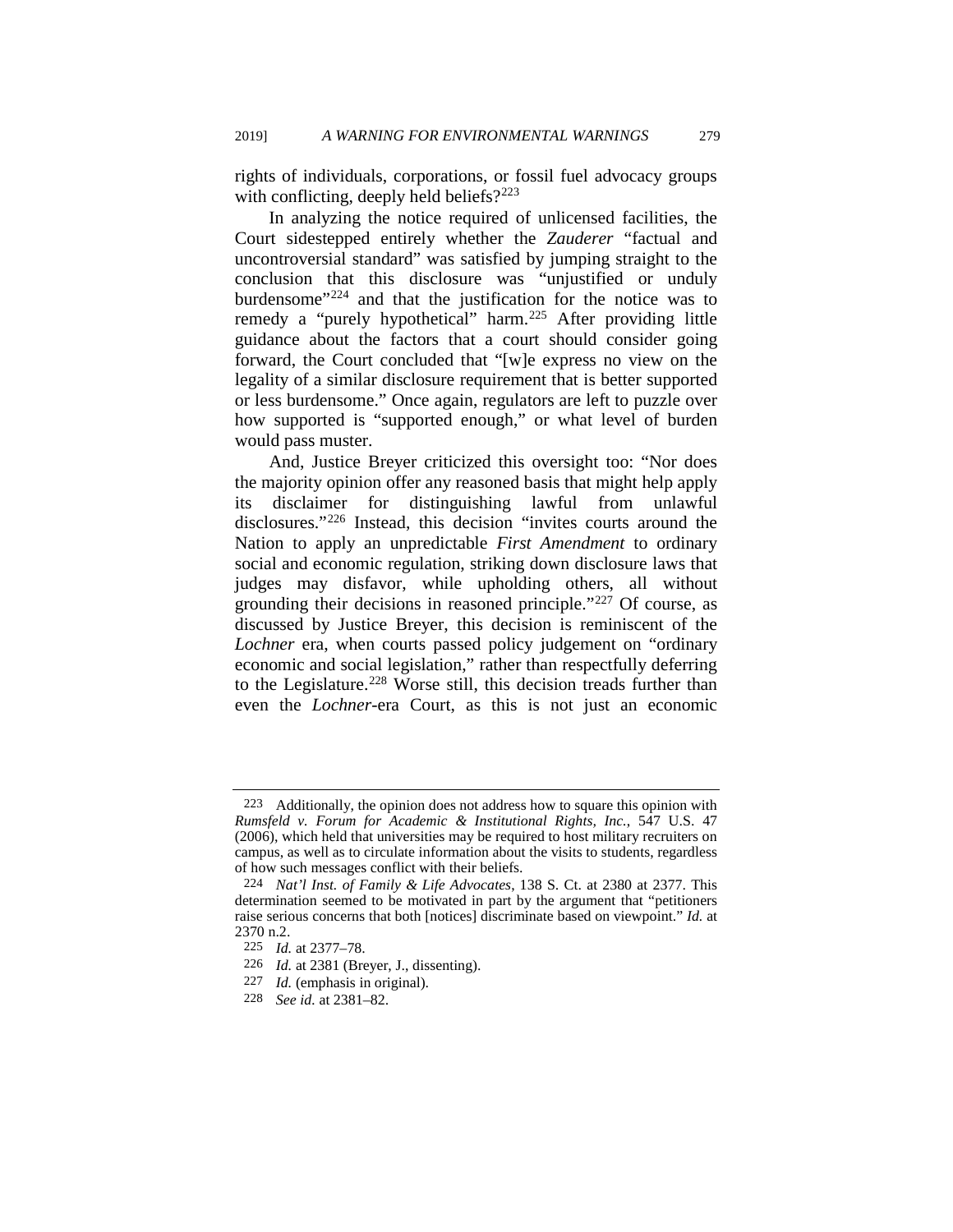rights of individuals, corporations, or fossil fuel advocacy groups with conflicting, deeply held beliefs?[223]

In analyzing the notice required of unlicensed facilities, the Court sidestepped entirely whether the *Zauderer* "factual and uncontroversial standard" was satisfied by jumping straight to the conclusion that this disclosure was "unjustified or unduly burdensome"[224] and that the justification for the notice was to remedy a "purely hypothetical" harm.[225] After providing little guidance about the factors that a court should consider going forward, the Court concluded that "[w]e express no view on the legality of a similar disclosure requirement that is better supported or less burdensome." Once again, regulators are left to puzzle over how supported is "supported enough," or what level of burden would pass muster.

And, Justice Breyer criticized this oversight too: "Nor does the majority opinion offer any reasoned basis that might help apply its disclaimer for distinguishing lawful from unlawful disclosures."[226] Instead, this decision "invites courts around the Nation to apply an unpredictable *First Amendment* to ordinary social and economic regulation, striking down disclosure laws that judges may disfavor, while upholding others, all without grounding their decisions in reasoned principle."[227] Of course, as discussed by Justice Breyer, this decision is reminiscent of the *Lochner* era, when courts passed policy judgement on "ordinary economic and social legislation," rather than respectfully deferring to the Legislature.[228] Worse still, this decision treads further than even the *Lochner*-era Court, as this is not just an economic

---

223 Additionally, the opinion does not address how to square this opinion with *Rumsfeld v. Forum for Academic & Institutional Rights, Inc.*, 547 U.S. 47 (2006), which held that universities may be required to host military recruiters on campus, as well as to circulate information about the visits to students, regardless of how such messages conflict with their beliefs.

224 *Nat'l Inst. of Family & Life Advocates*, 138 S. Ct. at 2380 at 2377. This determination seemed to be motivated in part by the argument that "petitioners raise serious concerns that both [notices] discriminate based on viewpoint." *Id.* at 2370 n.2.

225 *Id.* at 2377–78.

226 *Id.* at 2381 (Breyer, J., dissenting).

227 *Id.* (emphasis in original).

228 *See id.* at 2381–82.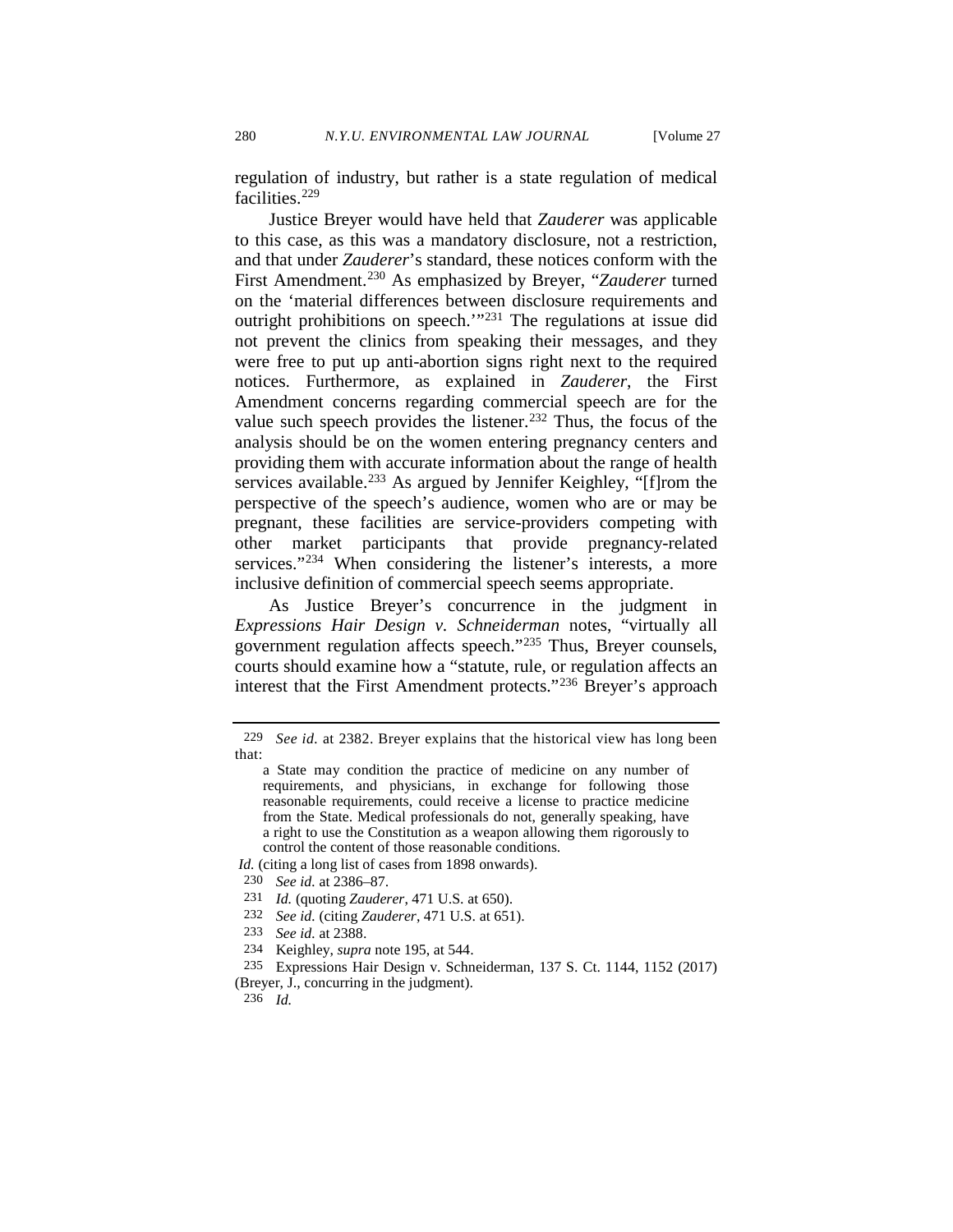regulation of industry, but rather is a state regulation of medical facilities.[229]

Justice Breyer would have held that *Zauderer* was applicable to this case, as this was a mandatory disclosure, not a restriction, and that under *Zauderer*'s standard, these notices conform with the First Amendment.[230] As emphasized by Breyer, "*Zauderer* turned on the 'material differences between disclosure requirements and outright prohibitions on speech.'"[231] The regulations at issue did not prevent the clinics from speaking their messages, and they were free to put up anti-abortion signs right next to the required notices. Furthermore, as explained in *Zauderer*, the First Amendment concerns regarding commercial speech are for the value such speech provides the listener.[232] Thus, the focus of the analysis should be on the women entering pregnancy centers and providing them with accurate information about the range of health services available.[233] As argued by Jennifer Keighley, "[f]rom the perspective of the speech's audience, women who are or may be pregnant, these facilities are service-providers competing with other market participants that provide pregnancy-related services."[234] When considering the listener's interests, a more inclusive definition of commercial speech seems appropriate.

As Justice Breyer's concurrence in the judgment in *Expressions Hair Design v. Schneiderman* notes, "virtually all government regulation affects speech."[235] Thus, Breyer counsels, courts should examine how a "statute, rule, or regulation affects an interest that the First Amendment protects."[236] Breyer's approach

---

229 *See id.* at 2382. Breyer explains that the historical view has long been that:

> a State may condition the practice of medicine on any number of requirements, and physicians, in exchange for following those reasonable requirements, could receive a license to practice medicine from the State. Medical professionals do not, generally speaking, have a right to use the Constitution as a weapon allowing them rigorously to control the content of those reasonable conditions.

*Id.* (citing a long list of cases from 1898 onwards).

230 *See id.* at 2386–87.

231 *Id.* (quoting *Zauderer*, 471 U.S. at 650).

232 *See id.* (citing *Zauderer*, 471 U.S. at 651).

233 *See id.* at 2388.

234 Keighley, *supra* note 195, at 544.

235 Expressions Hair Design v. Schneiderman, 137 S. Ct. 1144, 1152 (2017) (Breyer, J., concurring in the judgment).

236 *Id.*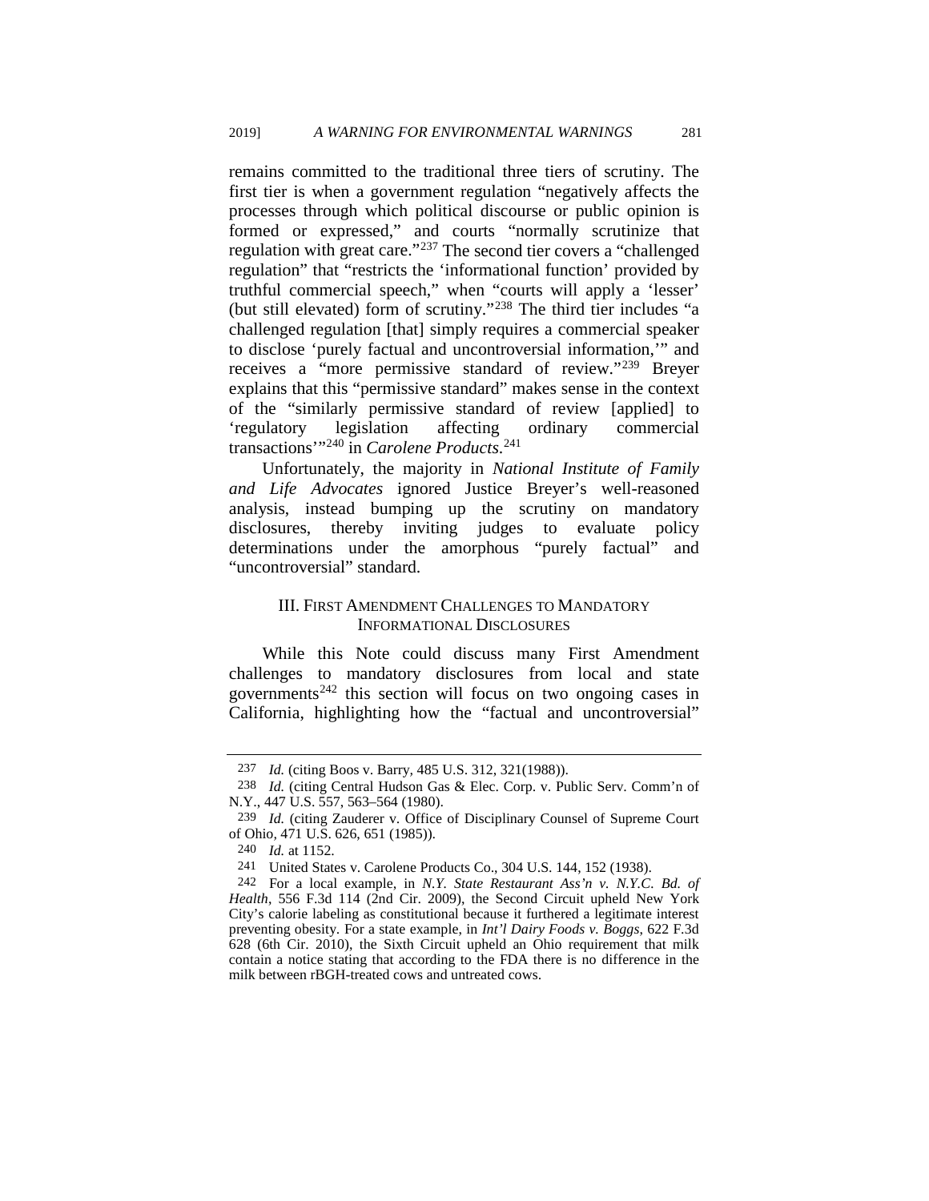remains committed to the traditional three tiers of scrutiny. The first tier is when a government regulation "negatively affects the processes through which political discourse or public opinion is formed or expressed," and courts "normally scrutinize that regulation with great care."[237] The second tier covers a "challenged regulation" that "restricts the 'informational function' provided by truthful commercial speech," when "courts will apply a 'lesser' (but still elevated) form of scrutiny."[238] The third tier includes "a challenged regulation [that] simply requires a commercial speaker to disclose 'purely factual and uncontroversial information,'" and receives a "more permissive standard of review."[239] Breyer explains that this "permissive standard" makes sense in the context of the "similarly permissive standard of review [applied] to 'regulatory legislation affecting ordinary commercial transactions'"[240] in *Carolene Products*.[241]

Unfortunately, the majority in *National Institute of Family and Life Advocates* ignored Justice Breyer's well-reasoned analysis, instead bumping up the scrutiny on mandatory disclosures, thereby inviting judges to evaluate policy determinations under the amorphous "purely factual" and "uncontroversial" standard.

## III. First Amendment Challenges to Mandatory Informational Disclosures

While this Note could discuss many First Amendment challenges to mandatory disclosures from local and state governments[242] this section will focus on two ongoing cases in California, highlighting how the "factual and uncontroversial"

---

237 *Id.* (citing Boos v. Barry, 485 U.S. 312, 321(1988)).

238 *Id.* (citing Central Hudson Gas & Elec. Corp. v. Public Serv. Comm'n of N.Y., 447 U.S. 557, 563–564 (1980).

239 *Id.* (citing Zauderer v. Office of Disciplinary Counsel of Supreme Court of Ohio, 471 U.S. 626, 651 (1985)).

240 *Id.* at 1152.

241 United States v. Carolene Products Co., 304 U.S. 144, 152 (1938).

242 For a local example, in *N.Y. State Restaurant Ass'n v. N.Y.C. Bd. of Health*, 556 F.3d 114 (2nd Cir. 2009), the Second Circuit upheld New York City's calorie labeling as constitutional because it furthered a legitimate interest preventing obesity. For a state example, in *Int'l Dairy Foods v. Boggs*, 622 F.3d 628 (6th Cir. 2010), the Sixth Circuit upheld an Ohio requirement that milk contain a notice stating that according to the FDA there is no difference in the milk between rBGH-treated cows and untreated cows.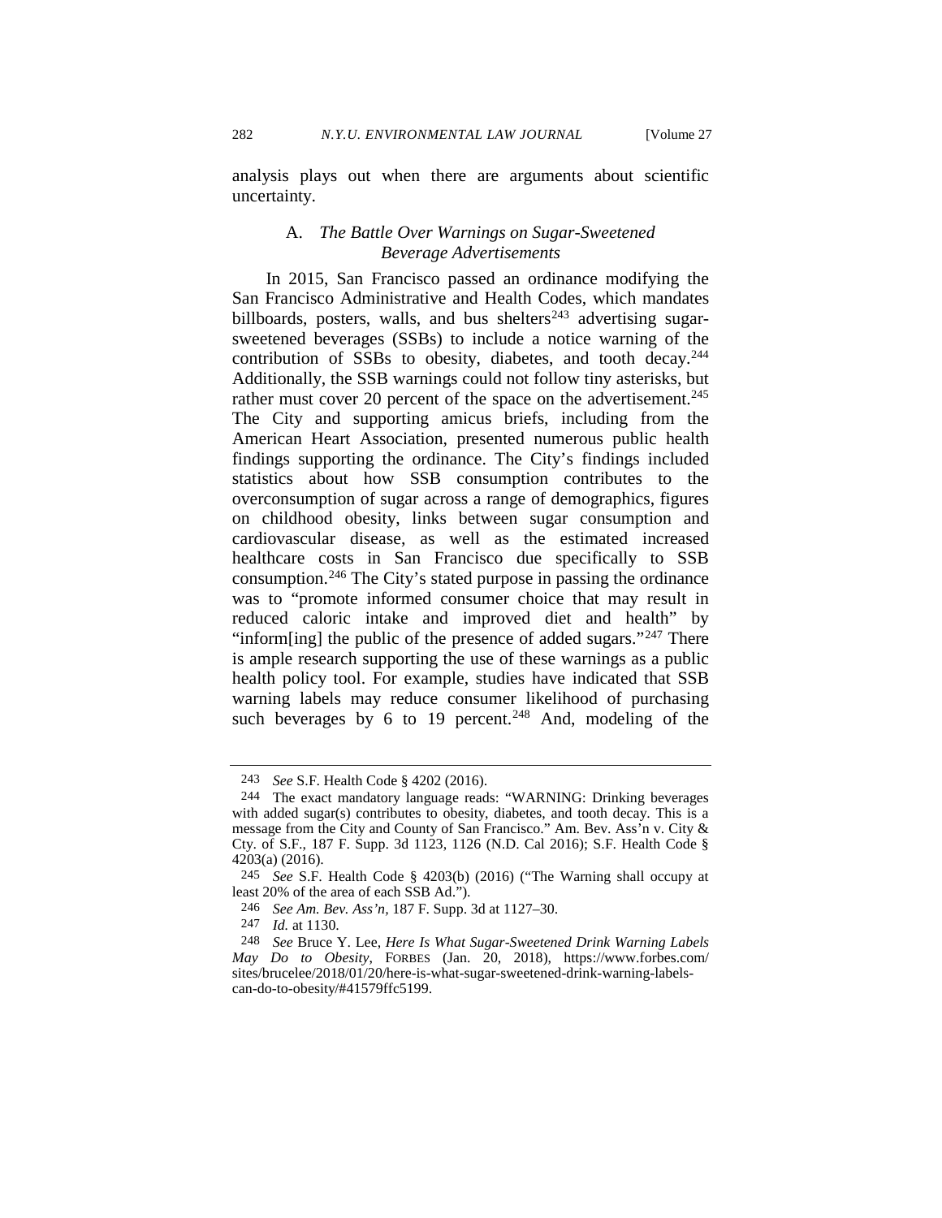analysis plays out when there are arguments about scientific uncertainty.

### A. *The Battle Over Warnings on Sugar-Sweetened Beverage Advertisements*

In 2015, San Francisco passed an ordinance modifying the San Francisco Administrative and Health Codes, which mandates billboards, posters, walls, and bus shelters[243] advertising sugar-sweetened beverages (SSBs) to include a notice warning of the contribution of SSBs to obesity, diabetes, and tooth decay.[244] Additionally, the SSB warnings could not follow tiny asterisks, but rather must cover 20 percent of the space on the advertisement.[245] The City and supporting amicus briefs, including from the American Heart Association, presented numerous public health findings supporting the ordinance. The City's findings included statistics about how SSB consumption contributes to the overconsumption of sugar across a range of demographics, figures on childhood obesity, links between sugar consumption and cardiovascular disease, as well as the estimated increased healthcare costs in San Francisco due specifically to SSB consumption.[246] The City's stated purpose in passing the ordinance was to "promote informed consumer choice that may result in reduced caloric intake and improved diet and health" by "inform[ing] the public of the presence of added sugars."[247] There is ample research supporting the use of these warnings as a public health policy tool. For example, studies have indicated that SSB warning labels may reduce consumer likelihood of purchasing such beverages by 6 to 19 percent.[248] And, modeling of the

---

243 *See* S.F. Health Code § 4202 (2016).

244 The exact mandatory language reads: "WARNING: Drinking beverages with added sugar(s) contributes to obesity, diabetes, and tooth decay. This is a message from the City and County of San Francisco." Am. Bev. Ass'n v. City & Cty. of S.F., 187 F. Supp. 3d 1123, 1126 (N.D. Cal 2016); S.F. Health Code § 4203(a) (2016).

245 *See* S.F. Health Code § 4203(b) (2016) ("The Warning shall occupy at least 20% of the area of each SSB Ad.").

246 *See Am. Bev. Ass'n*, 187 F. Supp. 3d at 1127–30.

247 *Id.* at 1130.

248 *See* Bruce Y. Lee, *Here Is What Sugar-Sweetened Drink Warning Labels May Do to Obesity*, FORBES (Jan. 20, 2018), https://www.forbes.com/sites/brucelee/2018/01/20/here-is-what-sugar-sweetened-drink-warning-labels-can-do-to-obesity/#41579ffc5199.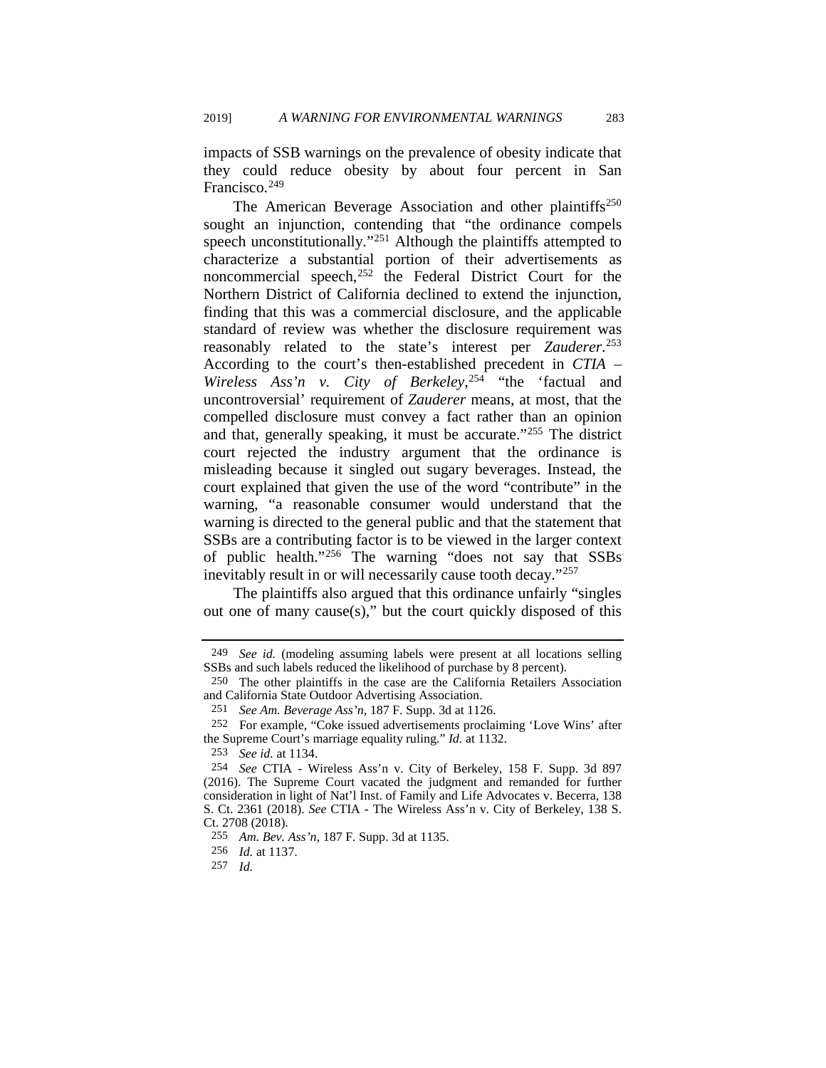impacts of SSB warnings on the prevalence of obesity indicate that they could reduce obesity by about four percent in San Francisco.[249]

The American Beverage Association and other plaintiffs[250] sought an injunction, contending that "the ordinance compels speech unconstitutionally."[251] Although the plaintiffs attempted to characterize a substantial portion of their advertisements as noncommercial speech,[252] the Federal District Court for the Northern District of California declined to extend the injunction, finding that this was a commercial disclosure, and the applicable standard of review was whether the disclosure requirement was reasonably related to the state's interest per *Zauderer*.[253] According to the court's then-established precedent in *CTIA – Wireless Ass'n v. City of Berkeley*,[254] "the 'factual and uncontroversial' requirement of *Zauderer* means, at most, that the compelled disclosure must convey a fact rather than an opinion and that, generally speaking, it must be accurate."[255] The district court rejected the industry argument that the ordinance is misleading because it singled out sugary beverages. Instead, the court explained that given the use of the word "contribute" in the warning, "a reasonable consumer would understand that the warning is directed to the general public and that the statement that SSBs are a contributing factor is to be viewed in the larger context of public health."[256] The warning "does not say that SSBs inevitably result in or will necessarily cause tooth decay."[257]

The plaintiffs also argued that this ordinance unfairly "singles out one of many cause(s)," but the court quickly disposed of this

---

249 *See id.* (modeling assuming labels were present at all locations selling SSBs and such labels reduced the likelihood of purchase by 8 percent).

250 The other plaintiffs in the case are the California Retailers Association and California State Outdoor Advertising Association.

251 *See Am. Beverage Ass'n*, 187 F. Supp. 3d at 1126.

252 For example, "Coke issued advertisements proclaiming 'Love Wins' after the Supreme Court's marriage equality ruling." *Id.* at 1132.

253 *See id.* at 1134.

254 *See* CTIA - Wireless Ass'n v. City of Berkeley, 158 F. Supp. 3d 897 (2016). The Supreme Court vacated the judgment and remanded for further consideration in light of Nat'l Inst. of Family and Life Advocates v. Becerra, 138 S. Ct. 2361 (2018). *See* CTIA - The Wireless Ass'n v. City of Berkeley, 138 S. Ct. 2708 (2018).

255 *Am. Bev. Ass'n*, 187 F. Supp. 3d at 1135.

256 *Id.* at 1137.

257 *Id.*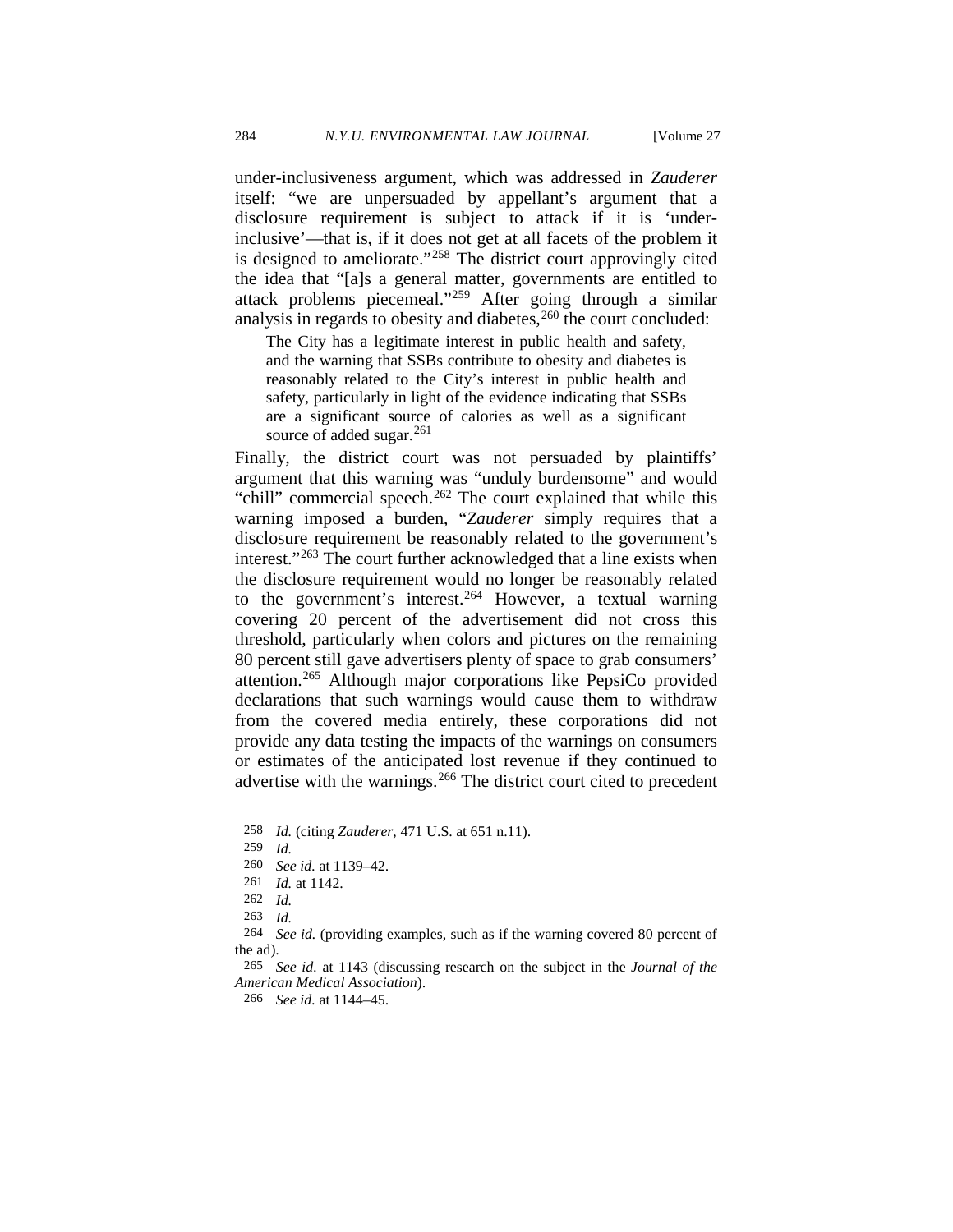under-inclusiveness argument, which was addressed in *Zauderer* itself: "we are unpersuaded by appellant's argument that a disclosure requirement is subject to attack if it is 'under-inclusive'—that is, if it does not get at all facets of the problem it is designed to ameliorate."[258] The district court approvingly cited the idea that "[a]s a general matter, governments are entitled to attack problems piecemeal."[259] After going through a similar analysis in regards to obesity and diabetes,[260] the court concluded:

> The City has a legitimate interest in public health and safety, and the warning that SSBs contribute to obesity and diabetes is reasonably related to the City's interest in public health and safety, particularly in light of the evidence indicating that SSBs are a significant source of calories as well as a significant source of added sugar.[261]

Finally, the district court was not persuaded by plaintiffs' argument that this warning was "unduly burdensome" and would "chill" commercial speech.[262] The court explained that while this warning imposed a burden, "*Zauderer* simply requires that a disclosure requirement be reasonably related to the government's interest."[263] The court further acknowledged that a line exists when the disclosure requirement would no longer be reasonably related to the government's interest.[264] However, a textual warning covering 20 percent of the advertisement did not cross this threshold, particularly when colors and pictures on the remaining 80 percent still gave advertisers plenty of space to grab consumers' attention.[265] Although major corporations like PepsiCo provided declarations that such warnings would cause them to withdraw from the covered media entirely, these corporations did not provide any data testing the impacts of the warnings on consumers or estimates of the anticipated lost revenue if they continued to advertise with the warnings.[266] The district court cited to precedent

---

258 *Id.* (citing *Zauderer*, 471 U.S. at 651 n.11).

259 *Id.*

260 *See id.* at 1139–42.

261 *Id.* at 1142.

262 *Id.*

263 *Id.*

264 *See id.* (providing examples, such as if the warning covered 80 percent of the ad).

265 *See id.* at 1143 (discussing research on the subject in the *Journal of the American Medical Association*).

266 *See id.* at 1144–45.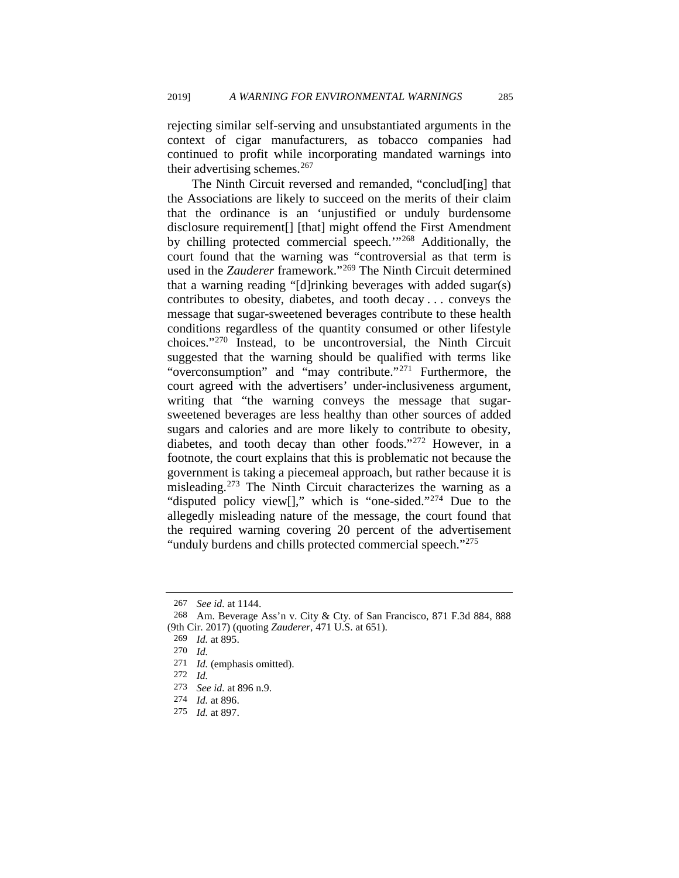rejecting similar self-serving and unsubstantiated arguments in the context of cigar manufacturers, as tobacco companies had continued to profit while incorporating mandated warnings into their advertising schemes.[267]

The Ninth Circuit reversed and remanded, "conclud[ing] that the Associations are likely to succeed on the merits of their claim that the ordinance is an 'unjustified or unduly burdensome disclosure requirement[] [that] might offend the First Amendment by chilling protected commercial speech.'"[268] Additionally, the court found that the warning was "controversial as that term is used in the *Zauderer* framework."[269] The Ninth Circuit determined that a warning reading "[d]rinking beverages with added sugar(s) contributes to obesity, diabetes, and tooth decay . . . conveys the message that sugar-sweetened beverages contribute to these health conditions regardless of the quantity consumed or other lifestyle choices."[270] Instead, to be uncontroversial, the Ninth Circuit suggested that the warning should be qualified with terms like "overconsumption" and "may contribute."[271] Furthermore, the court agreed with the advertisers' under-inclusiveness argument, writing that "the warning conveys the message that sugar-sweetened beverages are less healthy than other sources of added sugars and calories and are more likely to contribute to obesity, diabetes, and tooth decay than other foods."[272] However, in a footnote, the court explains that this is problematic not because the government is taking a piecemeal approach, but rather because it is misleading.[273] The Ninth Circuit characterizes the warning as a "disputed policy view[]," which is "one-sided."[274] Due to the allegedly misleading nature of the message, the court found that the required warning covering 20 percent of the advertisement "unduly burdens and chills protected commercial speech."[275]

---

267 *See id.* at 1144.

268 Am. Beverage Ass'n v. City & Cty. of San Francisco, 871 F.3d 884, 888 (9th Cir. 2017) (quoting *Zauderer*, 471 U.S. at 651).

269 *Id.* at 895.

270 *Id.*

271 *Id.* (emphasis omitted).

272 *Id.*

273 *See id.* at 896 n.9.

274 *Id.* at 896.

275 *Id.* at 897.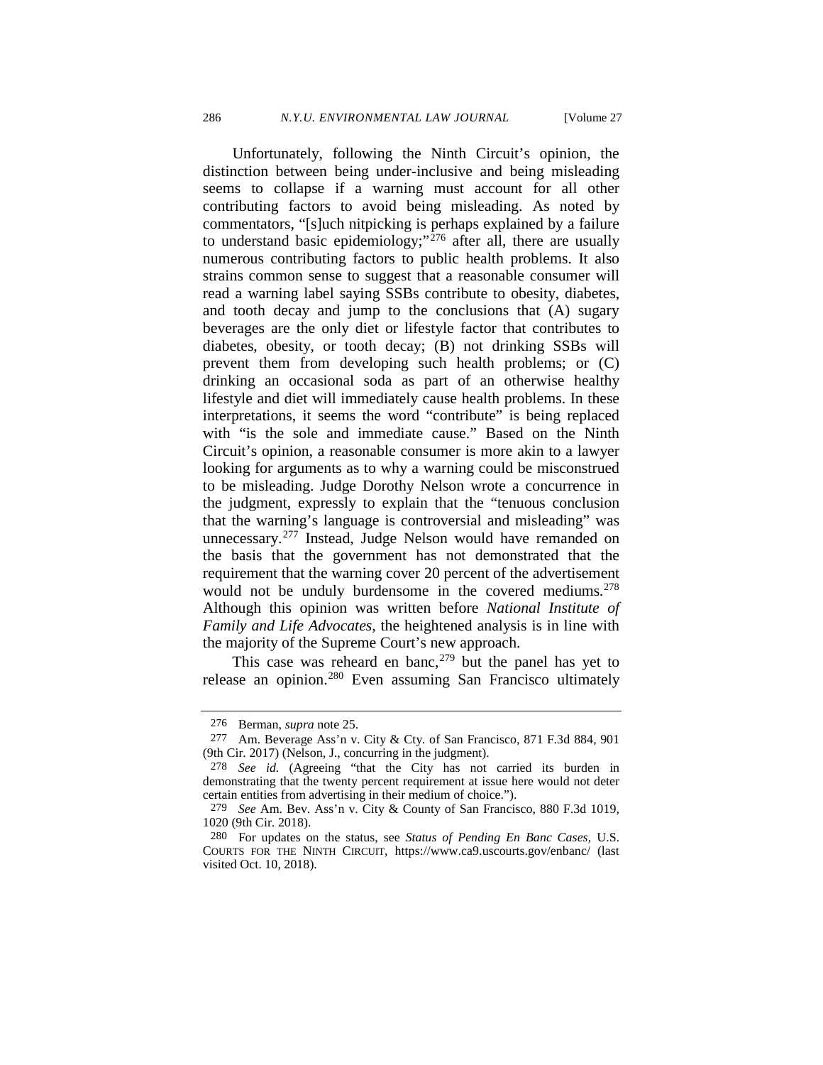Unfortunately, following the Ninth Circuit's opinion, the distinction between being under-inclusive and being misleading seems to collapse if a warning must account for all other contributing factors to avoid being misleading. As noted by commentators, "[s]uch nitpicking is perhaps explained by a failure to understand basic epidemiology;"[276] after all, there are usually numerous contributing factors to public health problems. It also strains common sense to suggest that a reasonable consumer will read a warning label saying SSBs contribute to obesity, diabetes, and tooth decay and jump to the conclusions that (A) sugary beverages are the only diet or lifestyle factor that contributes to diabetes, obesity, or tooth decay; (B) not drinking SSBs will prevent them from developing such health problems; or (C) drinking an occasional soda as part of an otherwise healthy lifestyle and diet will immediately cause health problems. In these interpretations, it seems the word "contribute" is being replaced with "is the sole and immediate cause." Based on the Ninth Circuit's opinion, a reasonable consumer is more akin to a lawyer looking for arguments as to why a warning could be misconstrued to be misleading. Judge Dorothy Nelson wrote a concurrence in the judgment, expressly to explain that the "tenuous conclusion that the warning's language is controversial and misleading" was unnecessary.[277] Instead, Judge Nelson would have remanded on the basis that the government has not demonstrated that the requirement that the warning cover 20 percent of the advertisement would not be unduly burdensome in the covered mediums.[278] Although this opinion was written before *National Institute of Family and Life Advocates*, the heightened analysis is in line with the majority of the Supreme Court's new approach.

This case was reheard en banc,[279] but the panel has yet to release an opinion.[280] Even assuming San Francisco ultimately

---

276 Berman, *supra* note 25.

277 Am. Beverage Ass'n v. City & Cty. of San Francisco, 871 F.3d 884, 901 (9th Cir. 2017) (Nelson, J., concurring in the judgment).

278 *See id.* (Agreeing "that the City has not carried its burden in demonstrating that the twenty percent requirement at issue here would not deter certain entities from advertising in their medium of choice.").

279 *See* Am. Bev. Ass'n v. City & County of San Francisco, 880 F.3d 1019, 1020 (9th Cir. 2018).

280 For updates on the status, see *Status of Pending En Banc Cases,* U.S. COURTS FOR THE NINTH CIRCUIT, https://www.ca9.uscourts.gov/enbanc/ (last visited Oct. 10, 2018).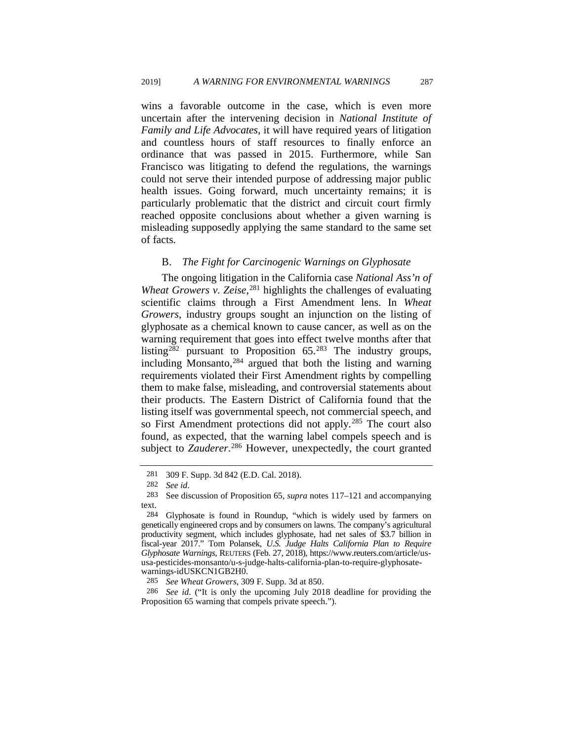wins a favorable outcome in the case, which is even more uncertain after the intervening decision in *National Institute of Family and Life Advocates*, it will have required years of litigation and countless hours of staff resources to finally enforce an ordinance that was passed in 2015. Furthermore, while San Francisco was litigating to defend the regulations, the warnings could not serve their intended purpose of addressing major public health issues. Going forward, much uncertainty remains; it is particularly problematic that the district and circuit court firmly reached opposite conclusions about whether a given warning is misleading supposedly applying the same standard to the same set of facts.

### B. *The Fight for Carcinogenic Warnings on Glyphosate*

The ongoing litigation in the California case *National Ass'n of Wheat Growers v. Zeise*,[281] highlights the challenges of evaluating scientific claims through a First Amendment lens. In *Wheat Growers*, industry groups sought an injunction on the listing of glyphosate as a chemical known to cause cancer, as well as on the warning requirement that goes into effect twelve months after that listing[282] pursuant to Proposition 65.[283] The industry groups, including Monsanto,[284] argued that both the listing and warning requirements violated their First Amendment rights by compelling them to make false, misleading, and controversial statements about their products. The Eastern District of California found that the listing itself was governmental speech, not commercial speech, and so First Amendment protections did not apply.[285] The court also found, as expected, that the warning label compels speech and is subject to *Zauderer*.[286] However, unexpectedly, the court granted

---

281 309 F. Supp. 3d 842 (E.D. Cal. 2018).

282 *See id*.

283 See discussion of Proposition 65, *supra* notes 117–121 and accompanying text.

284 Glyphosate is found in Roundup, "which is widely used by farmers on genetically engineered crops and by consumers on lawns. The company's agricultural productivity segment, which includes glyphosate, had net sales of $3.7 billion in fiscal-year 2017." Tom Polansek, *U.S. Judge Halts California Plan to Require Glyphosate Warnings*, REUTERS (Feb. 27, 2018), https://www.reuters.com/article/us-usa-pesticides-monsanto/u-s-judge-halts-california-plan-to-require-glyphosate-warnings-idUSKCN1GB2H0.

285 *See Wheat Growers*, 309 F. Supp. 3d at 850.

286 *See id.* ("It is only the upcoming July 2018 deadline for providing the Proposition 65 warning that compels private speech.").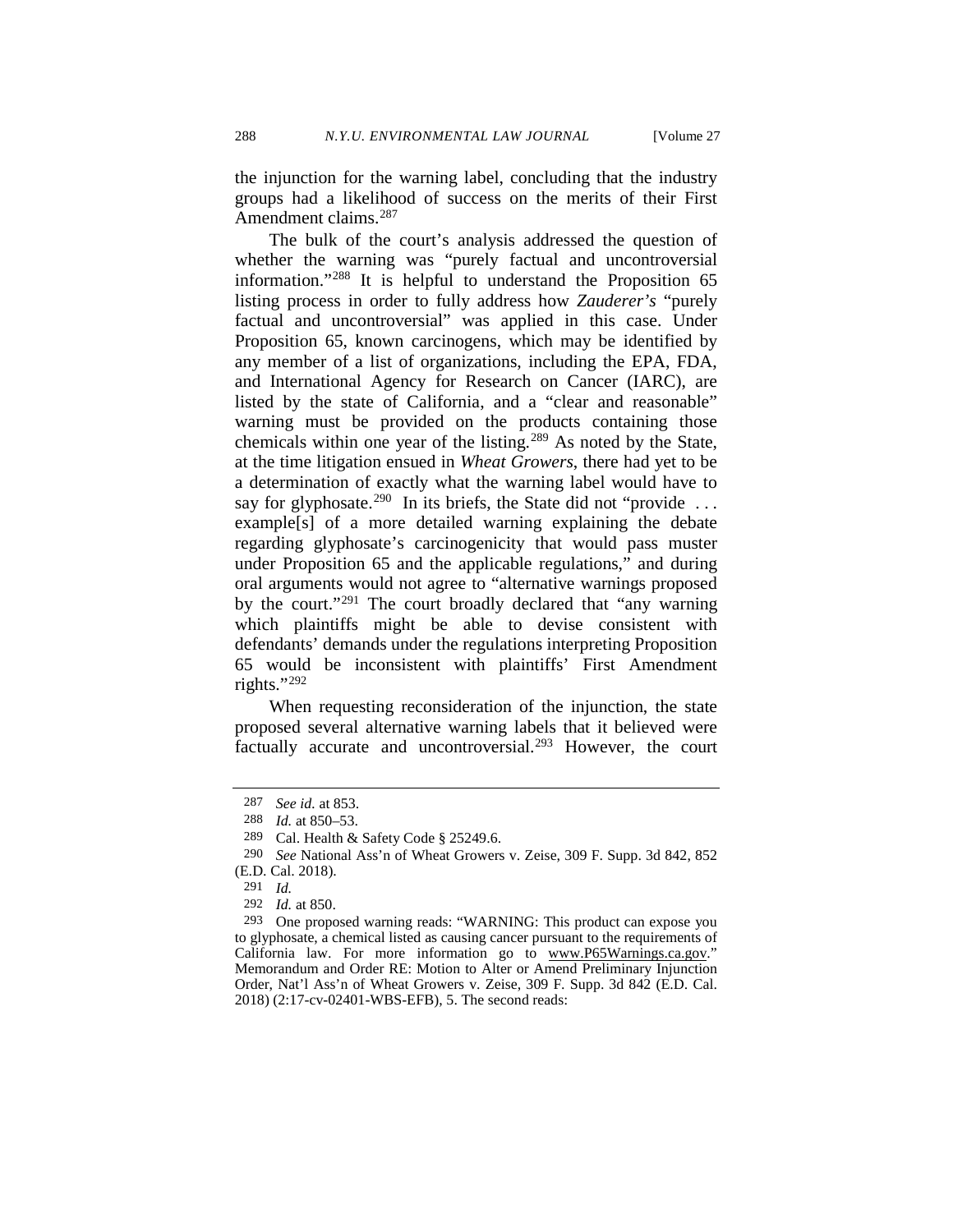the injunction for the warning label, concluding that the industry groups had a likelihood of success on the merits of their First Amendment claims.[287]

The bulk of the court's analysis addressed the question of whether the warning was "purely factual and uncontroversial information."[288] It is helpful to understand the Proposition 65 listing process in order to fully address how *Zauderer's* "purely factual and uncontroversial" was applied in this case. Under Proposition 65, known carcinogens, which may be identified by any member of a list of organizations, including the EPA, FDA, and International Agency for Research on Cancer (IARC), are listed by the state of California, and a "clear and reasonable" warning must be provided on the products containing those chemicals within one year of the listing.[289] As noted by the State, at the time litigation ensued in *Wheat Growers*, there had yet to be a determination of exactly what the warning label would have to say for glyphosate.[290] In its briefs, the State did not "provide . . . example[s] of a more detailed warning explaining the debate regarding glyphosate's carcinogenicity that would pass muster under Proposition 65 and the applicable regulations," and during oral arguments would not agree to "alternative warnings proposed by the court."[291] The court broadly declared that "any warning which plaintiffs might be able to devise consistent with defendants' demands under the regulations interpreting Proposition 65 would be inconsistent with plaintiffs' First Amendment rights."[292]

When requesting reconsideration of the injunction, the state proposed several alternative warning labels that it believed were factually accurate and uncontroversial.[293] However, the court

---

287 *See id.* at 853.

288 *Id.* at 850–53.

289 Cal. Health & Safety Code § 25249.6.

290 *See* National Ass'n of Wheat Growers v. Zeise, 309 F. Supp. 3d 842, 852 (E.D. Cal. 2018).

291 *Id.*

292 *Id.* at 850.

293 One proposed warning reads: "WARNING: This product can expose you to glyphosate, a chemical listed as causing cancer pursuant to the requirements of California law. For more information go to www.P65Warnings.ca.gov." Memorandum and Order RE: Motion to Alter or Amend Preliminary Injunction Order, Nat'l Ass'n of Wheat Growers v. Zeise, 309 F. Supp. 3d 842 (E.D. Cal. 2018) (2:17-cv-02401-WBS-EFB), 5. The second reads: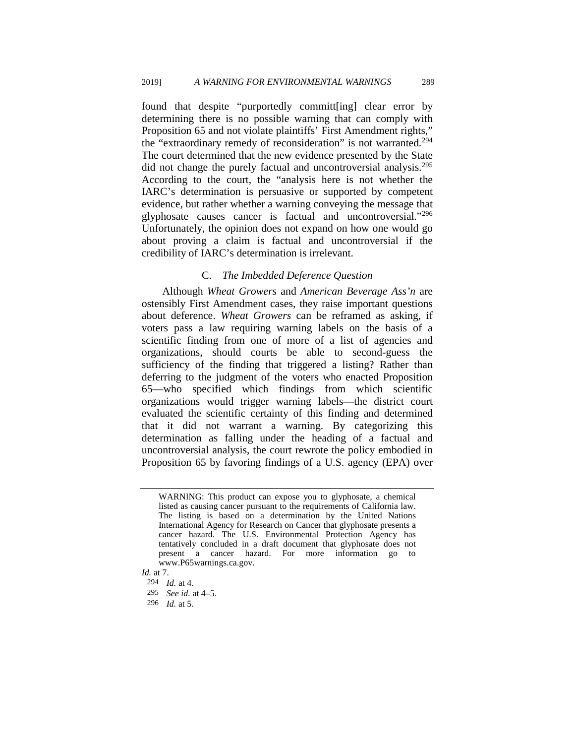found that despite "purportedly committ[ing] clear error by determining there is no possible warning that can comply with Proposition 65 and not violate plaintiffs' First Amendment rights," the "extraordinary remedy of reconsideration" is not warranted.[294] The court determined that the new evidence presented by the State did not change the purely factual and uncontroversial analysis.[295] According to the court, the "analysis here is not whether the IARC's determination is persuasive or supported by competent evidence, but rather whether a warning conveying the message that glyphosate causes cancer is factual and uncontroversial."[296] Unfortunately, the opinion does not expand on how one would go about proving a claim is factual and uncontroversial if the credibility of IARC's determination is irrelevant.

### C. *The Imbedded Deference Question*

Although *Wheat Growers* and *American Beverage Ass'n* are ostensibly First Amendment cases, they raise important questions about deference. *Wheat Growers* can be reframed as asking, if voters pass a law requiring warning labels on the basis of a scientific finding from one of more of a list of agencies and organizations, should courts be able to second-guess the sufficiency of the finding that triggered a listing? Rather than deferring to the judgment of the voters who enacted Proposition 65—who specified which findings from which scientific organizations would trigger warning labels—the district court evaluated the scientific certainty of this finding and determined that it did not warrant a warning. By categorizing this determination as falling under the heading of a factual and uncontroversial analysis, the court rewrote the policy embodied in Proposition 65 by favoring findings of a U.S. agency (EPA) over

---

> WARNING: This product can expose you to glyphosate, a chemical listed as causing cancer pursuant to the requirements of California law. The listing is based on a determination by the United Nations International Agency for Research on Cancer that glyphosate presents a cancer hazard. The U.S. Environmental Protection Agency has tentatively concluded in a draft document that glyphosate does not present a cancer hazard. For more information go to www.P65warnings.ca.gov.

*Id.* at 7.

294 *Id.* at 4.

295 *See id.* at 4–5.

296 *Id.* at 5.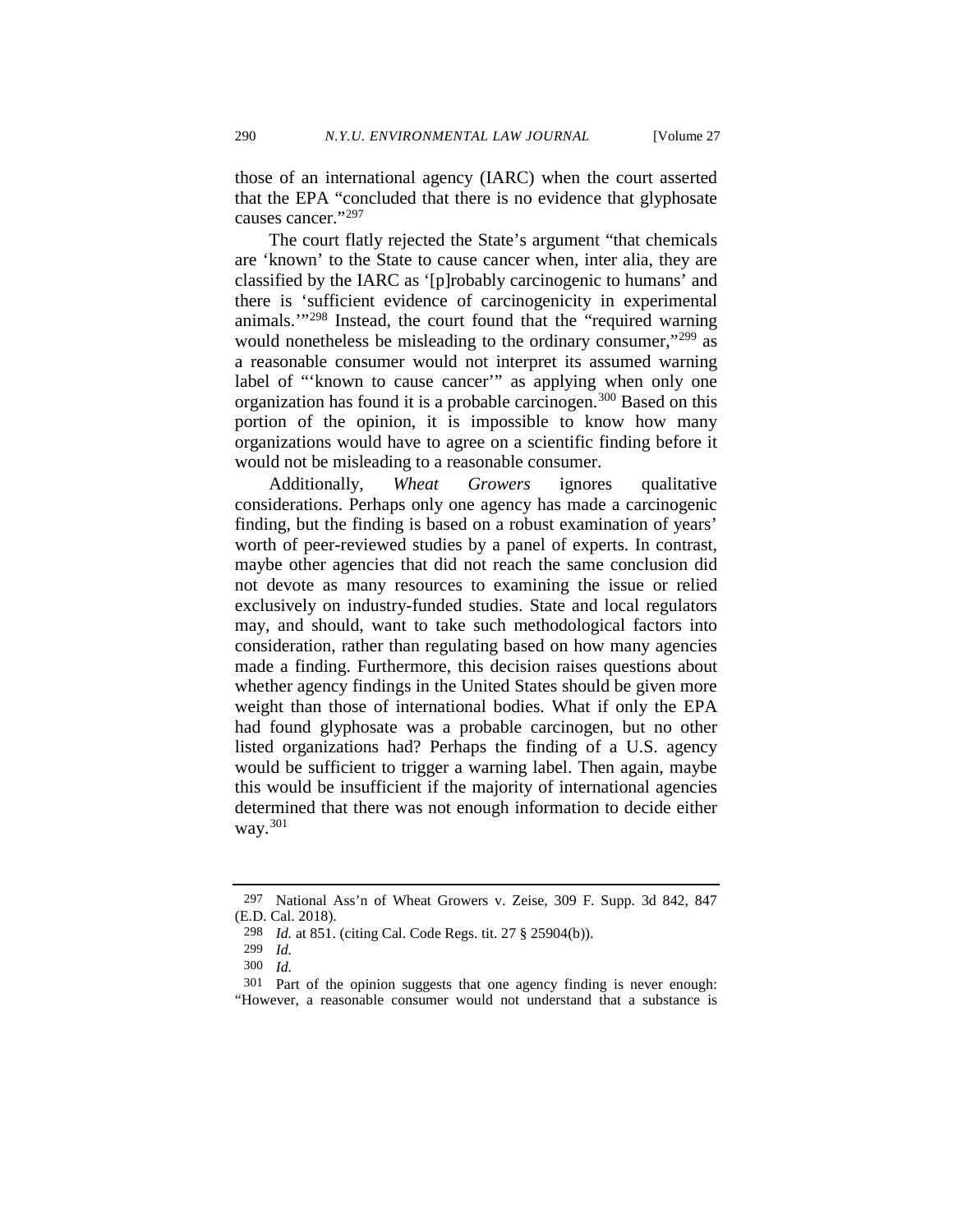those of an international agency (IARC) when the court asserted that the EPA "concluded that there is no evidence that glyphosate causes cancer."[297]

The court flatly rejected the State's argument "that chemicals are 'known' to the State to cause cancer when, inter alia, they are classified by the IARC as '[p]robably carcinogenic to humans' and there is 'sufficient evidence of carcinogenicity in experimental animals.'"[298] Instead, the court found that the "required warning would nonetheless be misleading to the ordinary consumer,"[299] as a reasonable consumer would not interpret its assumed warning label of "'known to cause cancer'" as applying when only one organization has found it is a probable carcinogen.[300] Based on this portion of the opinion, it is impossible to know how many organizations would have to agree on a scientific finding before it would not be misleading to a reasonable consumer.

Additionally, *Wheat Growers* ignores qualitative considerations. Perhaps only one agency has made a carcinogenic finding, but the finding is based on a robust examination of years' worth of peer-reviewed studies by a panel of experts. In contrast, maybe other agencies that did not reach the same conclusion did not devote as many resources to examining the issue or relied exclusively on industry-funded studies. State and local regulators may, and should, want to take such methodological factors into consideration, rather than regulating based on how many agencies made a finding. Furthermore, this decision raises questions about whether agency findings in the United States should be given more weight than those of international bodies. What if only the EPA had found glyphosate was a probable carcinogen, but no other listed organizations had? Perhaps the finding of a U.S. agency would be sufficient to trigger a warning label. Then again, maybe this would be insufficient if the majority of international agencies determined that there was not enough information to decide either way.[301]

---

297 National Ass'n of Wheat Growers v. Zeise, 309 F. Supp. 3d 842, 847 (E.D. Cal. 2018).

298 *Id.* at 851. (citing Cal. Code Regs. tit. 27 § 25904(b)).

299 *Id.*

300 *Id.*

301 Part of the opinion suggests that one agency finding is never enough: "However, a reasonable consumer would not understand that a substance is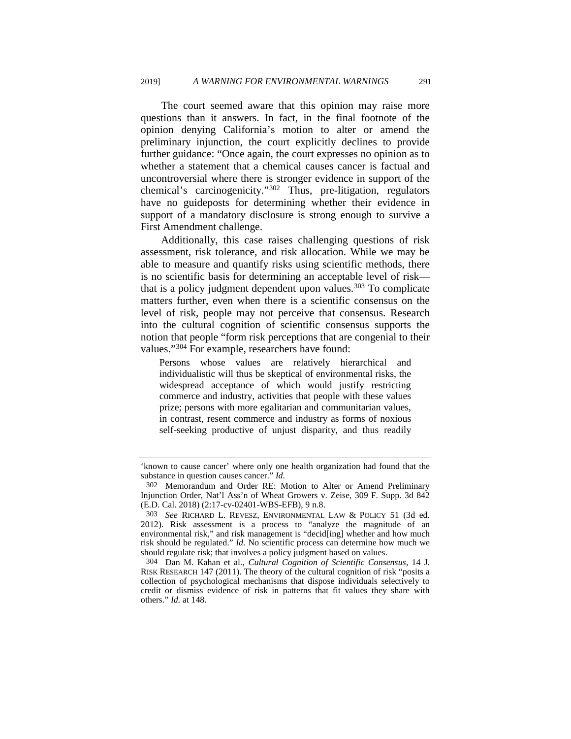The court seemed aware that this opinion may raise more questions than it answers. In fact, in the final footnote of the opinion denying California's motion to alter or amend the preliminary injunction, the court explicitly declines to provide further guidance: "Once again, the court expresses no opinion as to whether a statement that a chemical causes cancer is factual and uncontroversial where there is stronger evidence in support of the chemical's carcinogenicity."[302] Thus, pre-litigation, regulators have no guideposts for determining whether their evidence in support of a mandatory disclosure is strong enough to survive a First Amendment challenge.

Additionally, this case raises challenging questions of risk assessment, risk tolerance, and risk allocation. While we may be able to measure and quantify risks using scientific methods, there is no scientific basis for determining an acceptable level of risk—that is a policy judgment dependent upon values.[303] To complicate matters further, even when there is a scientific consensus on the level of risk, people may not perceive that consensus. Research into the cultural cognition of scientific consensus supports the notion that people "form risk perceptions that are congenial to their values."[304] For example, researchers have found:

> Persons whose values are relatively hierarchical and individualistic will thus be skeptical of environmental risks, the widespread acceptance of which would justify restricting commerce and industry, activities that people with these values prize; persons with more egalitarian and communitarian values, in contrast, resent commerce and industry as forms of noxious self-seeking productive of unjust disparity, and thus readily

---

'known to cause cancer' where only one health organization had found that the substance in question causes cancer." *Id.*

302 Memorandum and Order RE: Motion to Alter or Amend Preliminary Injunction Order, Nat'l Ass'n of Wheat Growers v. Zeise, 309 F. Supp. 3d 842 (E.D. Cal. 2018) (2:17-cv-02401-WBS-EFB), 9 n.8.

303 *See* RICHARD L. REVESZ, ENVIRONMENTAL LAW & POLICY 51 (3d ed. 2012). Risk assessment is a process to "analyze the magnitude of an environmental risk," and risk management is "decid[ing] whether and how much risk should be regulated." *Id.* No scientific process can determine how much we should regulate risk; that involves a policy judgment based on values.

304 Dan M. Kahan et al., *Cultural Cognition of Scientific Consensus*, 14 J. RISK RESEARCH 147 (2011). The theory of the cultural cognition of risk "posits a collection of psychological mechanisms that dispose individuals selectively to credit or dismiss evidence of risk in patterns that fit values they share with others." *Id.* at 148.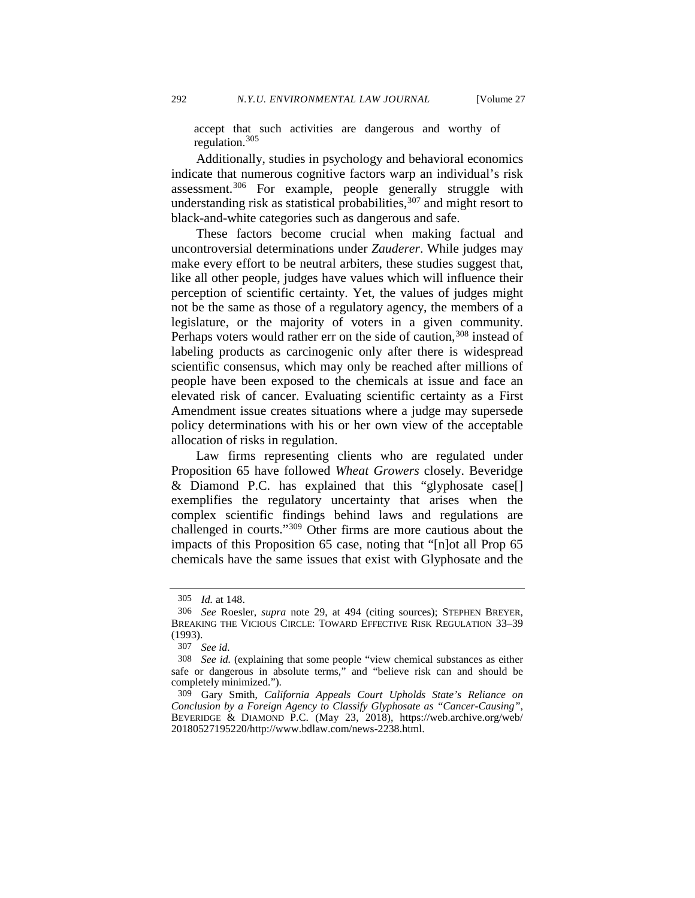accept that such activities are dangerous and worthy of regulation.[305]

Additionally, studies in psychology and behavioral economics indicate that numerous cognitive factors warp an individual's risk assessment.[306] For example, people generally struggle with understanding risk as statistical probabilities,[307] and might resort to black-and-white categories such as dangerous and safe.

These factors become crucial when making factual and uncontroversial determinations under *Zauderer*. While judges may make every effort to be neutral arbiters, these studies suggest that, like all other people, judges have values which will influence their perception of scientific certainty. Yet, the values of judges might not be the same as those of a regulatory agency, the members of a legislature, or the majority of voters in a given community. Perhaps voters would rather err on the side of caution,[308] instead of labeling products as carcinogenic only after there is widespread scientific consensus, which may only be reached after millions of people have been exposed to the chemicals at issue and face an elevated risk of cancer. Evaluating scientific certainty as a First Amendment issue creates situations where a judge may supersede policy determinations with his or her own view of the acceptable allocation of risks in regulation.

Law firms representing clients who are regulated under Proposition 65 have followed *Wheat Growers* closely. Beveridge & Diamond P.C. has explained that this "glyphosate case[] exemplifies the regulatory uncertainty that arises when the complex scientific findings behind laws and regulations are challenged in courts."[309] Other firms are more cautious about the impacts of this Proposition 65 case, noting that "[n]ot all Prop 65 chemicals have the same issues that exist with Glyphosate and the

---

305 *Id.* at 148.

306 *See* Roesler, *supra* note 29, at 494 (citing sources); STEPHEN BREYER, BREAKING THE VICIOUS CIRCLE: TOWARD EFFECTIVE RISK REGULATION 33–39 (1993).

307 *See id.*

308 *See id.* (explaining that some people "view chemical substances as either safe or dangerous in absolute terms," and "believe risk can and should be completely minimized.").

309 Gary Smith, *California Appeals Court Upholds State's Reliance on Conclusion by a Foreign Agency to Classify Glyphosate as "Cancer-Causing"*, BEVERIDGE & DIAMOND P.C. (May 23, 2018), https://web.archive.org/web/20180527195220/http://www.bdlaw.com/news-2238.html.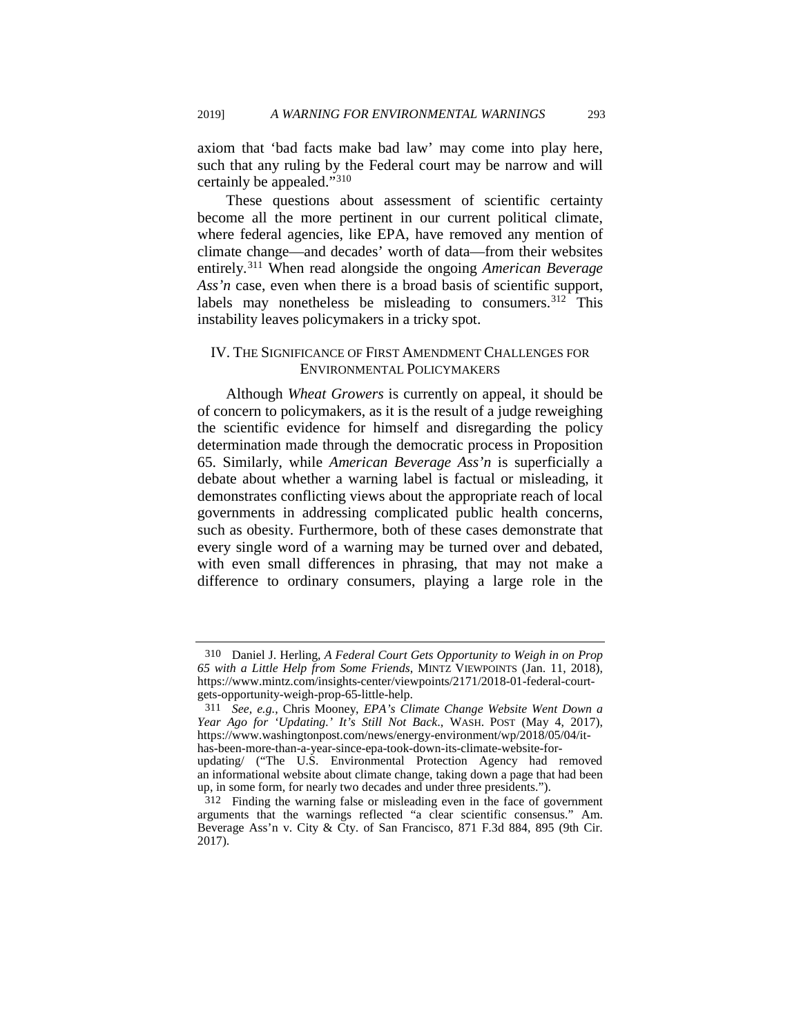axiom that 'bad facts make bad law' may come into play here, such that any ruling by the Federal court may be narrow and will certainly be appealed."[310]

These questions about assessment of scientific certainty become all the more pertinent in our current political climate, where federal agencies, like EPA, have removed any mention of climate change—and decades' worth of data—from their websites entirely.[311] When read alongside the ongoing *American Beverage Ass'n* case, even when there is a broad basis of scientific support, labels may nonetheless be misleading to consumers.[312] This instability leaves policymakers in a tricky spot.

## IV. THE SIGNIFICANCE OF FIRST AMENDMENT CHALLENGES FOR ENVIRONMENTAL POLICYMAKERS

Although *Wheat Growers* is currently on appeal, it should be of concern to policymakers, as it is the result of a judge reweighing the scientific evidence for himself and disregarding the policy determination made through the democratic process in Proposition 65. Similarly, while *American Beverage Ass'n* is superficially a debate about whether a warning label is factual or misleading, it demonstrates conflicting views about the appropriate reach of local governments in addressing complicated public health concerns, such as obesity. Furthermore, both of these cases demonstrate that every single word of a warning may be turned over and debated, with even small differences in phrasing, that may not make a difference to ordinary consumers, playing a large role in the

---

310 Daniel J. Herling, *A Federal Court Gets Opportunity to Weigh in on Prop 65 with a Little Help from Some Friends*, MINTZ VIEWPOINTS (Jan. 11, 2018), https://www.mintz.com/insights-center/viewpoints/2171/2018-01-federal-court-gets-opportunity-weigh-prop-65-little-help.

311 *See, e.g.*, Chris Mooney, *EPA's Climate Change Website Went Down a Year Ago for 'Updating.' It's Still Not Back.*, WASH. POST (May 4, 2017), https://www.washingtonpost.com/news/energy-environment/wp/2018/05/04/it-has-been-more-than-a-year-since-epa-took-down-its-climate-website-for-updating/ ("The U.S. Environmental Protection Agency had removed an informational website about climate change, taking down a page that had been up, in some form, for nearly two decades and under three presidents.").

312 Finding the warning false or misleading even in the face of government arguments that the warnings reflected "a clear scientific consensus." Am. Beverage Ass'n v. City & Cty. of San Francisco, 871 F.3d 884, 895 (9th Cir. 2017).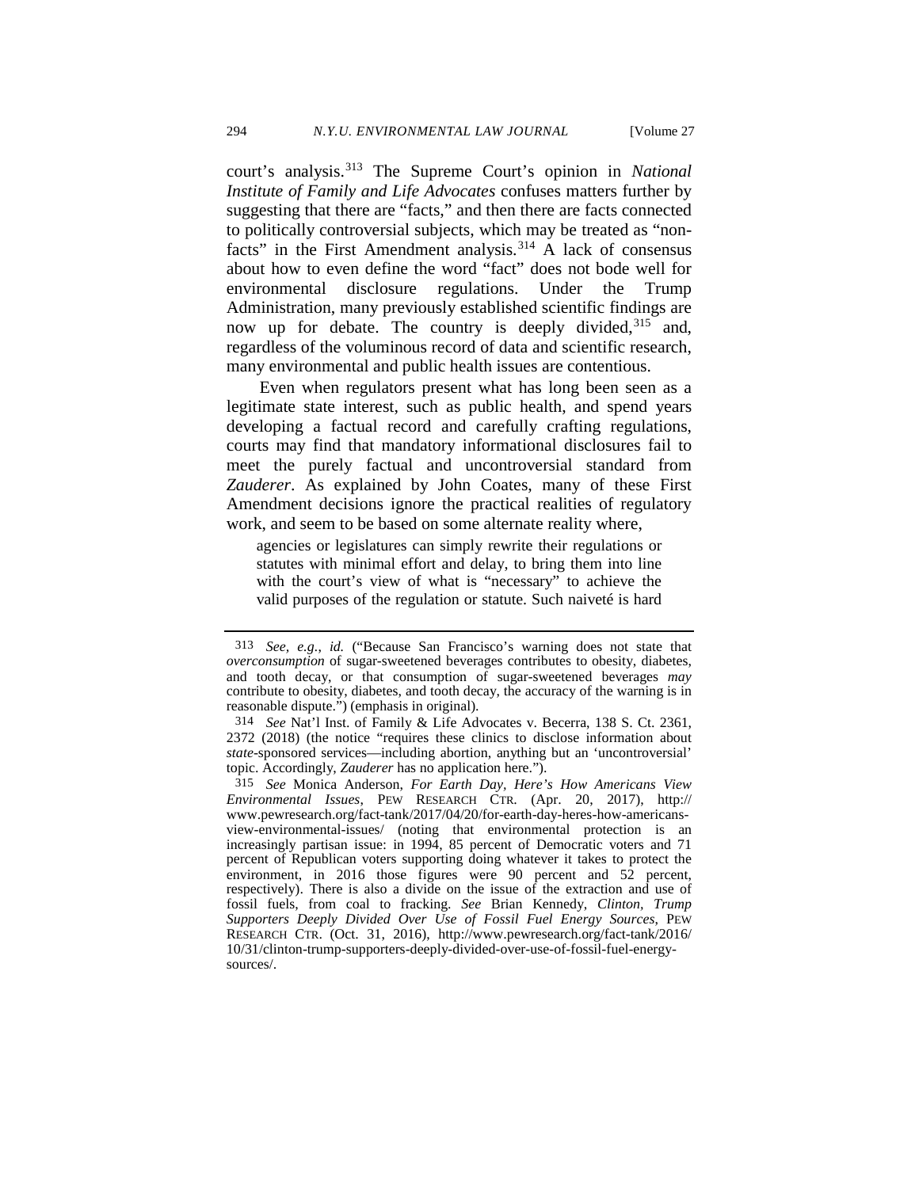court's analysis.[313] The Supreme Court's opinion in *National Institute of Family and Life Advocates* confuses matters further by suggesting that there are "facts," and then there are facts connected to politically controversial subjects, which may be treated as "non-facts" in the First Amendment analysis.[314] A lack of consensus about how to even define the word "fact" does not bode well for environmental disclosure regulations. Under the Trump Administration, many previously established scientific findings are now up for debate. The country is deeply divided,[315] and, regardless of the voluminous record of data and scientific research, many environmental and public health issues are contentious.

Even when regulators present what has long been seen as a legitimate state interest, such as public health, and spend years developing a factual record and carefully crafting regulations, courts may find that mandatory informational disclosures fail to meet the purely factual and uncontroversial standard from *Zauderer*. As explained by John Coates, many of these First Amendment decisions ignore the practical realities of regulatory work, and seem to be based on some alternate reality where,

> agencies or legislatures can simply rewrite their regulations or statutes with minimal effort and delay, to bring them into line with the court's view of what is "necessary" to achieve the valid purposes of the regulation or statute. Such naiveté is hard

---

313 *See, e.g.*, *id.* ("Because San Francisco's warning does not state that *overconsumption* of sugar-sweetened beverages contributes to obesity, diabetes, and tooth decay, or that consumption of sugar-sweetened beverages *may* contribute to obesity, diabetes, and tooth decay, the accuracy of the warning is in reasonable dispute.") (emphasis in original).

314 *See* Nat'l Inst. of Family & Life Advocates v. Becerra, 138 S. Ct. 2361, 2372 (2018) (the notice "requires these clinics to disclose information about *state*-sponsored services—including abortion, anything but an 'uncontroversial' topic. Accordingly, *Zauderer* has no application here.").

315 *See* Monica Anderson, *For Earth Day, Here's How Americans View Environmental Issues*, PEW RESEARCH CTR. (Apr. 20, 2017), http://www.pewresearch.org/fact-tank/2017/04/20/for-earth-day-heres-how-americans-view-environmental-issues/ (noting that environmental protection is an increasingly partisan issue: in 1994, 85 percent of Democratic voters and 71 percent of Republican voters supporting doing whatever it takes to protect the environment, in 2016 those figures were 90 percent and 52 percent, respectively). There is also a divide on the issue of the extraction and use of fossil fuels, from coal to fracking. *See* Brian Kennedy, *Clinton, Trump Supporters Deeply Divided Over Use of Fossil Fuel Energy Sources*, PEW RESEARCH CTR. (Oct. 31, 2016), http://www.pewresearch.org/fact-tank/2016/10/31/clinton-trump-supporters-deeply-divided-over-use-of-fossil-fuel-energy-sources/.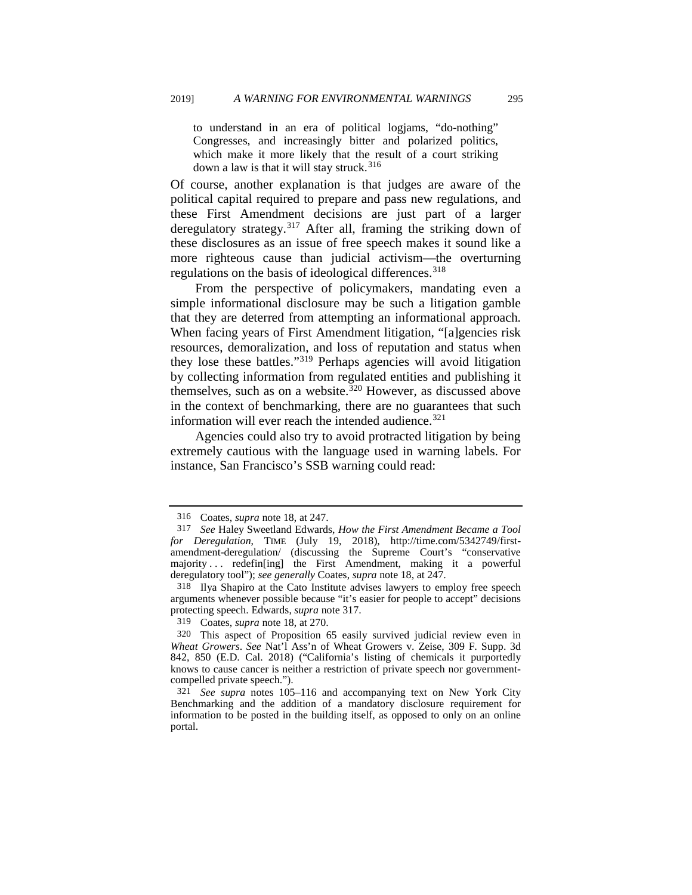> to understand in an era of political logjams, "do-nothing" Congresses, and increasingly bitter and polarized politics, which make it more likely that the result of a court striking down a law is that it will stay struck.[316]

Of course, another explanation is that judges are aware of the political capital required to prepare and pass new regulations, and these First Amendment decisions are just part of a larger deregulatory strategy.[317] After all, framing the striking down of these disclosures as an issue of free speech makes it sound like a more righteous cause than judicial activism—the overturning regulations on the basis of ideological differences.[318]

From the perspective of policymakers, mandating even a simple informational disclosure may be such a litigation gamble that they are deterred from attempting an informational approach. When facing years of First Amendment litigation, "[a]gencies risk resources, demoralization, and loss of reputation and status when they lose these battles."[319] Perhaps agencies will avoid litigation by collecting information from regulated entities and publishing it themselves, such as on a website.[320] However, as discussed above in the context of benchmarking, there are no guarantees that such information will ever reach the intended audience.[321]

Agencies could also try to avoid protracted litigation by being extremely cautious with the language used in warning labels. For instance, San Francisco's SSB warning could read:

---

316 Coates, *supra* note 18, at 247.

317 *See* Haley Sweetland Edwards, *How the First Amendment Became a Tool for Deregulation*, TIME (July 19, 2018), http://time.com/5342749/first-amendment-deregulation/ (discussing the Supreme Court's "conservative majority . . . redefin[ing] the First Amendment, making it a powerful deregulatory tool"); *see generally* Coates, *supra* note 18, at 247.

318 Ilya Shapiro at the Cato Institute advises lawyers to employ free speech arguments whenever possible because "it's easier for people to accept" decisions protecting speech. Edwards, *supra* note 317.

319 Coates, *supra* note 18, at 270.

320 This aspect of Proposition 65 easily survived judicial review even in *Wheat Growers*. *See* Nat'l Ass'n of Wheat Growers v. Zeise, 309 F. Supp. 3d 842, 850 (E.D. Cal. 2018) ("California's listing of chemicals it purportedly knows to cause cancer is neither a restriction of private speech nor government-compelled private speech.").

321 *See supra* notes 105–116 and accompanying text on New York City Benchmarking and the addition of a mandatory disclosure requirement for information to be posted in the building itself, as opposed to only on an online portal.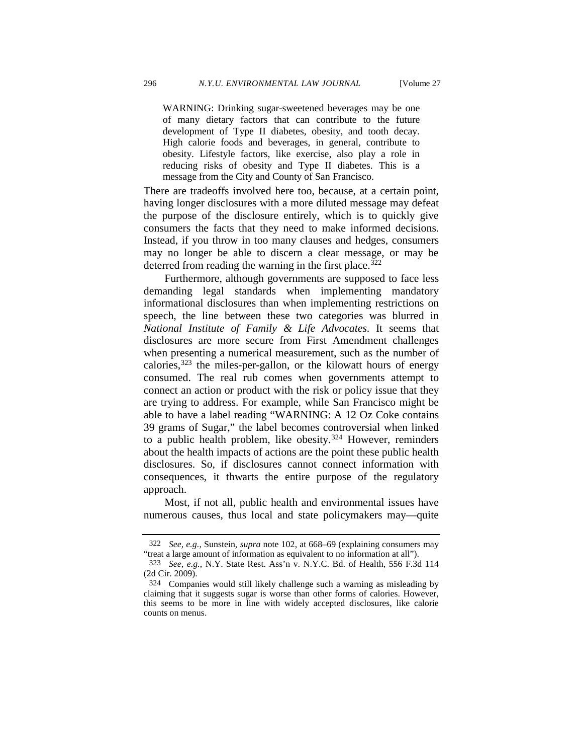> WARNING: Drinking sugar-sweetened beverages may be one of many dietary factors that can contribute to the future development of Type II diabetes, obesity, and tooth decay. High calorie foods and beverages, in general, contribute to obesity. Lifestyle factors, like exercise, also play a role in reducing risks of obesity and Type II diabetes. This is a message from the City and County of San Francisco.

There are tradeoffs involved here too, because, at a certain point, having longer disclosures with a more diluted message may defeat the purpose of the disclosure entirely, which is to quickly give consumers the facts that they need to make informed decisions. Instead, if you throw in too many clauses and hedges, consumers may no longer be able to discern a clear message, or may be deterred from reading the warning in the first place.[322]

Furthermore, although governments are supposed to face less demanding legal standards when implementing mandatory informational disclosures than when implementing restrictions on speech, the line between these two categories was blurred in *National Institute of Family & Life Advocates*. It seems that disclosures are more secure from First Amendment challenges when presenting a numerical measurement, such as the number of calories,[323] the miles-per-gallon, or the kilowatt hours of energy consumed. The real rub comes when governments attempt to connect an action or product with the risk or policy issue that they are trying to address. For example, while San Francisco might be able to have a label reading "WARNING: A 12 Oz Coke contains 39 grams of Sugar," the label becomes controversial when linked to a public health problem, like obesity.[324] However, reminders about the health impacts of actions are the point these public health disclosures. So, if disclosures cannot connect information with consequences, it thwarts the entire purpose of the regulatory approach.

Most, if not all, public health and environmental issues have numerous causes, thus local and state policymakers may—quite

---

322 *See, e.g.*, Sunstein, *supra* note 102, at 668–69 (explaining consumers may "treat a large amount of information as equivalent to no information at all").

323 *See, e.g.*, N.Y. State Rest. Ass'n v. N.Y.C. Bd. of Health, 556 F.3d 114 (2d Cir. 2009).

324 Companies would still likely challenge such a warning as misleading by claiming that it suggests sugar is worse than other forms of calories. However, this seems to be more in line with widely accepted disclosures, like calorie counts on menus.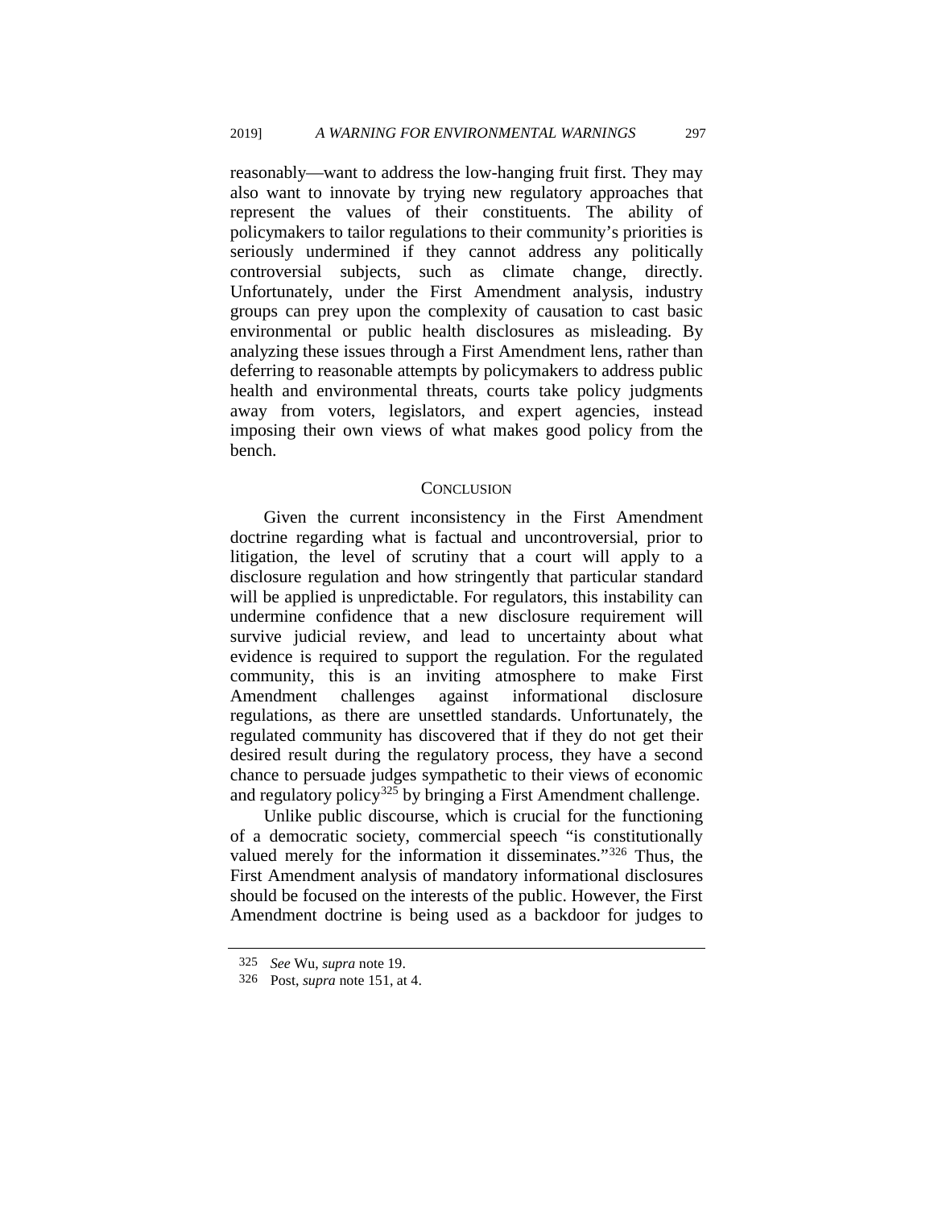reasonably—want to address the low-hanging fruit first. They may also want to innovate by trying new regulatory approaches that represent the values of their constituents. The ability of policymakers to tailor regulations to their community's priorities is seriously undermined if they cannot address any politically controversial subjects, such as climate change, directly. Unfortunately, under the First Amendment analysis, industry groups can prey upon the complexity of causation to cast basic environmental or public health disclosures as misleading. By analyzing these issues through a First Amendment lens, rather than deferring to reasonable attempts by policymakers to address public health and environmental threats, courts take policy judgments away from voters, legislators, and expert agencies, instead imposing their own views of what makes good policy from the bench.

## CONCLUSION

Given the current inconsistency in the First Amendment doctrine regarding what is factual and uncontroversial, prior to litigation, the level of scrutiny that a court will apply to a disclosure regulation and how stringently that particular standard will be applied is unpredictable. For regulators, this instability can undermine confidence that a new disclosure requirement will survive judicial review, and lead to uncertainty about what evidence is required to support the regulation. For the regulated community, this is an inviting atmosphere to make First Amendment challenges against informational disclosure regulations, as there are unsettled standards. Unfortunately, the regulated community has discovered that if they do not get their desired result during the regulatory process, they have a second chance to persuade judges sympathetic to their views of economic and regulatory policy[325] by bringing a First Amendment challenge.

Unlike public discourse, which is crucial for the functioning of a democratic society, commercial speech "is constitutionally valued merely for the information it disseminates."[326] Thus, the First Amendment analysis of mandatory informational disclosures should be focused on the interests of the public. However, the First Amendment doctrine is being used as a backdoor for judges to

---

325 *See* Wu, *supra* note 19.

326 Post, *supra* note 151, at 4.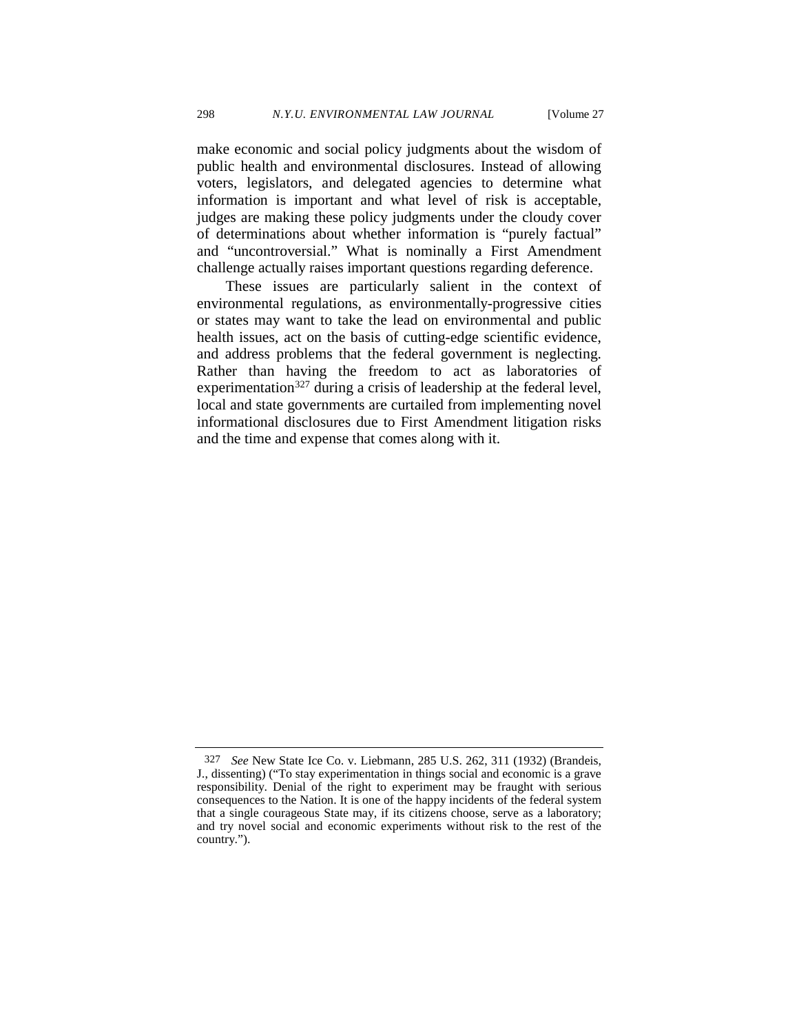make economic and social policy judgments about the wisdom of public health and environmental disclosures. Instead of allowing voters, legislators, and delegated agencies to determine what information is important and what level of risk is acceptable, judges are making these policy judgments under the cloudy cover of determinations about whether information is "purely factual" and "uncontroversial." What is nominally a First Amendment challenge actually raises important questions regarding deference.

These issues are particularly salient in the context of environmental regulations, as environmentally-progressive cities or states may want to take the lead on environmental and public health issues, act on the basis of cutting-edge scientific evidence, and address problems that the federal government is neglecting. Rather than having the freedom to act as laboratories of experimentation[327] during a crisis of leadership at the federal level, local and state governments are curtailed from implementing novel informational disclosures due to First Amendment litigation risks and the time and expense that comes along with it.

---

327 *See* New State Ice Co. v. Liebmann, 285 U.S. 262, 311 (1932) (Brandeis, J., dissenting) ("To stay experimentation in things social and economic is a grave responsibility. Denial of the right to experiment may be fraught with serious consequences to the Nation. It is one of the happy incidents of the federal system that a single courageous State may, if its citizens choose, serve as a laboratory; and try novel social and economic experiments without risk to the rest of the country.").